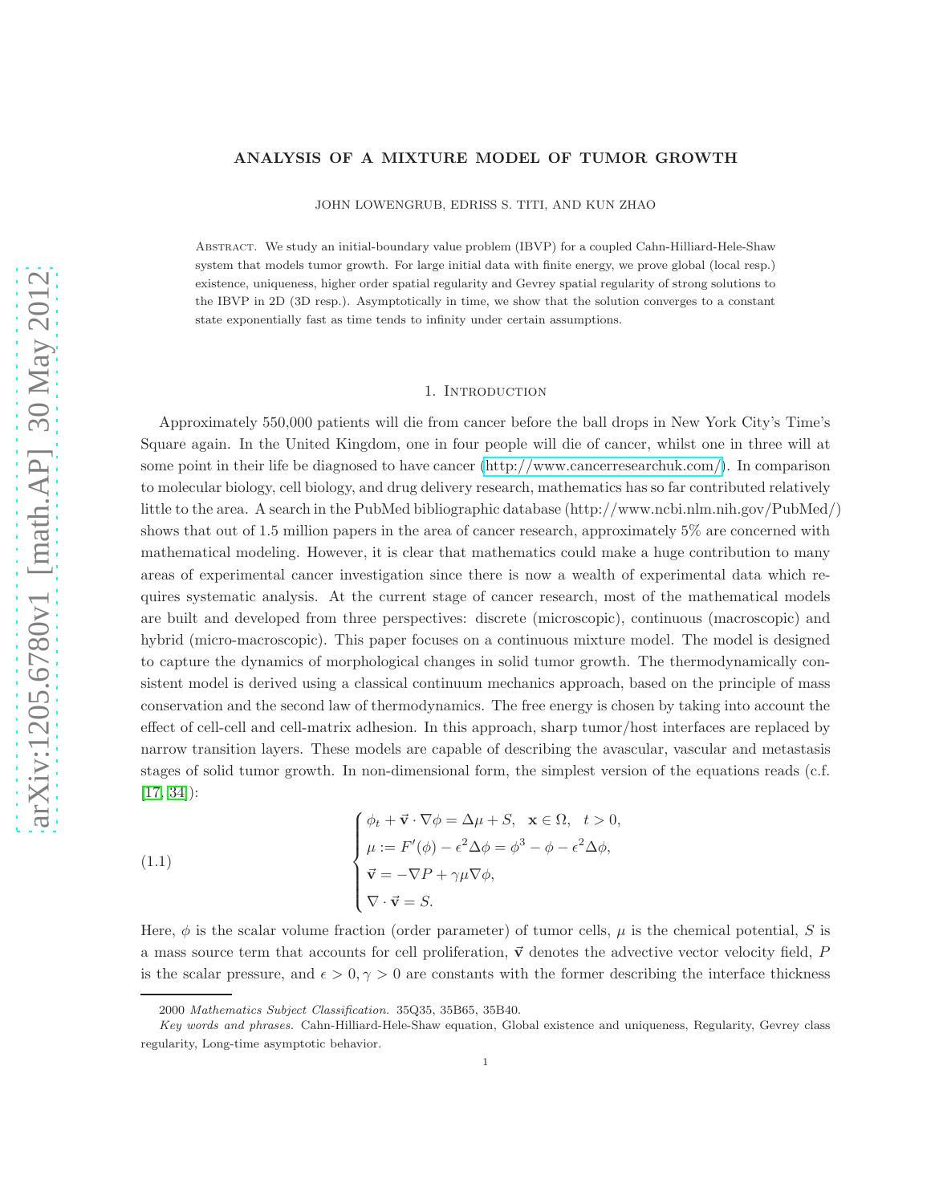# ANALYSIS OF A MIXTURE MODEL OF TUMOR GROWTH

JOHN LOWENGRUB, EDRISS S. TITI, AND KUN ZHAO

Abstract. We study an initial-boundary value problem (IBVP) for a coupled Cahn-Hilliard-Hele-Shaw system that models tumor growth. For large initial data with finite energy, we prove global (local resp.) existence, uniqueness, higher order spatial regularity and Gevrey spatial regularity of strong solutions to the IBVP in 2D (3D resp.). Asymptotically in time, we show that the solution converges to a constant state exponentially fast as time tends to infinity under certain assumptions.

## 1. Introduction

Approximately 550,000 patients will die from cancer before the ball drops in New York City's Time's Square again. In the United Kingdom, one in four people will die of cancer, whilst one in three will at some point in their life be diagnosed to have cancer (http://www.cancerresearchuk.com/). In comparison to molecular biology, cell biology, and drug delivery research, mathematics has so far contributed relatively little to the area. A search in the PubMed bibliographic database (http://www.ncbi.nlm.nih.gov/PubMed/) shows that out of 1.5 million papers in the area of cancer research, approximately 5% are concerned with mathematical modeling. However, it is clear that mathematics could make a huge contribution to many areas of experimental cancer investigation since there is now a wealth of experimental data which requires systematic analysis. At the current stage of cancer research, most of the mathematical models are built and developed from three perspectives: discrete (microscopic), continuous (macroscopic) and hybrid (micro-macroscopic). This paper focuses on a continuous mixture model. The model is designed to capture the dynamics of morphological changes in solid tumor growth. The thermodynamically consistent model is derived using a classical continuum mechanics approach, based on the principle of mass conservation and the second law of thermodynamics. The free energy is chosen by taking into account the effect of cell-cell and cell-matrix adhesion. In this approach, sharp tumor/host interfaces are replaced by narrow transition layers. These models are capable of describing the avascular, vascular and metastasis stages of solid tumor growth. In non-dimensional form, the simplest version of the equations reads (c.f. [17, 34]):

$$
\begin{cases}
\phi_t + \vec{\mathbf{v}} \cdot \nabla \phi = \Delta \mu + S, \quad \mathbf{x} \in \Omega, \quad t > 0, \\
\mu := F'(\phi) - \epsilon^2 \Delta \phi = \phi^3 - \phi - \epsilon^2 \Delta \phi, \\
\vec{\mathbf{v}} = -\nabla P + \gamma \mu \nabla \phi, \\
\nabla \cdot \vec{\mathbf{v}} = S.
\end{cases}
\tag{1.1}
$$

Here, $\phi$ is the scalar volume fraction (order parameter) of tumor cells, $\mu$ is the chemical potential, $S$ is a mass source term that accounts for cell proliferation, $\vec{\mathbf{v}}$ denotes the advective vector velocity field, $P$ is the scalar pressure, and $\epsilon > 0, \gamma > 0$ are constants with the former describing the interface thickness

---

2000 *Mathematics Subject Classification.* 35Q35, 35B65, 35B40.

*Key words and phrases.* Cahn-Hilliard-Hele-Shaw equation, Global existence and uniqueness, Regularity, Gevrey class regularity, Long-time asymptotic behavior.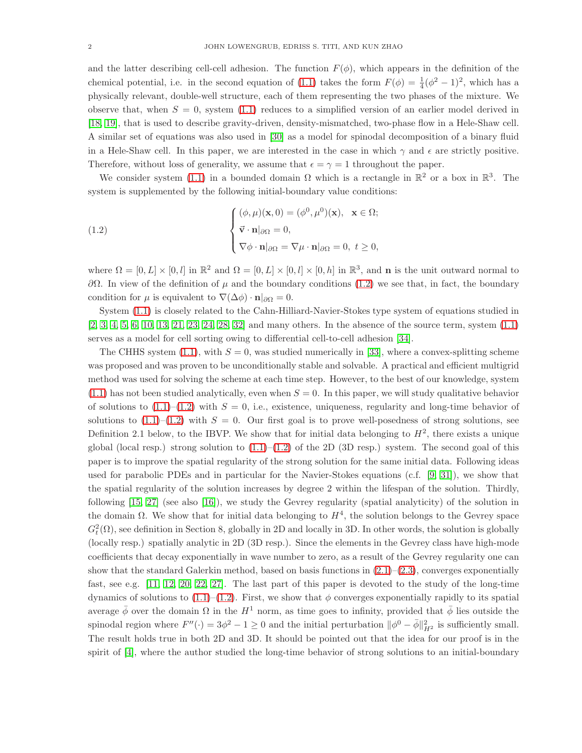and the latter describing cell-cell adhesion. The function $F(\phi)$, which appears in the definition of the chemical potential, i.e. in the second equation of (1.1) takes the form $F(\phi) = \frac{1}{4}(\phi^2 - 1)^2$, which has a physically relevant, double-well structure, each of them representing the two phases of the mixture. We observe that, when $S = 0$, system (1.1) reduces to a simplified version of an earlier model derived in [18, 19], that is used to describe gravity-driven, density-mismatched, two-phase flow in a Hele-Shaw cell. A similar set of equations was also used in [30] as a model for spinodal decomposition of a binary fluid in a Hele-Shaw cell. In this paper, we are interested in the case in which $\gamma$ and $\epsilon$ are strictly positive. Therefore, without loss of generality, we assume that $\epsilon = \gamma = 1$ throughout the paper.

We consider system (1.1) in a bounded domain $\Omega$ which is a rectangle in $\mathbb{R}^2$ or a box in $\mathbb{R}^3$. The system is supplemented by the following initial-boundary value conditions:

$$
\begin{cases}
(\phi, \mu)(\mathbf{x}, 0) = (\phi^0, \mu^0)(\mathbf{x}), \quad \mathbf{x} \in \Omega; \\
\vec{\mathbf{v}} \cdot \mathbf{n}|_{\partial\Omega} = 0, \\
\nabla\phi \cdot \mathbf{n}|_{\partial\Omega} = \nabla\mu \cdot \mathbf{n}|_{\partial\Omega} = 0, \ t \geq 0,
\end{cases}
\tag{1.2}
$$

where $\Omega = [0, L] \times [0, l]$ in $\mathbb{R}^2$ and $\Omega = [0, L] \times [0, l] \times [0, h]$ in $\mathbb{R}^3$, and $\mathbf{n}$ is the unit outward normal to $\partial\Omega$. In view of the definition of $\mu$ and the boundary conditions (1.2) we see that, in fact, the boundary condition for $\mu$ is equivalent to $\nabla(\Delta\phi) \cdot \mathbf{n}|_{\partial\Omega} = 0$.

System (1.1) is closely related to the Cahn-Hilliard-Navier-Stokes type system of equations studied in [2, 3, 4, 5, 6, 10, 13, 21, 23, 24, 28, 32] and many others. In the absence of the source term, system (1.1) serves as a model for cell sorting owing to differential cell-to-cell adhesion [34].

The CHHS system (1.1), with $S = 0$, was studied numerically in [33], where a convex-splitting scheme was proposed and was proven to be unconditionally stable and solvable. A practical and efficient multigrid method was used for solving the scheme at each time step. However, to the best of our knowledge, system (1.1) has not been studied analytically, even when $S = 0$. In this paper, we will study qualitative behavior of solutions to (1.1)–(1.2) with $S = 0$, i.e., existence, uniqueness, regularity and long-time behavior of solutions to (1.1)–(1.2) with $S = 0$. Our first goal is to prove well-posedness of strong solutions, see Definition 2.1 below, to the IBVP. We show that for initial data belonging to $H^2$, there exists a unique global (local resp.) strong solution to (1.1)–(1.2) of the 2D (3D resp.) system. The second goal of this paper is to improve the spatial regularity of the strong solution for the same initial data. Following ideas used for parabolic PDEs and in particular for the Navier-Stokes equations (c.f. [9, 31]), we show that the spatial regularity of the solution increases by degree 2 within the lifespan of the solution. Thirdly, following [15, 27] (see also [16]), we study the Gevrey regularity (spatial analyticity) of the solution in the domain $\Omega$. We show that for initial data belonging to $H^4$, the solution belongs to the Gevrey space $G_t^2(\Omega)$, see definition in Section 8, globally in 2D and locally in 3D. In other words, the solution is globally (locally resp.) spatially analytic in 2D (3D resp.). Since the elements in the Gevrey class have high-mode coefficients that decay exponentially in wave number to zero, as a result of the Gevrey regularity one can show that the standard Galerkin method, based on basis functions in (2.1)–(2.3), converges exponentially fast, see e.g. [11, 12, 20, 22, 27]. The last part of this paper is devoted to the study of the long-time dynamics of solutions to (1.1)–(1.2). First, we show that $\phi$ converges exponentially rapidly to its spatial average $\bar{\phi}$ over the domain $\Omega$ in the $H^1$ norm, as time goes to infinity, provided that $\bar{\phi}$ lies outside the spinodal region where $F''(\cdot) = 3\phi^2 - 1 \geq 0$ and the initial perturbation $\|\phi^0 - \bar{\phi}\|_{H^2}^2$ is sufficiently small. The result holds true in both 2D and 3D. It should be pointed out that the idea for our proof is in the spirit of [4], where the author studied the long-time behavior of strong solutions to an initial-boundary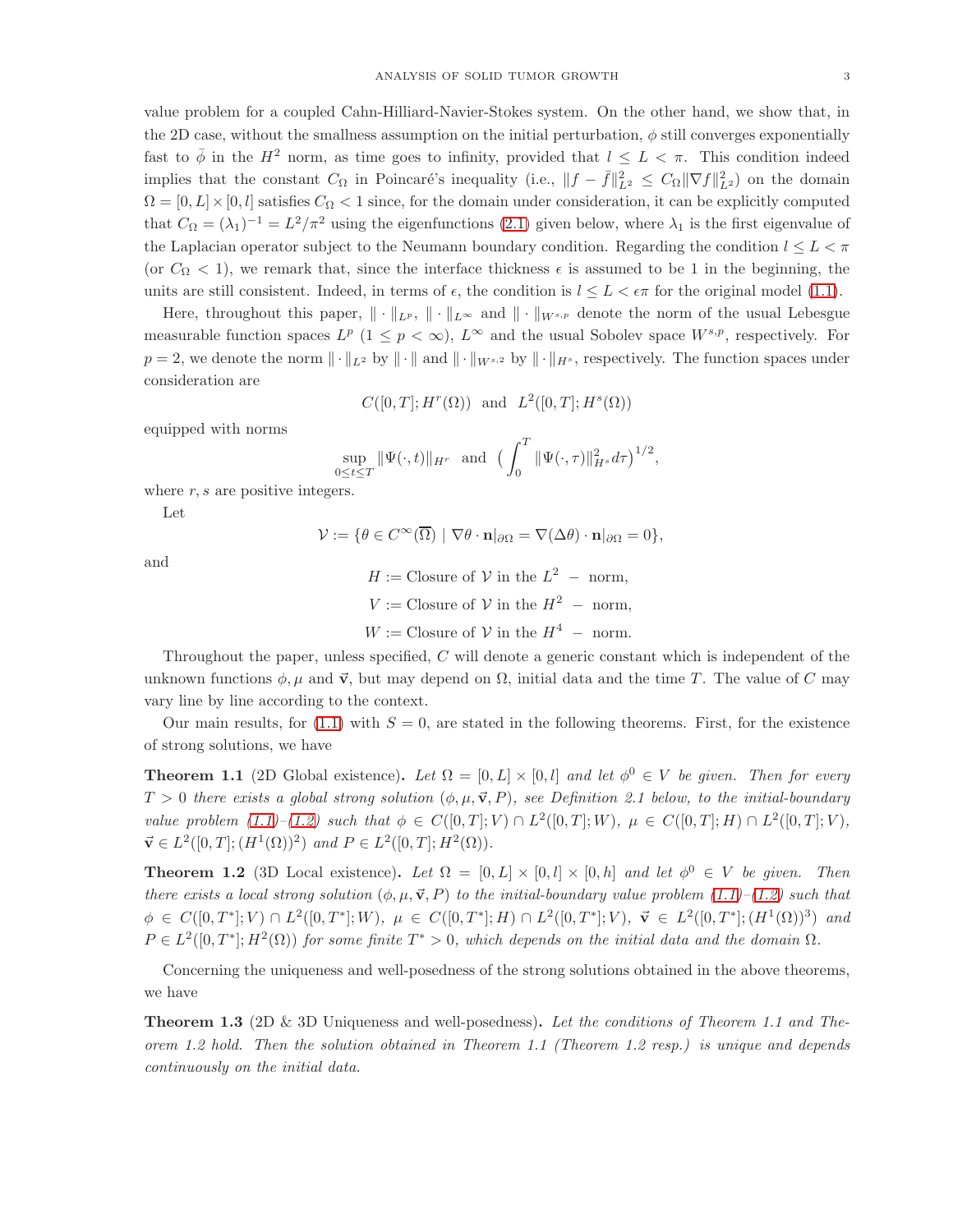value problem for a coupled Cahn-Hilliard-Navier-Stokes system. On the other hand, we show that, in the 2D case, without the smallness assumption on the initial perturbation, $\phi$ still converges exponentially fast to $\bar{\phi}$ in the $H^2$ norm, as time goes to infinity, provided that $l \le L < \pi$. This condition indeed implies that the constant $C_\Omega$ in Poincaré's inequality (i.e., $\|f - \bar{f}\|_{L^2}^2 \le C_\Omega \|\nabla f\|_{L^2}^2$) on the domain $\Omega = [0, L] \times [0, l]$ satisfies $C_\Omega < 1$ since, for the domain under consideration, it can be explicitly computed that $C_\Omega = (\lambda_1)^{-1} = L^2/\pi^2$ using the eigenfunctions (2.1) given below, where $\lambda_1$ is the first eigenvalue of the Laplacian operator subject to the Neumann boundary condition. Regarding the condition $l \le L < \pi$ (or $C_\Omega < 1$), we remark that, since the interface thickness $\epsilon$ is assumed to be 1 in the beginning, the units are still consistent. Indeed, in terms of $\epsilon$, the condition is $l \le L < \epsilon\pi$ for the original model (1.1).

Here, throughout this paper, $\|\cdot\|_{L^p}$, $\|\cdot\|_{L^\infty}$ and $\|\cdot\|_{W^{s,p}}$ denote the norm of the usual Lebesgue measurable function spaces $L^p$ ($1 \le p < \infty$), $L^\infty$ and the usual Sobolev space $W^{s,p}$, respectively. For $p = 2$, we denote the norm $\|\cdot\|_{L^2}$ by $\|\cdot\|$ and $\|\cdot\|_{W^{s,2}}$ by $\|\cdot\|_{H^s}$, respectively. The function spaces under consideration are

$$C([0,T]; H^r(\Omega)) \text{ and } L^2([0,T]; H^s(\Omega))$$

equipped with norms

$$\sup_{0 \le t \le T} \|\Psi(\cdot,t)\|_{H^r} \text{ and } \Big( \int_0^T \|\Psi(\cdot,\tau)\|_{H^s}^2 d\tau \Big)^{1/2},$$

where $r, s$ are positive integers.

Let

$$\mathcal{V} := \{\theta \in C^\infty(\overline{\Omega}) \mid \nabla\theta \cdot \mathbf{n}|_{\partial\Omega} = \nabla(\Delta\theta) \cdot \mathbf{n}|_{\partial\Omega} = 0\},$$

and

$$H := \text{Closure of } \mathcal{V} \text{ in the } L^2 - \text{ norm},$$

$$V := \text{Closure of } \mathcal{V} \text{ in the } H^2 - \text{ norm},$$

$$W := \text{Closure of } \mathcal{V} \text{ in the } H^4 - \text{ norm}.$$

Throughout the paper, unless specified, $C$ will denote a generic constant which is independent of the unknown functions $\phi, \mu$ and $\vec{\mathbf{v}}$, but may depend on $\Omega$, initial data and the time $T$. The value of $C$ may vary line by line according to the context.

Our main results, for (1.1) with $S = 0$, are stated in the following theorems. First, for the existence of strong solutions, we have

**Theorem 1.1** (2D Global existence)**.** *Let $\Omega = [0, L] \times [0, l]$ and let $\phi^0 \in V$ be given. Then for every $T > 0$ there exists a global strong solution $(\phi, \mu, \vec{\mathbf{v}}, P)$, see Definition 2.1 below, to the initial-boundary value problem (1.1)–(1.2) such that $\phi \in C([0,T]; V) \cap L^2([0,T]; W)$, $\mu \in C([0,T]; H) \cap L^2([0,T]; V)$, $\vec{\mathbf{v}} \in L^2([0,T]; (H^1(\Omega))^2)$ and $P \in L^2([0,T]; H^2(\Omega))$.*

**Theorem 1.2** (3D Local existence)**.** *Let $\Omega = [0, L] \times [0, l] \times [0, h]$ and let $\phi^0 \in V$ be given. Then there exists a local strong solution $(\phi, \mu, \vec{\mathbf{v}}, P)$ to the initial-boundary value problem (1.1)–(1.2) such that $\phi \in C([0,T^*]; V) \cap L^2([0,T^*]; W)$, $\mu \in C([0,T^*]; H) \cap L^2([0,T^*]; V)$, $\vec{\mathbf{v}} \in L^2([0,T^*]; (H^1(\Omega))^3)$ and $P \in L^2([0,T^*]; H^2(\Omega))$ for some finite $T^* > 0$, which depends on the initial data and the domain $\Omega$.*

Concerning the uniqueness and well-posedness of the strong solutions obtained in the above theorems, we have

**Theorem 1.3** (2D & 3D Uniqueness and well-posedness)**.** *Let the conditions of Theorem 1.1 and Theorem 1.2 hold. Then the solution obtained in Theorem 1.1 (Theorem 1.2 resp.) is unique and depends continuously on the initial data.*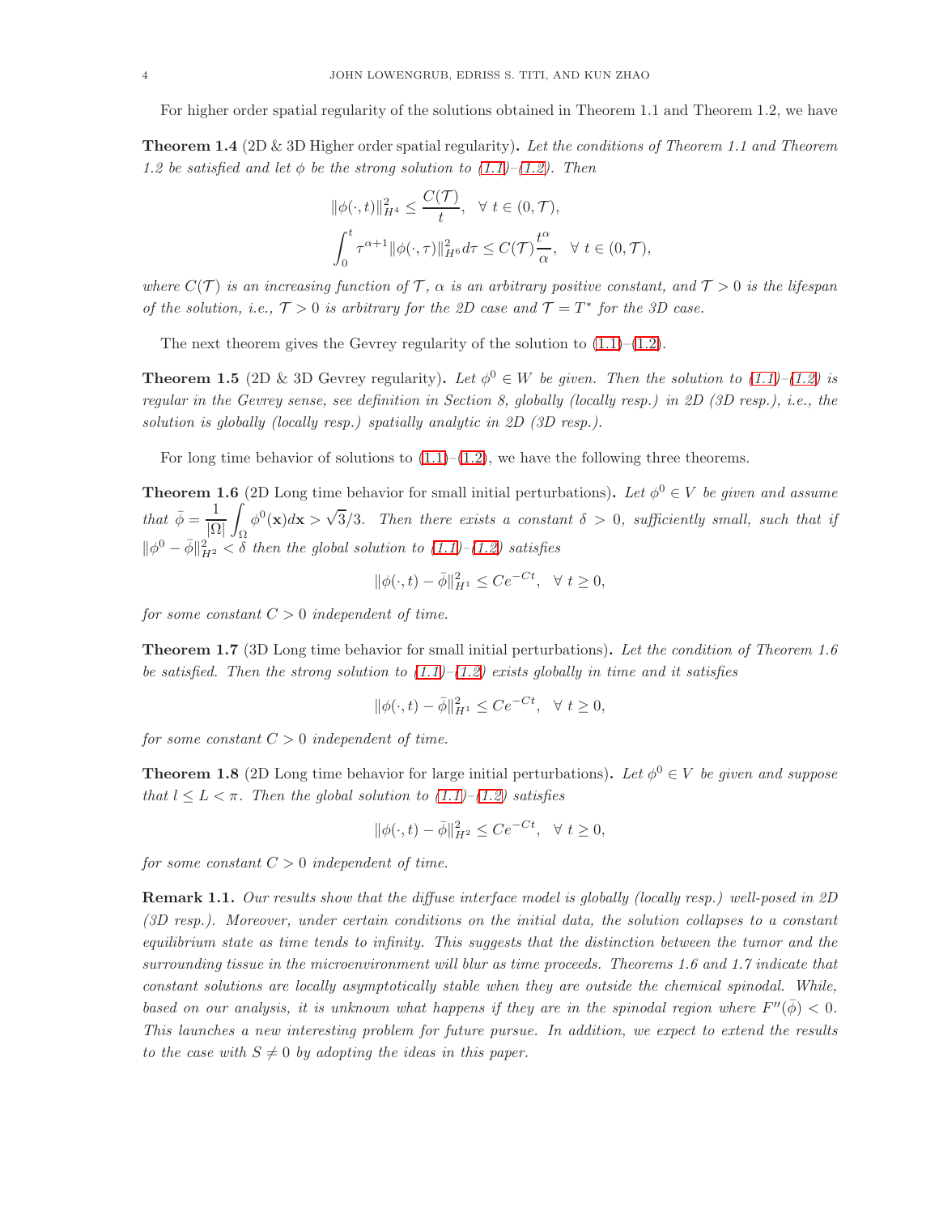For higher order spatial regularity of the solutions obtained in Theorem 1.1 and Theorem 1.2, we have

**Theorem 1.4** (2D & 3D Higher order spatial regularity). *Let the conditions of Theorem 1.1 and Theorem 1.2 be satisfied and let $\phi$ be the strong solution to (1.1)–(1.2). Then*

$$\|\phi(\cdot,t)\|_{H^4}^2 \leq \frac{C(\mathcal{T})}{t}, \quad \forall\ t \in (0,\mathcal{T}),$$

$$\int_0^t \tau^{\alpha+1}\|\phi(\cdot,\tau)\|_{H^6}^2 d\tau \leq C(\mathcal{T})\frac{t^\alpha}{\alpha}, \quad \forall\ t \in (0,\mathcal{T}),$$

*where $C(\mathcal{T})$ is an increasing function of $\mathcal{T}$, $\alpha$ is an arbitrary positive constant, and $\mathcal{T} > 0$ is the lifespan of the solution, i.e., $\mathcal{T} > 0$ is arbitrary for the 2D case and $\mathcal{T} = T^*$ for the 3D case.*

The next theorem gives the Gevrey regularity of the solution to (1.1)–(1.2).

**Theorem 1.5** (2D & 3D Gevrey regularity). *Let $\phi^0 \in W$ be given. Then the solution to (1.1)–(1.2) is regular in the Gevrey sense, see definition in Section 8, globally (locally resp.) in 2D (3D resp.), i.e., the solution is globally (locally resp.) spatially analytic in 2D (3D resp.).*

For long time behavior of solutions to (1.1)–(1.2), we have the following three theorems.

**Theorem 1.6** (2D Long time behavior for small initial perturbations). *Let $\phi^0 \in V$ be given and assume that $\bar{\phi} = \dfrac{1}{|\Omega|}\displaystyle\int_\Omega \phi^0(\mathbf{x})d\mathbf{x} > \sqrt{3}/3$. Then there exists a constant $\delta > 0$, sufficiently small, such that if $\|\phi^0 - \bar{\phi}\|_{H^2}^2 < \delta$ then the global solution to (1.1)–(1.2) satisfies*

$$\|\phi(\cdot,t) - \bar{\phi}\|_{H^1}^2 \leq Ce^{-Ct}, \quad \forall\ t \geq 0,$$

*for some constant $C > 0$ independent of time.*

**Theorem 1.7** (3D Long time behavior for small initial perturbations). *Let the condition of Theorem 1.6 be satisfied. Then the strong solution to (1.1)–(1.2) exists globally in time and it satisfies*

$$\|\phi(\cdot,t) - \bar{\phi}\|_{H^1}^2 \leq Ce^{-Ct}, \quad \forall\ t \geq 0,$$

*for some constant $C > 0$ independent of time.*

**Theorem 1.8** (2D Long time behavior for large initial perturbations). *Let $\phi^0 \in V$ be given and suppose that $l \leq L < \pi$. Then the global solution to (1.1)–(1.2) satisfies*

$$\|\phi(\cdot,t) - \bar{\phi}\|_{H^2}^2 \leq Ce^{-Ct}, \quad \forall\ t \geq 0,$$

*for some constant $C > 0$ independent of time.*

**Remark 1.1.** *Our results show that the diffuse interface model is globally (locally resp.) well-posed in 2D (3D resp.). Moreover, under certain conditions on the initial data, the solution collapses to a constant equilibrium state as time tends to infinity. This suggests that the distinction between the tumor and the surrounding tissue in the microenvironment will blur as time proceeds. Theorems 1.6 and 1.7 indicate that constant solutions are locally asymptotically stable when they are outside the chemical spinodal. While, based on our analysis, it is unknown what happens if they are in the spinodal region where $F''(\bar{\phi}) < 0$. This launches a new interesting problem for future pursue. In addition, we expect to extend the results to the case with $S \neq 0$ by adopting the ideas in this paper.*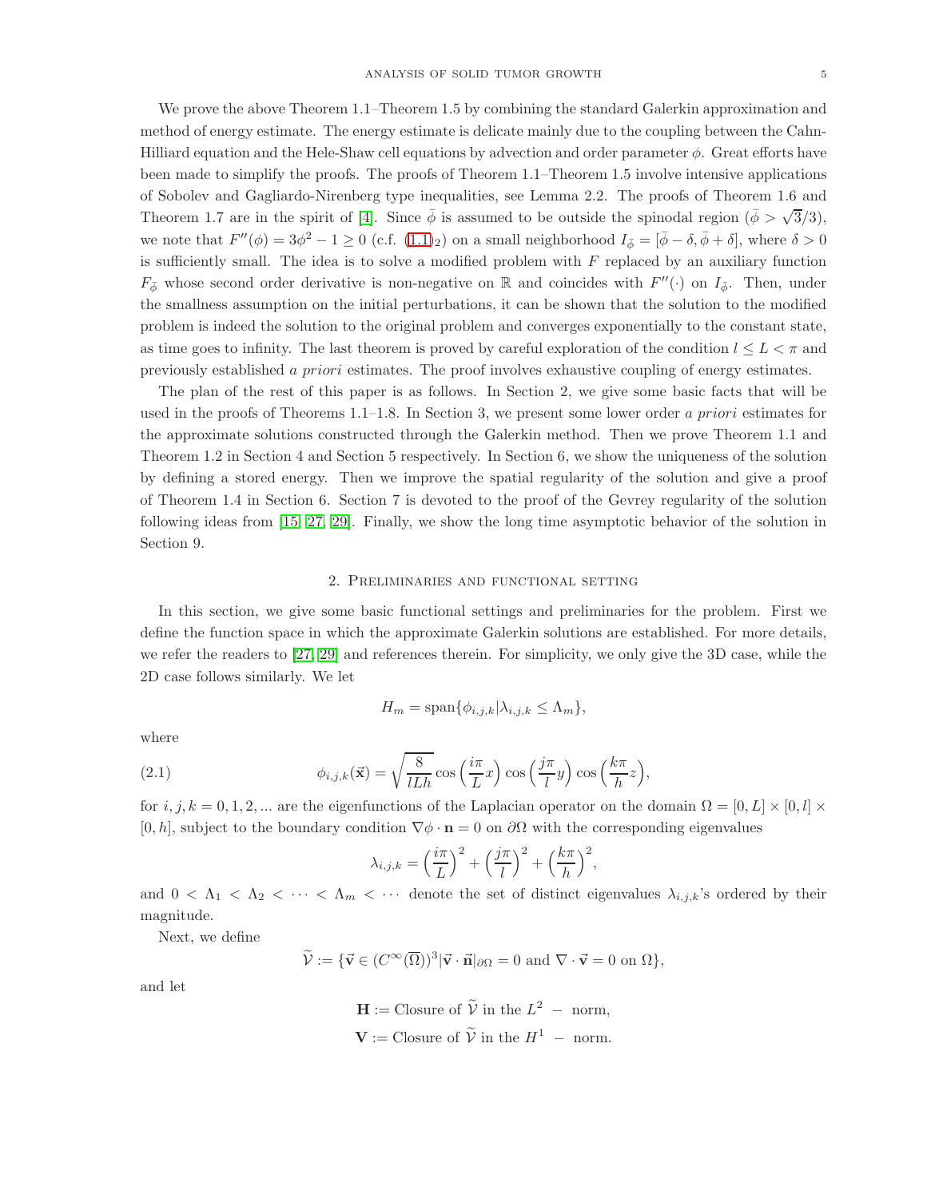We prove the above Theorem 1.1–Theorem 1.5 by combining the standard Galerkin approximation and method of energy estimate. The energy estimate is delicate mainly due to the coupling between the Cahn-Hilliard equation and the Hele-Shaw cell equations by advection and order parameter $\phi$. Great efforts have been made to simplify the proofs. The proofs of Theorem 1.1–Theorem 1.5 involve intensive applications of Sobolev and Gagliardo-Nirenberg type inequalities, see Lemma 2.2. The proofs of Theorem 1.6 and Theorem 1.7 are in the spirit of [4]. Since $\bar{\phi}$ is assumed to be outside the spinodal region ($\bar{\phi} > \sqrt{3}/3$), we note that $F''(\phi) = 3\phi^2 - 1 \geq 0$ (c.f. (1.1)$_2$) on a small neighborhood $I_{\bar{\phi}} = [\bar{\phi} - \delta, \bar{\phi} + \delta]$, where $\delta > 0$ is sufficiently small. The idea is to solve a modified problem with $F$ replaced by an auxiliary function $F_{\bar{\phi}}$ whose second order derivative is non-negative on $\mathbb{R}$ and coincides with $F''(\cdot)$ on $I_{\bar{\phi}}$. Then, under the smallness assumption on the initial perturbations, it can be shown that the solution to the modified problem is indeed the solution to the original problem and converges exponentially to the constant state, as time goes to infinity. The last theorem is proved by careful exploration of the condition $l \leq L < \pi$ and previously established *a priori* estimates. The proof involves exhaustive coupling of energy estimates.

The plan of the rest of this paper is as follows. In Section 2, we give some basic facts that will be used in the proofs of Theorems 1.1–1.8. In Section 3, we present some lower order *a priori* estimates for the approximate solutions constructed through the Galerkin method. Then we prove Theorem 1.1 and Theorem 1.2 in Section 4 and Section 5 respectively. In Section 6, we show the uniqueness of the solution by defining a stored energy. Then we improve the spatial regularity of the solution and give a proof of Theorem 1.4 in Section 6. Section 7 is devoted to the proof of the Gevrey regularity of the solution following ideas from [15, 27, 29]. Finally, we show the long time asymptotic behavior of the solution in Section 9.

## 2. Preliminaries and functional setting

In this section, we give some basic functional settings and preliminaries for the problem. First we define the function space in which the approximate Galerkin solutions are established. For more details, we refer the readers to [27, 29] and references therein. For simplicity, we only give the 3D case, while the 2D case follows similarly. We let

$$H_m = \text{span}\{\phi_{i,j,k} | \lambda_{i,j,k} \leq \Lambda_m\},$$

where

$$\phi_{i,j,k}(\vec{\mathbf{x}}) = \sqrt{\frac{8}{lLh}} \cos\Big(\frac{i\pi}{L}x\Big) \cos\Big(\frac{j\pi}{l}y\Big) \cos\Big(\frac{k\pi}{h}z\Big), \tag{2.1}$$

for $i, j, k = 0, 1, 2, ...$ are the eigenfunctions of the Laplacian operator on the domain $\Omega = [0, L] \times [0, l] \times [0, h]$, subject to the boundary condition $\nabla\phi \cdot \mathbf{n} = 0$ on $\partial\Omega$ with the corresponding eigenvalues

$$\lambda_{i,j,k} = \Big(\frac{i\pi}{L}\Big)^2 + \Big(\frac{j\pi}{l}\Big)^2 + \Big(\frac{k\pi}{h}\Big)^2,$$

and $0 < \Lambda_1 < \Lambda_2 < \cdots < \Lambda_m < \cdots$ denote the set of distinct eigenvalues $\lambda_{i,j,k}$'s ordered by their magnitude.

Next, we define

$$\widetilde{\mathcal{V}} := \{\vec{\mathbf{v}} \in (C^\infty(\overline{\Omega}))^3 | \vec{\mathbf{v}} \cdot \vec{\mathbf{n}}|_{\partial\Omega} = 0 \text{ and } \nabla \cdot \vec{\mathbf{v}} = 0 \text{ on } \Omega\},$$

and let

$$\mathbf{H} := \text{Closure of } \widetilde{\mathcal{V}} \text{ in the } L^2 \text{ -- norm},$$

$$\mathbf{V} := \text{Closure of } \widetilde{\mathcal{V}} \text{ in the } H^1 \text{ -- norm}.$$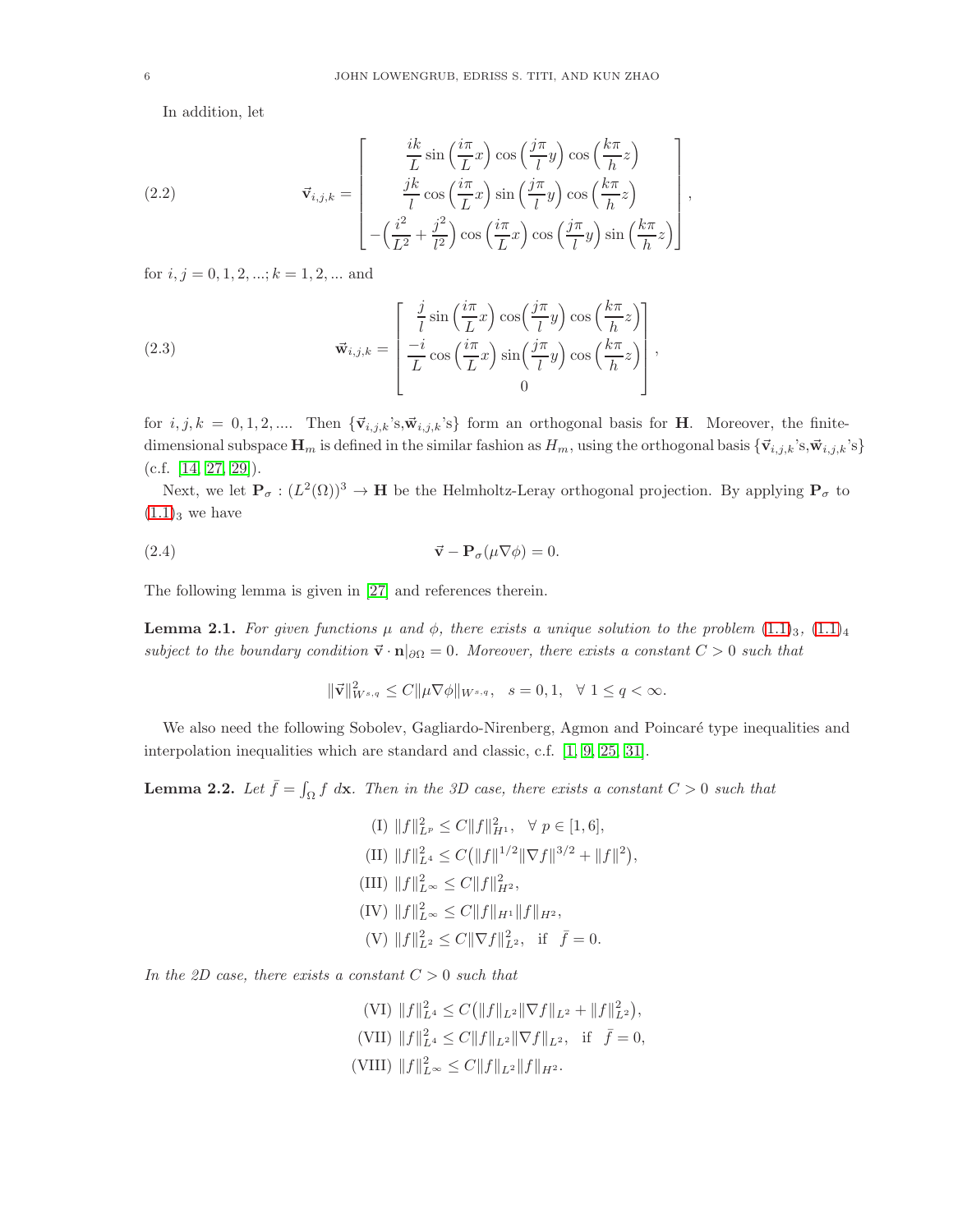In addition, let

$$
\vec{\mathbf{v}}_{i,j,k} = \begin{bmatrix} \dfrac{ik}{L}\sin\left(\dfrac{i\pi}{L}x\right)\cos\left(\dfrac{j\pi}{l}y\right)\cos\left(\dfrac{k\pi}{h}z\right) \\ \dfrac{jk}{l}\cos\left(\dfrac{i\pi}{L}x\right)\sin\left(\dfrac{j\pi}{l}y\right)\cos\left(\dfrac{k\pi}{h}z\right) \\ -\left(\dfrac{i^2}{L^2}+\dfrac{j^2}{l^2}\right)\cos\left(\dfrac{i\pi}{L}x\right)\cos\left(\dfrac{j\pi}{l}y\right)\sin\left(\dfrac{k\pi}{h}z\right) \end{bmatrix}, \tag{2.2}
$$

for $i,j = 0,1,2,...; k = 1,2,...$ and

$$
\vec{\mathbf{w}}_{i,j,k} = \begin{bmatrix} \dfrac{j}{l}\sin\left(\dfrac{i\pi}{L}x\right)\cos\left(\dfrac{j\pi}{l}y\right)\cos\left(\dfrac{k\pi}{h}z\right) \\ \dfrac{-i}{L}\cos\left(\dfrac{i\pi}{L}x\right)\sin\left(\dfrac{j\pi}{l}y\right)\cos\left(\dfrac{k\pi}{h}z\right) \\ 0 \end{bmatrix}, \tag{2.3}
$$

for $i,j,k = 0,1,2,....$ Then $\{\vec{\mathbf{v}}_{i,j,k}$'s,$\vec{\mathbf{w}}_{i,j,k}$'s$\}$ form an orthogonal basis for $\mathbf{H}$. Moreover, the finite-dimensional subspace $\mathbf{H}_m$ is defined in the similar fashion as $H_m$, using the orthogonal basis $\{\vec{\mathbf{v}}_{i,j,k}$'s,$\vec{\mathbf{w}}_{i,j,k}$'s$\}$ (c.f. [14, 27, 29]).

Next, we let $\mathbf{P}_\sigma : (L^2(\Omega))^3 \to \mathbf{H}$ be the Helmholtz-Leray orthogonal projection. By applying $\mathbf{P}_\sigma$ to $(1.1)_3$ we have

$$
\vec{\mathbf{v}} - \mathbf{P}_\sigma(\mu\nabla\phi) = 0. \tag{2.4}
$$

The following lemma is given in [27] and references therein.

**Lemma 2.1.** *For given functions $\mu$ and $\phi$, there exists a unique solution to the problem $(1.1)_3$, $(1.1)_4$ subject to the boundary condition $\vec{\mathbf{v}}\cdot\mathbf{n}|_{\partial\Omega} = 0$. Moreover, there exists a constant $C > 0$ such that*

$$
\|\vec{\mathbf{v}}\|^2_{W^{s,q}} \le C\|\mu\nabla\phi\|_{W^{s,q}}, \quad s = 0,1, \quad \forall\ 1 \le q < \infty.
$$

We also need the following Sobolev, Gagliardo-Nirenberg, Agmon and Poincaré type inequalities and interpolation inequalities which are standard and classic, c.f. [1, 9, 25, 31].

**Lemma 2.2.** *Let $\bar{f} = \int_\Omega f\ d\mathbf{x}$. Then in the 3D case, there exists a constant $C > 0$ such that*

$$
\begin{aligned}
&\text{(I)}\ \|f\|^2_{L^p} \le C\|f\|^2_{H^1}, \quad \forall\ p \in [1,6], \\
&\text{(II)}\ \|f\|^2_{L^4} \le C\big(\|f\|^{1/2}\|\nabla f\|^{3/2} + \|f\|^2\big), \\
&\text{(III)}\ \|f\|^2_{L^\infty} \le C\|f\|^2_{H^2}, \\
&\text{(IV)}\ \|f\|^2_{L^\infty} \le C\|f\|_{H^1}\|f\|_{H^2}, \\
&\text{(V)}\ \|f\|^2_{L^2} \le C\|\nabla f\|^2_{L^2}, \quad \text{if} \quad \bar{f} = 0.
\end{aligned}
$$

*In the 2D case, there exists a constant $C > 0$ such that*

$$
\begin{aligned}
&\text{(VI)}\ \|f\|^2_{L^4} \le C\big(\|f\|_{L^2}\|\nabla f\|_{L^2} + \|f\|^2_{L^2}\big), \\
&\text{(VII)}\ \|f\|^2_{L^4} \le C\|f\|_{L^2}\|\nabla f\|_{L^2}, \quad \text{if} \quad \bar{f} = 0, \\
&\text{(VIII)}\ \|f\|^2_{L^\infty} \le C\|f\|_{L^2}\|f\|_{H^2}.
\end{aligned}
$$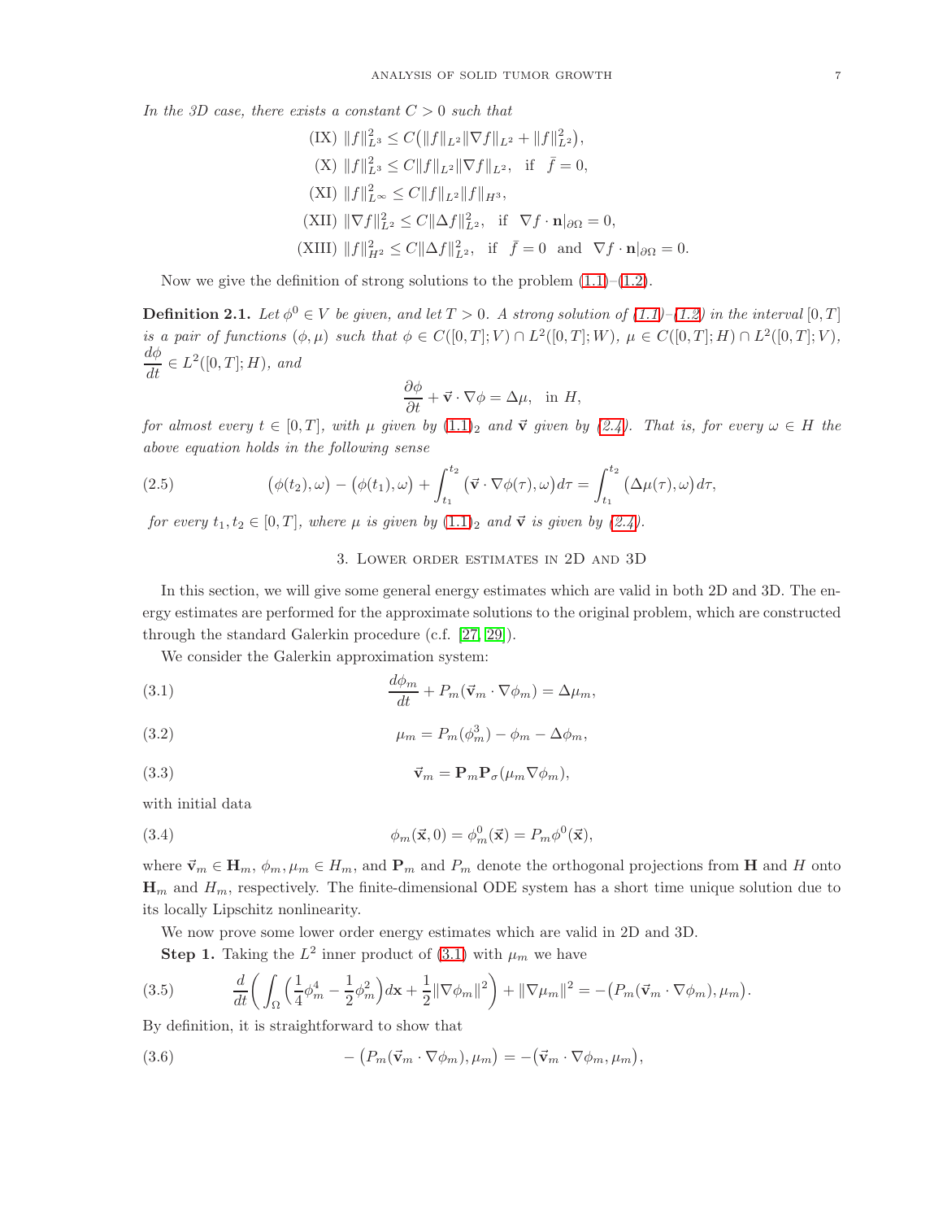*In the 3D case, there exists a constant $C > 0$ such that*

$$
\begin{aligned}
&\text{(IX)} \ \|f\|_{L^3}^2 \le C\big(\|f\|_{L^2}\|\nabla f\|_{L^2} + \|f\|_{L^2}^2\big),\\
&\text{(X)} \ \|f\|_{L^3}^2 \le C\|f\|_{L^2}\|\nabla f\|_{L^2}, \quad \text{if} \quad \bar{f} = 0,\\
&\text{(XI)} \ \|f\|_{L^\infty}^2 \le C\|f\|_{L^2}\|f\|_{H^3},\\
&\text{(XII)} \ \|\nabla f\|_{L^2}^2 \le C\|\Delta f\|_{L^2}^2, \quad \text{if} \quad \nabla f \cdot \mathbf{n}|_{\partial\Omega} = 0,\\
&\text{(XIII)} \ \|f\|_{H^2}^2 \le C\|\Delta f\|_{L^2}^2, \quad \text{if} \quad \bar{f} = 0 \quad \text{and} \quad \nabla f \cdot \mathbf{n}|_{\partial\Omega} = 0.
\end{aligned}
$$

Now we give the definition of strong solutions to the problem (1.1)–(1.2).

**Definition 2.1.** *Let $\phi^0 \in V$ be given, and let $T > 0$. A strong solution of (1.1)–(1.2) in the interval $[0, T]$ is a pair of functions $(\phi, \mu)$ such that $\phi \in C([0, T]; V) \cap L^2([0, T]; W)$, $\mu \in C([0, T]; H) \cap L^2([0, T]; V)$, $\dfrac{d\phi}{dt} \in L^2([0, T]; H)$, and*

$$
\frac{\partial \phi}{\partial t} + \vec{\mathbf{v}} \cdot \nabla \phi = \Delta \mu, \quad \text{in } H,
$$

*for almost every $t \in [0, T]$, with $\mu$ given by $(1.1)_2$ and $\vec{\mathbf{v}}$ given by (2.4). That is, for every $\omega \in H$ the above equation holds in the following sense*

$$
(2.5) \qquad \big(\phi(t_2), \omega\big) - \big(\phi(t_1), \omega\big) + \int_{t_1}^{t_2} \big(\vec{\mathbf{v}} \cdot \nabla \phi(\tau), \omega\big) d\tau = \int_{t_1}^{t_2} \big(\Delta \mu(\tau), \omega\big) d\tau,
$$

*for every $t_1, t_2 \in [0, T]$, where $\mu$ is given by $(1.1)_2$ and $\vec{\mathbf{v}}$ is given by (2.4).*

## 3. Lower order estimates in 2D and 3D

In this section, we will give some general energy estimates which are valid in both 2D and 3D. The energy estimates are performed for the approximate solutions to the original problem, which are constructed through the standard Galerkin procedure (c.f. [27, 29]).

We consider the Galerkin approximation system:

$$
(3.1) \qquad \frac{d\phi_m}{dt} + P_m(\vec{\mathbf{v}}_m \cdot \nabla \phi_m) = \Delta \mu_m,
$$

$$
(3.2) \qquad \mu_m = P_m(\phi_m^3) - \phi_m - \Delta \phi_m,
$$

$$
(3.3) \qquad \vec{\mathbf{v}}_m = \mathbf{P}_m \mathbf{P}_\sigma(\mu_m \nabla \phi_m),
$$

with initial data

$$
(3.4) \qquad \phi_m(\vec{\mathbf{x}}, 0) = \phi_m^0(\vec{\mathbf{x}}) = P_m \phi^0(\vec{\mathbf{x}}),
$$

where $\vec{\mathbf{v}}_m \in \mathbf{H}_m$, $\phi_m, \mu_m \in H_m$, and $\mathbf{P}_m$ and $P_m$ denote the orthogonal projections from $\mathbf{H}$ and $H$ onto $\mathbf{H}_m$ and $H_m$, respectively. The finite-dimensional ODE system has a short time unique solution due to its locally Lipschitz nonlinearity.

We now prove some lower order energy estimates which are valid in 2D and 3D.

**Step 1.** Taking the $L^2$ inner product of (3.1) with $\mu_m$ we have

$$
(3.5) \qquad \frac{d}{dt}\bigg( \int_\Omega \Big( \frac{1}{4}\phi_m^4 - \frac{1}{2}\phi_m^2 \Big) d\mathbf{x} + \frac{1}{2}\|\nabla \phi_m\|^2 \bigg) + \|\nabla \mu_m\|^2 = -\big(P_m(\vec{\mathbf{v}}_m \cdot \nabla \phi_m), \mu_m\big).
$$

By definition, it is straightforward to show that

$$
(3.6) \qquad -\big(P_m(\vec{\mathbf{v}}_m \cdot \nabla \phi_m), \mu_m\big) = -\big(\vec{\mathbf{v}}_m \cdot \nabla \phi_m, \mu_m\big),
$$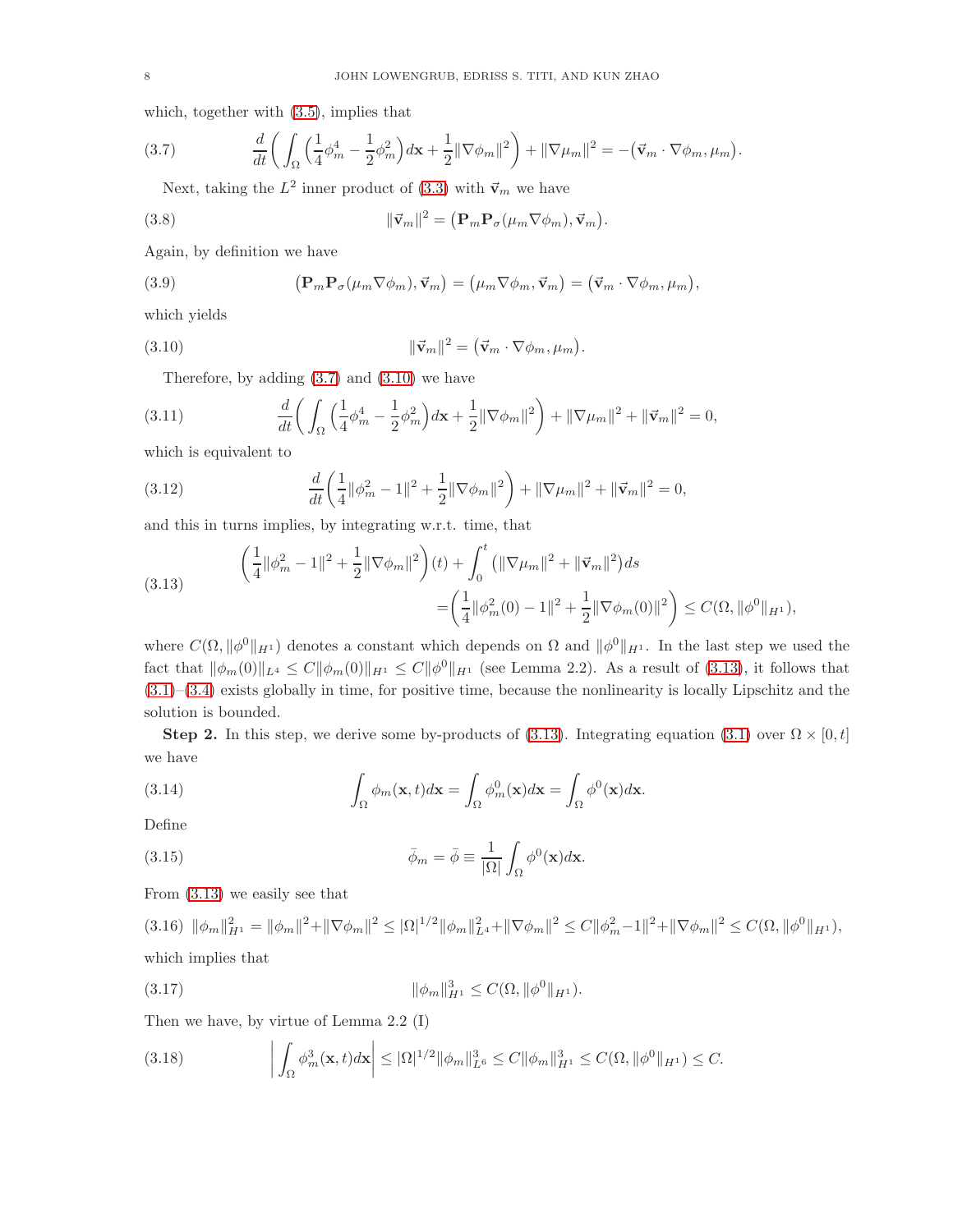which, together with (3.5), implies that

$$\frac{d}{dt}\bigg(\int_\Omega \Big(\frac{1}{4}\phi_m^4 - \frac{1}{2}\phi_m^2\Big)d\mathbf{x} + \frac{1}{2}\|\nabla\phi_m\|^2\bigg) + \|\nabla\mu_m\|^2 = -\big(\vec{\mathbf{v}}_m\cdot\nabla\phi_m, \mu_m\big). \tag{3.7}$$

Next, taking the $L^2$ inner product of (3.3) with $\vec{\mathbf{v}}_m$ we have

$$\|\vec{\mathbf{v}}_m\|^2 = \big(\mathbf{P}_m\mathbf{P}_\sigma(\mu_m\nabla\phi_m), \vec{\mathbf{v}}_m\big). \tag{3.8}$$

Again, by definition we have

$$\big(\mathbf{P}_m\mathbf{P}_\sigma(\mu_m\nabla\phi_m), \vec{\mathbf{v}}_m\big) = \big(\mu_m\nabla\phi_m, \vec{\mathbf{v}}_m\big) = \big(\vec{\mathbf{v}}_m\cdot\nabla\phi_m, \mu_m\big), \tag{3.9}$$

which yields

$$\|\vec{\mathbf{v}}_m\|^2 = \big(\vec{\mathbf{v}}_m\cdot\nabla\phi_m, \mu_m\big). \tag{3.10}$$

Therefore, by adding (3.7) and (3.10) we have

$$\frac{d}{dt}\bigg(\int_\Omega \Big(\frac{1}{4}\phi_m^4 - \frac{1}{2}\phi_m^2\Big)d\mathbf{x} + \frac{1}{2}\|\nabla\phi_m\|^2\bigg) + \|\nabla\mu_m\|^2 + \|\vec{\mathbf{v}}_m\|^2 = 0, \tag{3.11}$$

which is equivalent to

$$\frac{d}{dt}\bigg(\frac{1}{4}\|\phi_m^2 - 1\|^2 + \frac{1}{2}\|\nabla\phi_m\|^2\bigg) + \|\nabla\mu_m\|^2 + \|\vec{\mathbf{v}}_m\|^2 = 0, \tag{3.12}$$

and this in turns implies, by integrating w.r.t. time, that

$$\begin{aligned}\bigg(\frac{1}{4}\|\phi_m^2 - 1\|^2 + \frac{1}{2}\|\nabla\phi_m\|^2\bigg)(t) + \int_0^t \big(\|\nabla\mu_m\|^2 + \|\vec{\mathbf{v}}_m\|^2\big)ds \\ = \bigg(\frac{1}{4}\|\phi_m^2(0) - 1\|^2 + \frac{1}{2}\|\nabla\phi_m(0)\|^2\bigg) \le C(\Omega, \|\phi^0\|_{H^1}),\end{aligned} \tag{3.13}$$

where $C(\Omega, \|\phi^0\|_{H^1})$ denotes a constant which depends on $\Omega$ and $\|\phi^0\|_{H^1}$. In the last step we used the fact that $\|\phi_m(0)\|_{L^4} \le C\|\phi_m(0)\|_{H^1} \le C\|\phi^0\|_{H^1}$ (see Lemma 2.2). As a result of (3.13), it follows that (3.1)–(3.4) exists globally in time, for positive time, because the nonlinearity is locally Lipschitz and the solution is bounded.

**Step 2.** In this step, we derive some by-products of (3.13). Integrating equation (3.1) over $\Omega\times[0,t]$ we have

$$\int_\Omega \phi_m(\mathbf{x},t)d\mathbf{x} = \int_\Omega \phi_m^0(\mathbf{x})d\mathbf{x} = \int_\Omega \phi^0(\mathbf{x})d\mathbf{x}. \tag{3.14}$$

Define

$$\bar{\phi}_m = \bar{\phi} \equiv \frac{1}{|\Omega|}\int_\Omega \phi^0(\mathbf{x})d\mathbf{x}. \tag{3.15}$$

From (3.13) we easily see that

$$\|\phi_m\|_{H^1}^2 = \|\phi_m\|^2 + \|\nabla\phi_m\|^2 \le |\Omega|^{1/2}\|\phi_m\|_{L^4}^2 + \|\nabla\phi_m\|^2 \le C\|\phi_m^2 - 1\|^2 + \|\nabla\phi_m\|^2 \le C(\Omega, \|\phi^0\|_{H^1}), \tag{3.16}$$

which implies that

$$\|\phi_m\|_{H^1}^3 \le C(\Omega, \|\phi^0\|_{H^1}). \tag{3.17}$$

Then we have, by virtue of Lemma 2.2 (I)

$$\bigg|\int_\Omega \phi_m^3(\mathbf{x},t)d\mathbf{x}\bigg| \le |\Omega|^{1/2}\|\phi_m\|_{L^6}^3 \le C\|\phi_m\|_{H^1}^3 \le C(\Omega, \|\phi^0\|_{H^1}) \le C. \tag{3.18}$$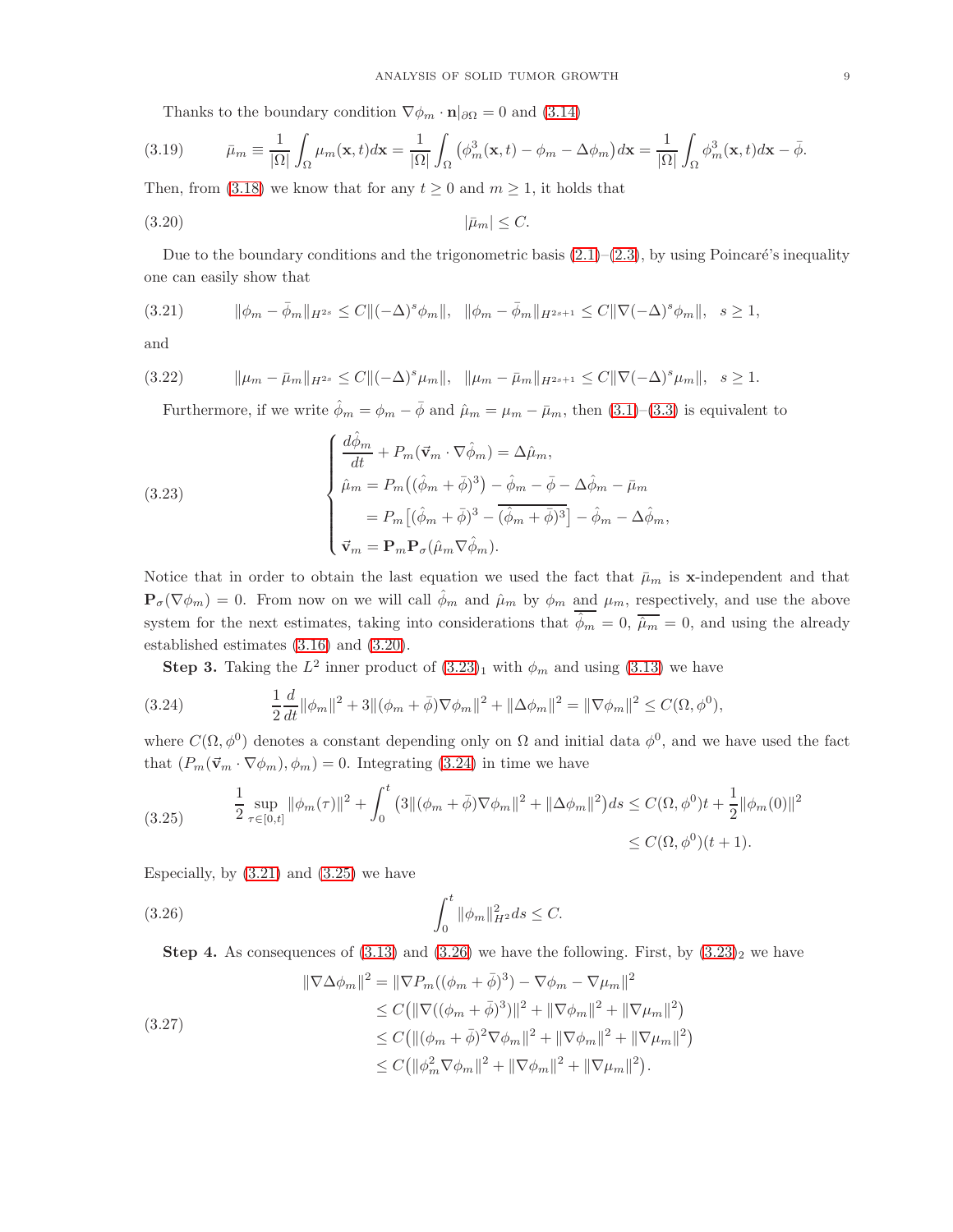Thanks to the boundary condition $\nabla\phi_m\cdot\mathbf{n}|_{\partial\Omega}=0$ and (3.14)

$$\bar{\mu}_m \equiv \frac{1}{|\Omega|}\int_\Omega \mu_m(\mathbf{x},t)d\mathbf{x} = \frac{1}{|\Omega|}\int_\Omega \left(\phi_m^3(\mathbf{x},t)-\phi_m-\Delta\phi_m\right)d\mathbf{x} = \frac{1}{|\Omega|}\int_\Omega \phi_m^3(\mathbf{x},t)d\mathbf{x}-\bar{\phi}. \tag{3.19}$$

Then, from (3.18) we know that for any $t\geq 0$ and $m\geq 1$, it holds that

$$|\bar{\mu}_m|\leq C. \tag{3.20}$$

Due to the boundary conditions and the trigonometric basis (2.1)–(2.3), by using Poincaré's inequality one can easily show that

$$\|\phi_m-\bar{\phi}_m\|_{H^{2s}}\leq C\|(-\Delta)^s\phi_m\|,\quad \|\phi_m-\bar{\phi}_m\|_{H^{2s+1}}\leq C\|\nabla(-\Delta)^s\phi_m\|,\quad s\geq 1, \tag{3.21}$$

and

$$\|\mu_m-\bar{\mu}_m\|_{H^{2s}}\leq C\|(-\Delta)^s\mu_m\|,\quad \|\mu_m-\bar{\mu}_m\|_{H^{2s+1}}\leq C\|\nabla(-\Delta)^s\mu_m\|,\quad s\geq 1. \tag{3.22}$$

Furthermore, if we write $\hat{\phi}_m=\phi_m-\bar{\phi}$ and $\hat{\mu}_m=\mu_m-\bar{\mu}_m$, then (3.1)–(3.3) is equivalent to

$$\begin{cases} \dfrac{d\hat{\phi}_m}{dt}+P_m(\vec{\mathbf{v}}_m\cdot\nabla\hat{\phi}_m)=\Delta\hat{\mu}_m,\\ \hat{\mu}_m=P_m\big((\hat{\phi}_m+\bar{\phi})^3\big)-\hat{\phi}_m-\bar{\phi}-\Delta\hat{\phi}_m-\bar{\mu}_m\\ \qquad = P_m\big[(\hat{\phi}_m+\bar{\phi})^3-\overline{(\hat{\phi}_m+\bar{\phi})^3}\big]-\hat{\phi}_m-\Delta\hat{\phi}_m,\\ \vec{\mathbf{v}}_m=\mathbf{P}_m\mathbf{P}_\sigma(\hat{\mu}_m\nabla\hat{\phi}_m). \end{cases} \tag{3.23}$$

Notice that in order to obtain the last equation we used the fact that $\bar{\mu}_m$ is $\mathbf{x}$-independent and that $\mathbf{P}_\sigma(\nabla\phi_m)=0$. From now on we will call $\hat{\phi}_m$ and $\hat{\mu}_m$ by $\phi_m$ and $\mu_m$, respectively, and use the above system for the next estimates, taking into considerations that $\overline{\hat{\phi}_m}=0$, $\overline{\hat{\mu}_m}=0$, and using the already established estimates (3.16) and (3.20).

**Step 3.** Taking the $L^2$ inner product of $(3.23)_1$ with $\phi_m$ and using (3.13) we have

$$\frac{1}{2}\frac{d}{dt}\|\phi_m\|^2+3\|(\phi_m+\bar{\phi})\nabla\phi_m\|^2+\|\Delta\phi_m\|^2=\|\nabla\phi_m\|^2\leq C(\Omega,\phi^0), \tag{3.24}$$

where $C(\Omega,\phi^0)$ denotes a constant depending only on $\Omega$ and initial data $\phi^0$, and we have used the fact that $(P_m(\vec{\mathbf{v}}_m\cdot\nabla\phi_m),\phi_m)=0$. Integrating (3.24) in time we have

$$\begin{aligned}\frac{1}{2}\sup_{\tau\in[0,t]}\|\phi_m(\tau)\|^2+\int_0^t\big(3\|(\phi_m+\bar{\phi})\nabla\phi_m\|^2+\|\Delta\phi_m\|^2\big)ds &\leq C(\Omega,\phi^0)t+\frac{1}{2}\|\phi_m(0)\|^2\\ &\leq C(\Omega,\phi^0)(t+1).\end{aligned} \tag{3.25}$$

Especially, by (3.21) and (3.25) we have

$$\int_0^t\|\phi_m\|_{H^2}^2ds\leq C. \tag{3.26}$$

**Step 4.** As consequences of (3.13) and (3.26) we have the following. First, by $(3.23)_2$ we have

$$\begin{aligned}\|\nabla\Delta\phi_m\|^2&=\|\nabla P_m((\phi_m+\bar{\phi})^3)-\nabla\phi_m-\nabla\mu_m\|^2\\ &\leq C\big(\|\nabla((\phi_m+\bar{\phi})^3)\|^2+\|\nabla\phi_m\|^2+\|\nabla\mu_m\|^2\big)\\ &\leq C\big(\|(\phi_m+\bar{\phi})^2\nabla\phi_m\|^2+\|\nabla\phi_m\|^2+\|\nabla\mu_m\|^2\big)\\ &\leq C\big(\|\phi_m^2\nabla\phi_m\|^2+\|\nabla\phi_m\|^2+\|\nabla\mu_m\|^2\big).\end{aligned} \tag{3.27}$$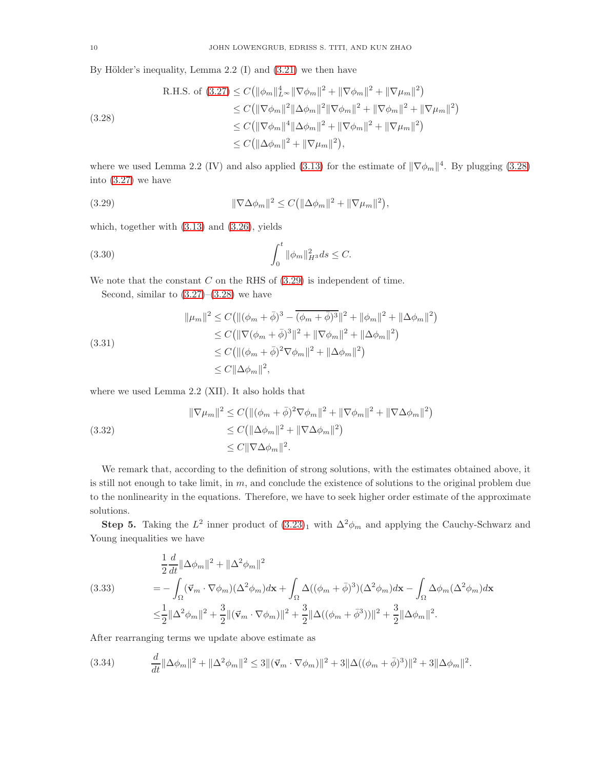By Hölder's inequality, Lemma 2.2 (I) and (3.21) we then have

$$
\begin{aligned}
\text{R.H.S. of (3.27)} &\le C\big(\|\phi_m\|_{L^\infty}^4\|\nabla\phi_m\|^2 + \|\nabla\phi_m\|^2 + \|\nabla\mu_m\|^2\big) \\
&\le C\big(\|\nabla\phi_m\|^2\|\Delta\phi_m\|^2\|\nabla\phi_m\|^2 + \|\nabla\phi_m\|^2 + \|\nabla\mu_m\|^2\big) \\
&\le C\big(\|\nabla\phi_m\|^4\|\Delta\phi_m\|^2 + \|\nabla\phi_m\|^2 + \|\nabla\mu_m\|^2\big) \\
&\le C\big(\|\Delta\phi_m\|^2 + \|\nabla\mu_m\|^2\big),
\end{aligned}
\tag{3.28}
$$

where we used Lemma 2.2 (IV) and also applied (3.13) for the estimate of $\|\nabla\phi_m\|^4$. By plugging (3.28) into (3.27) we have

$$
\|\nabla\Delta\phi_m\|^2 \le C\big(\|\Delta\phi_m\|^2 + \|\nabla\mu_m\|^2\big),
\tag{3.29}
$$

which, together with (3.13) and (3.26), yields

$$
\int_0^t \|\phi_m\|_{H^3}^2 ds \le C.
\tag{3.30}
$$

We note that the constant $C$ on the RHS of (3.29) is independent of time.

Second, similar to (3.27)–(3.28) we have

$$
\begin{aligned}
\|\mu_m\|^2 &\le C\big(\|(\phi_m+\bar\phi)^3 - \overline{(\phi_m+\bar\phi)^3}\|^2 + \|\phi_m\|^2 + \|\Delta\phi_m\|^2\big) \\
&\le C\big(\|\nabla(\phi_m+\bar\phi)^3\|^2 + \|\nabla\phi_m\|^2 + \|\Delta\phi_m\|^2\big) \\
&\le C\big(\|(\phi_m+\bar\phi)^2\nabla\phi_m\|^2 + \|\Delta\phi_m\|^2\big) \\
&\le C\|\Delta\phi_m\|^2,
\end{aligned}
\tag{3.31}
$$

where we used Lemma 2.2 (XII). It also holds that

$$
\begin{aligned}
\|\nabla\mu_m\|^2 &\le C\big(\|(\phi_m+\bar\phi)^2\nabla\phi_m\|^2 + \|\nabla\phi_m\|^2 + \|\nabla\Delta\phi_m\|^2\big) \\
&\le C\big(\|\Delta\phi_m\|^2 + \|\nabla\Delta\phi_m\|^2\big) \\
&\le C\|\nabla\Delta\phi_m\|^2.
\end{aligned}
\tag{3.32}
$$

We remark that, according to the definition of strong solutions, with the estimates obtained above, it is still not enough to take limit, in $m$, and conclude the existence of solutions to the original problem due to the nonlinearity in the equations. Therefore, we have to seek higher order estimate of the approximate solutions.

**Step 5.** Taking the $L^2$ inner product of $(3.23)_1$ with $\Delta^2\phi_m$ and applying the Cauchy-Schwarz and Young inequalities we have

$$
\begin{aligned}
&\frac{1}{2}\frac{d}{dt}\|\Delta\phi_m\|^2 + \|\Delta^2\phi_m\|^2 \\
&= -\int_\Omega (\vec{\mathbf{v}}_m\cdot\nabla\phi_m)(\Delta^2\phi_m)d\mathbf{x} + \int_\Omega \Delta((\phi_m+\bar\phi)^3)(\Delta^2\phi_m)d\mathbf{x} - \int_\Omega \Delta\phi_m(\Delta^2\phi_m)d\mathbf{x} \\
&\le \frac{1}{2}\|\Delta^2\phi_m\|^2 + \frac{3}{2}\|(\vec{\mathbf{v}}_m\cdot\nabla\phi_m)\|^2 + \frac{3}{2}\|\Delta((\phi_m+\bar\phi^3))\|^2 + \frac{3}{2}\|\Delta\phi_m\|^2.
\end{aligned}
\tag{3.33}
$$

After rearranging terms we update above estimate as

$$
\frac{d}{dt}\|\Delta\phi_m\|^2 + \|\Delta^2\phi_m\|^2 \le 3\|(\vec{\mathbf{v}}_m\cdot\nabla\phi_m)\|^2 + 3\|\Delta((\phi_m+\bar\phi)^3)\|^2 + 3\|\Delta\phi_m\|^2.
\tag{3.34}
$$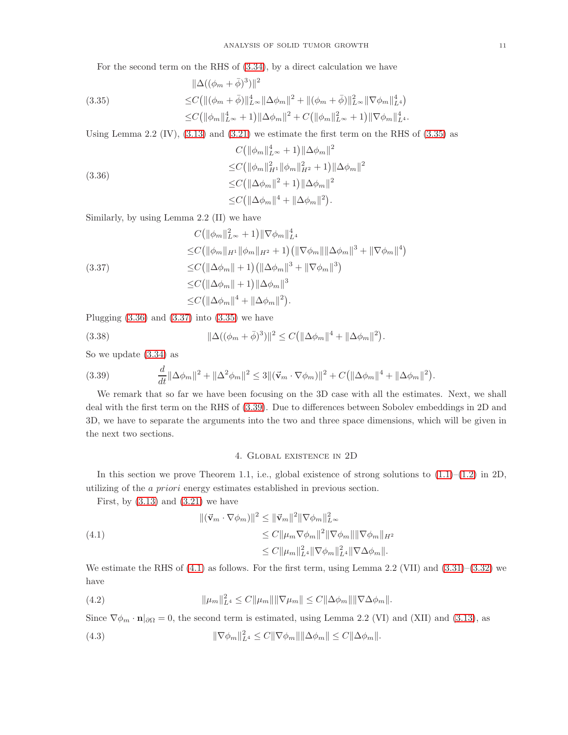For the second term on the RHS of (3.34), by a direct calculation we have

$$
\begin{aligned}
&\|\Delta((\phi_m+\bar{\phi})^3)\|^2 \\
\le& C\big(\|(\phi_m+\bar{\phi})\|_{L^\infty}^4\|\Delta\phi_m\|^2+\|(\phi_m+\bar{\phi})\|_{L^\infty}^2\|\nabla\phi_m\|_{L^4}^4\big) \\
\le& C\big(\|\phi_m\|_{L^\infty}^4+1\big)\|\Delta\phi_m\|^2+C\big(\|\phi_m\|_{L^\infty}^2+1\big)\|\nabla\phi_m\|_{L^4}^4.
\end{aligned}
\tag{3.35}
$$

Using Lemma 2.2 (IV), (3.13) and (3.21) we estimate the first term on the RHS of (3.35) as

$$
\begin{aligned}
&C\big(\|\phi_m\|_{L^\infty}^4+1\big)\|\Delta\phi_m\|^2 \\
\le& C\big(\|\phi_m\|_{H^1}^2\|\phi_m\|_{H^2}^2+1\big)\|\Delta\phi_m\|^2 \\
\le& C\big(\|\Delta\phi_m\|^2+1\big)\|\Delta\phi_m\|^2 \\
\le& C\big(\|\Delta\phi_m\|^4+\|\Delta\phi_m\|^2\big).
\end{aligned}
\tag{3.36}
$$

Similarly, by using Lemma 2.2 (II) we have

$$
\begin{aligned}
&C\big(\|\phi_m\|_{L^\infty}^2+1\big)\|\nabla\phi_m\|_{L^4}^4 \\
\le& C\big(\|\phi_m\|_{H^1}\|\phi_m\|_{H^2}+1\big)\big(\|\nabla\phi_m\|\|\Delta\phi_m\|^3+\|\nabla\phi_m\|^4\big) \\
\le& C\big(\|\Delta\phi_m\|+1\big)\big(\|\Delta\phi_m\|^3+\|\nabla\phi_m\|^3\big) \\
\le& C\big(\|\Delta\phi_m\|+1\big)\|\Delta\phi_m\|^3 \\
\le& C\big(\|\Delta\phi_m\|^4+\|\Delta\phi_m\|^2\big).
\end{aligned}
\tag{3.37}
$$

Plugging (3.36) and (3.37) into (3.35) we have

$$
\|\Delta((\phi_m+\bar{\phi})^3)\|^2 \le C\big(\|\Delta\phi_m\|^4+\|\Delta\phi_m\|^2\big).
\tag{3.38}
$$

So we update (3.34) as

$$
\frac{d}{dt}\|\Delta\phi_m\|^2+\|\Delta^2\phi_m\|^2 \le 3\|(\vec{\mathbf{v}}_m\cdot\nabla\phi_m)\|^2+C\big(\|\Delta\phi_m\|^4+\|\Delta\phi_m\|^2\big).
\tag{3.39}
$$

We remark that so far we have been focusing on the 3D case with all the estimates. Next, we shall deal with the first term on the RHS of (3.39). Due to differences between Sobolev embeddings in 2D and 3D, we have to separate the arguments into the two and three space dimensions, which will be given in the next two sections.

## 4. Global existence in 2D

In this section we prove Theorem 1.1, i.e., global existence of strong solutions to (1.1)–(1.2) in 2D, utilizing of the *a priori* energy estimates established in previous section.

First, by (3.13) and (3.21) we have

$$
\begin{aligned}
\|(\vec{\mathbf{v}}_m\cdot\nabla\phi_m)\|^2 &\le \|\vec{\mathbf{v}}_m\|^2\|\nabla\phi_m\|_{L^\infty}^2 \\
&\le C\|\mu_m\nabla\phi_m\|^2\|\nabla\phi_m\|\|\nabla\phi_m\|_{H^2} \\
&\le C\|\mu_m\|_{L^4}^2\|\nabla\phi_m\|_{L^4}^2\|\nabla\Delta\phi_m\|.
\end{aligned}
\tag{4.1}
$$

We estimate the RHS of (4.1) as follows. For the first term, using Lemma 2.2 (VII) and (3.31)–(3.32) we have

$$
\|\mu_m\|_{L^4}^2 \le C\|\mu_m\|\|\nabla\mu_m\| \le C\|\Delta\phi_m\|\|\nabla\Delta\phi_m\|.
\tag{4.2}
$$

Since $\nabla\phi_m\cdot\mathbf{n}|_{\partial\Omega}=0$, the second term is estimated, using Lemma 2.2 (VI) and (XII) and (3.13), as

$$
\|\nabla\phi_m\|_{L^4}^2 \le C\|\nabla\phi_m\|\|\Delta\phi_m\| \le C\|\Delta\phi_m\|.
\tag{4.3}
$$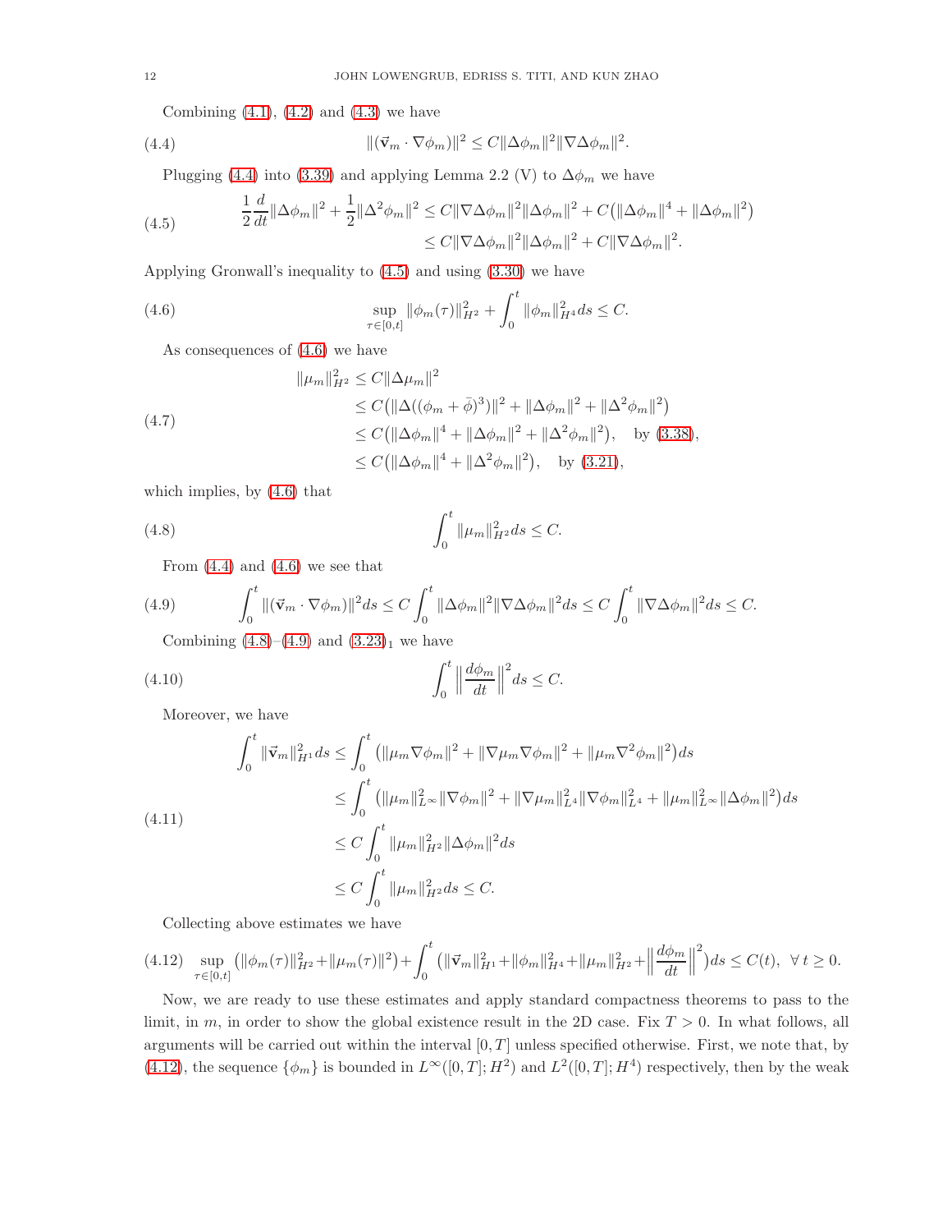Combining (4.1), (4.2) and (4.3) we have

$$
\|(\vec{\mathbf{v}}_m \cdot \nabla \phi_m)\|^2 \le C \|\Delta \phi_m\|^2 \|\nabla \Delta \phi_m\|^2. \tag{4.4}
$$

Plugging (4.4) into (3.39) and applying Lemma 2.2 (V) to $\Delta\phi_m$ we have

$$
\begin{aligned}
\frac{1}{2}\frac{d}{dt}\|\Delta \phi_m\|^2 + \frac{1}{2}\|\Delta^2 \phi_m\|^2 &\le C \|\nabla \Delta \phi_m\|^2 \|\Delta \phi_m\|^2 + C\big(\|\Delta \phi_m\|^4 + \|\Delta \phi_m\|^2\big) \\
&\le C \|\nabla \Delta \phi_m\|^2 \|\Delta \phi_m\|^2 + C\|\nabla \Delta \phi_m\|^2.
\end{aligned} \tag{4.5}
$$

Applying Gronwall's inequality to (4.5) and using (3.30) we have

$$
\sup_{\tau \in [0,t]} \|\phi_m(\tau)\|_{H^2}^2 + \int_0^t \|\phi_m\|_{H^4}^2 ds \le C. \tag{4.6}
$$

As consequences of (4.6) we have

$$
\begin{aligned}
\|\mu_m\|_{H^2}^2 &\le C\|\Delta \mu_m\|^2 \\
&\le C\big(\|\Delta((\phi_m + \bar{\phi})^3)\|^2 + \|\Delta \phi_m\|^2 + \|\Delta^2 \phi_m\|^2\big) \\
&\le C\big(\|\Delta \phi_m\|^4 + \|\Delta \phi_m\|^2 + \|\Delta^2 \phi_m\|^2\big), \quad \text{by (3.38)}, \\
&\le C\big(\|\Delta \phi_m\|^4 + \|\Delta^2 \phi_m\|^2\big), \quad \text{by (3.21)},
\end{aligned} \tag{4.7}
$$

which implies, by (4.6) that

$$
\int_0^t \|\mu_m\|_{H^2}^2 ds \le C. \tag{4.8}
$$

From (4.4) and (4.6) we see that

$$
\int_0^t \|(\vec{\mathbf{v}}_m \cdot \nabla \phi_m)\|^2 ds \le C \int_0^t \|\Delta \phi_m\|^2 \|\nabla \Delta \phi_m\|^2 ds \le C \int_0^t \|\nabla \Delta \phi_m\|^2 ds \le C. \tag{4.9}
$$

Combining (4.8)–(4.9) and $(3.23)_1$ we have

$$
\int_0^t \left\|\frac{d\phi_m}{dt}\right\|^2 ds \le C. \tag{4.10}
$$

Moreover, we have

$$
\begin{aligned}
\int_0^t \|\vec{\mathbf{v}}_m\|_{H^1}^2 ds &\le \int_0^t \big(\|\mu_m \nabla \phi_m\|^2 + \|\nabla \mu_m \nabla \phi_m\|^2 + \|\mu_m \nabla^2 \phi_m\|^2\big) ds \\
&\le \int_0^t \big(\|\mu_m\|_{L^\infty}^2 \|\nabla \phi_m\|^2 + \|\nabla \mu_m\|_{L^4}^2 \|\nabla \phi_m\|_{L^4}^2 + \|\mu_m\|_{L^\infty}^2 \|\Delta \phi_m\|^2\big) ds \\
&\le C \int_0^t \|\mu_m\|_{H^2}^2 \|\Delta \phi_m\|^2 ds \\
&\le C \int_0^t \|\mu_m\|_{H^2}^2 ds \le C.
\end{aligned} \tag{4.11}
$$

Collecting above estimates we have

$$
\sup_{\tau \in [0,t]} \big(\|\phi_m(\tau)\|_{H^2}^2 + \|\mu_m(\tau)\|^2\big) + \int_0^t \Big(\|\vec{\mathbf{v}}_m\|_{H^1}^2 + \|\phi_m\|_{H^4}^2 + \|\mu_m\|_{H^2}^2 + \Big\|\frac{d\phi_m}{dt}\Big\|^2\Big) ds \le C(t), \ \ \forall\, t \ge 0. \tag{4.12}
$$

Now, we are ready to use these estimates and apply standard compactness theorems to pass to the limit, in $m$, in order to show the global existence result in the 2D case. Fix $T > 0$. In what follows, all arguments will be carried out within the interval $[0, T]$ unless specified otherwise. First, we note that, by (4.12), the sequence $\{\phi_m\}$ is bounded in $L^\infty([0, T]; H^2)$ and $L^2([0, T]; H^4)$ respectively, then by the weak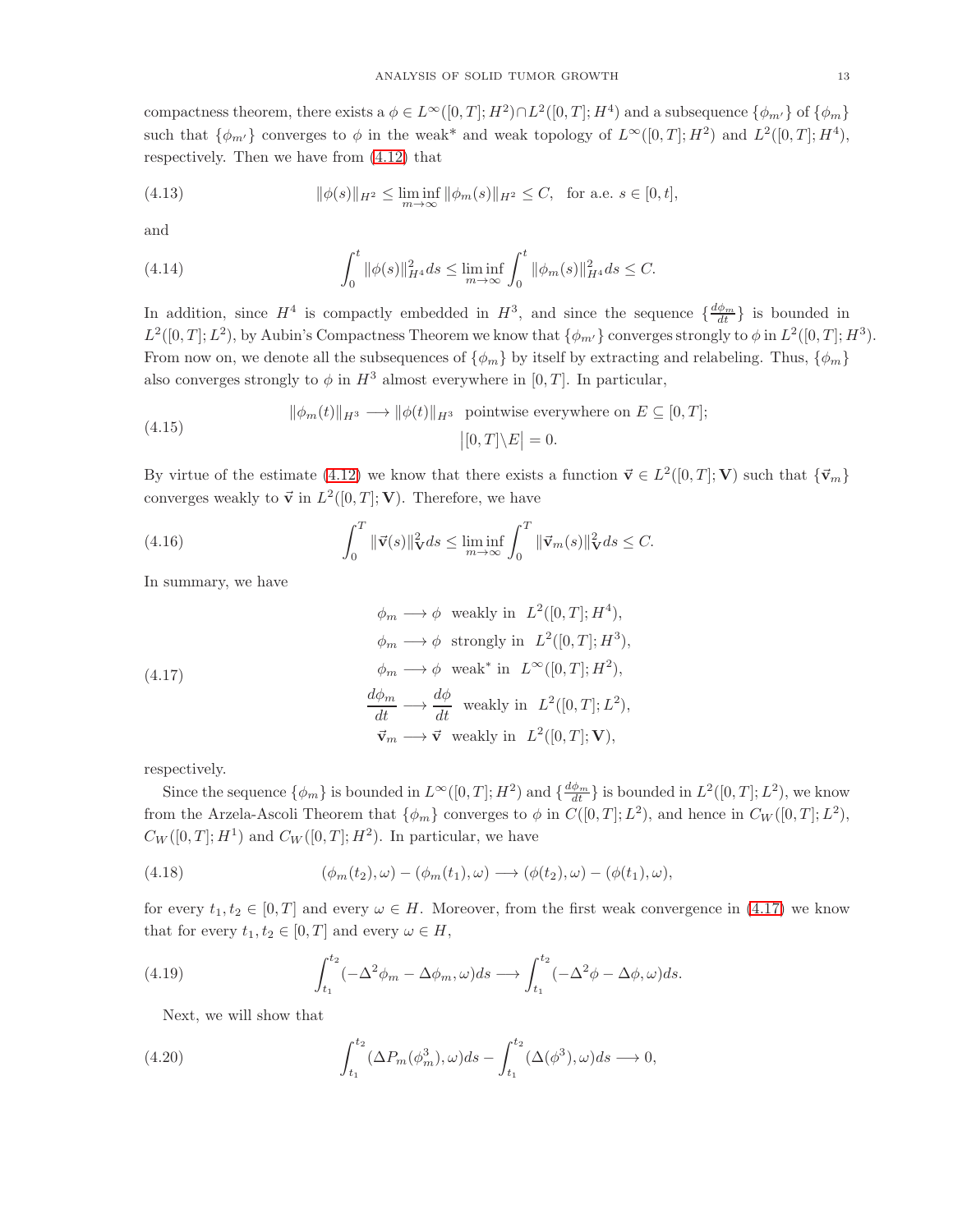compactness theorem, there exists a $\phi \in L^\infty([0,T];H^2) \cap L^2([0,T];H^4)$ and a subsequence $\{\phi_{m'}\}$ of $\{\phi_m\}$ such that $\{\phi_{m'}\}$ converges to $\phi$ in the weak* and weak topology of $L^\infty([0,T];H^2)$ and $L^2([0,T];H^4)$, respectively. Then we have from (4.12) that

$$\|\phi(s)\|_{H^2} \leq \liminf_{m\to\infty} \|\phi_m(s)\|_{H^2} \leq C, \quad \text{for a.e. } s \in [0,t], \tag{4.13}$$

and

$$\int_0^t \|\phi(s)\|_{H^4}^2 ds \leq \liminf_{m\to\infty} \int_0^t \|\phi_m(s)\|_{H^4}^2 ds \leq C. \tag{4.14}$$

In addition, since $H^4$ is compactly embedded in $H^3$, and since the sequence $\{\frac{d\phi_m}{dt}\}$ is bounded in $L^2([0,T];L^2)$, by Aubin's Compactness Theorem we know that $\{\phi_{m'}\}$ converges strongly to $\phi$ in $L^2([0,T];H^3)$. From now on, we denote all the subsequences of $\{\phi_m\}$ by itself by extracting and relabeling. Thus, $\{\phi_m\}$ also converges strongly to $\phi$ in $H^3$ almost everywhere in $[0,T]$. In particular,

$$\begin{gathered} \|\phi_m(t)\|_{H^3} \longrightarrow \|\phi(t)\|_{H^3} \text{ pointwise everywhere on } E \subseteq [0,T]; \\ \big|[0,T]\backslash E\big| = 0. \end{gathered} \tag{4.15}$$

By virtue of the estimate (4.12) we know that there exists a function $\vec{\mathbf{v}} \in L^2([0,T];\mathbf{V})$ such that $\{\vec{\mathbf{v}}_m\}$ converges weakly to $\vec{\mathbf{v}}$ in $L^2([0,T];\mathbf{V})$. Therefore, we have

$$\int_0^T \|\vec{\mathbf{v}}(s)\|_{\mathbf{V}}^2 ds \leq \liminf_{m\to\infty} \int_0^T \|\vec{\mathbf{v}}_m(s)\|_{\mathbf{V}}^2 ds \leq C. \tag{4.16}$$

In summary, we have

$$\begin{aligned} \phi_m &\longrightarrow \phi \ \text{ weakly in } \ L^2([0,T];H^4), \\ \phi_m &\longrightarrow \phi \ \text{ strongly in } \ L^2([0,T];H^3), \\ \phi_m &\longrightarrow \phi \ \text{ weak}^* \text{ in } \ L^\infty([0,T];H^2), \\ \frac{d\phi_m}{dt} &\longrightarrow \frac{d\phi}{dt} \ \text{ weakly in } \ L^2([0,T];L^2), \\ \vec{\mathbf{v}}_m &\longrightarrow \vec{\mathbf{v}} \ \text{ weakly in } \ L^2([0,T];\mathbf{V}), \end{aligned} \tag{4.17}$$

respectively.

Since the sequence $\{\phi_m\}$ is bounded in $L^\infty([0,T];H^2)$ and $\{\frac{d\phi_m}{dt}\}$ is bounded in $L^2([0,T];L^2)$, we know from the Arzela-Ascoli Theorem that $\{\phi_m\}$ converges to $\phi$ in $C([0,T];L^2)$, and hence in $C_W([0,T];L^2)$, $C_W([0,T];H^1)$ and $C_W([0,T];H^2)$. In particular, we have

$$(\phi_m(t_2),\omega) - (\phi_m(t_1),\omega) \longrightarrow (\phi(t_2),\omega) - (\phi(t_1),\omega), \tag{4.18}$$

for every $t_1, t_2 \in [0,T]$ and every $\omega \in H$. Moreover, from the first weak convergence in (4.17) we know that for every $t_1, t_2 \in [0,T]$ and every $\omega \in H$,

$$\int_{t_1}^{t_2} (-\Delta^2\phi_m - \Delta\phi_m, \omega) ds \longrightarrow \int_{t_1}^{t_2} (-\Delta^2\phi - \Delta\phi, \omega) ds. \tag{4.19}$$

Next, we will show that

$$\int_{t_1}^{t_2} (\Delta P_m(\phi_m^3), \omega) ds - \int_{t_1}^{t_2} (\Delta(\phi^3), \omega) ds \longrightarrow 0, \tag{4.20}$$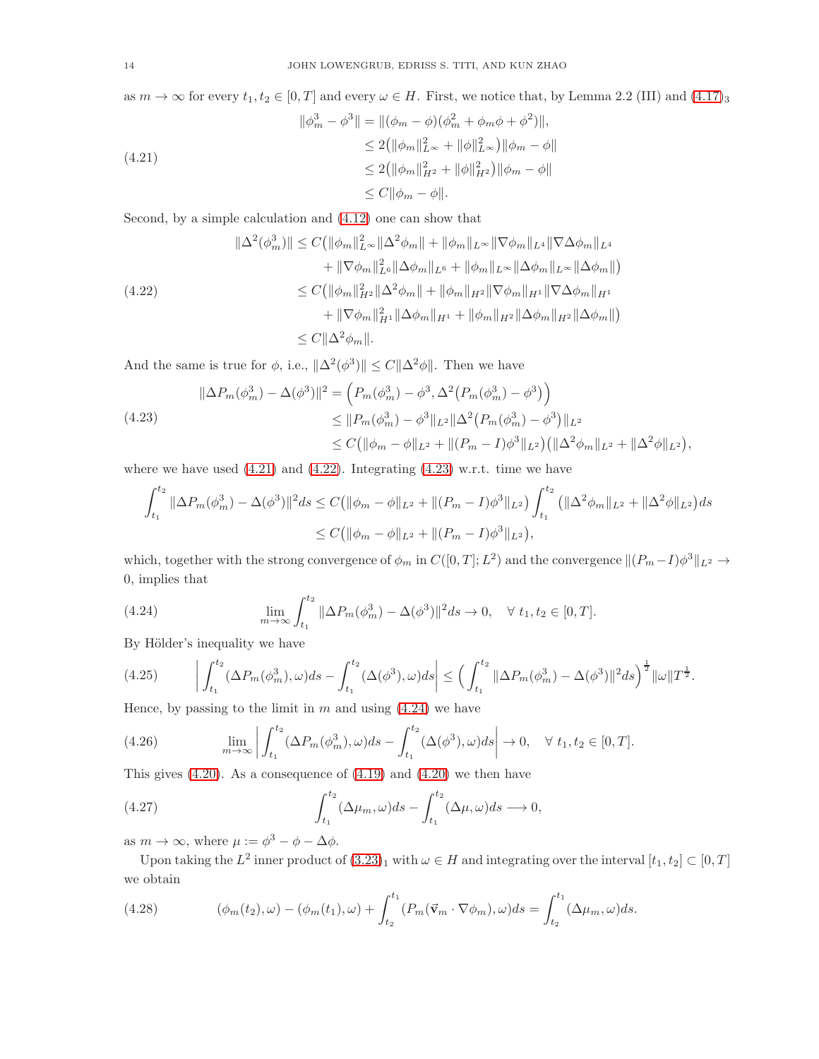as $m \to \infty$ for every $t_1, t_2 \in [0,T]$ and every $\omega \in H$. First, we notice that, by Lemma 2.2 (III) and $(4.17)_3$

$$
\begin{aligned}
\|\phi_m^3 - \phi^3\| &= \|(\phi_m - \phi)(\phi_m^2 + \phi_m\phi + \phi^2)\|, \\
&\le 2\big(\|\phi_m\|_{L^\infty}^2 + \|\phi\|_{L^\infty}^2\big)\|\phi_m - \phi\| \\
&\le 2\big(\|\phi_m\|_{H^2}^2 + \|\phi\|_{H^2}^2\big)\|\phi_m - \phi\| \\
&\le C\|\phi_m - \phi\|.
\end{aligned} \tag{4.21}
$$

Second, by a simple calculation and (4.12) one can show that

$$
\begin{aligned}
\|\Delta^2(\phi_m^3)\| &\le C\big(\|\phi_m\|_{L^\infty}^2\|\Delta^2\phi_m\| + \|\phi_m\|_{L^\infty}\|\nabla\phi_m\|_{L^4}\|\nabla\Delta\phi_m\|_{L^4} \\
&\quad + \|\nabla\phi_m\|_{L^6}^2\|\Delta\phi_m\|_{L^6} + \|\phi_m\|_{L^\infty}\|\Delta\phi_m\|_{L^\infty}\|\Delta\phi_m\|\big) \\
&\le C\big(\|\phi_m\|_{H^2}^2\|\Delta^2\phi_m\| + \|\phi_m\|_{H^2}\|\nabla\phi_m\|_{H^1}\|\nabla\Delta\phi_m\|_{H^1} \\
&\quad + \|\nabla\phi_m\|_{H^1}^2\|\Delta\phi_m\|_{H^1} + \|\phi_m\|_{H^2}\|\Delta\phi_m\|_{H^2}\|\Delta\phi_m\|\big) \\
&\le C\|\Delta^2\phi_m\|.
\end{aligned} \tag{4.22}
$$

And the same is true for $\phi$, i.e., $\|\Delta^2(\phi^3)\| \le C\|\Delta^2\phi\|$. Then we have

$$
\begin{aligned}
\|\Delta P_m(\phi_m^3) - \Delta(\phi^3)\|^2 &= \Big(P_m(\phi_m^3) - \phi^3, \Delta^2\big(P_m(\phi_m^3) - \phi^3\big)\Big) \\
&\le \|P_m(\phi_m^3) - \phi^3\|_{L^2}\|\Delta^2\big(P_m(\phi_m^3) - \phi^3\big)\|_{L^2} \\
&\le C\big(\|\phi_m - \phi\|_{L^2} + \|(P_m - I)\phi^3\|_{L^2}\big)\big(\|\Delta^2\phi_m\|_{L^2} + \|\Delta^2\phi\|_{L^2}\big),
\end{aligned} \tag{4.23}
$$

where we have used (4.21) and (4.22). Integrating (4.23) w.r.t. time we have

$$
\begin{aligned}
\int_{t_1}^{t_2}\|\Delta P_m(\phi_m^3) - \Delta(\phi^3)\|^2 ds &\le C\big(\|\phi_m - \phi\|_{L^2} + \|(P_m - I)\phi^3\|_{L^2}\big)\int_{t_1}^{t_2}\big(\|\Delta^2\phi_m\|_{L^2} + \|\Delta^2\phi\|_{L^2}\big)ds \\
&\le C\big(\|\phi_m - \phi\|_{L^2} + \|(P_m - I)\phi^3\|_{L^2}\big),
\end{aligned}
$$

which, together with the strong convergence of $\phi_m$ in $C([0,T];L^2)$ and the convergence $\|(P_m - I)\phi^3\|_{L^2} \to 0$, implies that

$$
\lim_{m\to\infty}\int_{t_1}^{t_2}\|\Delta P_m(\phi_m^3) - \Delta(\phi^3)\|^2 ds \to 0, \quad \forall\ t_1, t_2 \in [0,T]. \tag{4.24}
$$

By Hölder's inequality we have

$$
\left|\int_{t_1}^{t_2}(\Delta P_m(\phi_m^3), \omega)ds - \int_{t_1}^{t_2}(\Delta(\phi^3), \omega)ds\right| \le \Big(\int_{t_1}^{t_2}\|\Delta P_m(\phi_m^3) - \Delta(\phi^3)\|^2 ds\Big)^{\frac{1}{2}}\|\omega\|T^{\frac{1}{2}}. \tag{4.25}
$$

Hence, by passing to the limit in $m$ and using (4.24) we have

$$
\lim_{m\to\infty}\left|\int_{t_1}^{t_2}(\Delta P_m(\phi_m^3), \omega)ds - \int_{t_1}^{t_2}(\Delta(\phi^3), \omega)ds\right| \to 0, \quad \forall\ t_1, t_2 \in [0,T]. \tag{4.26}
$$

This gives (4.20). As a consequence of (4.19) and (4.20) we then have

$$
\int_{t_1}^{t_2}(\Delta\mu_m, \omega)ds - \int_{t_1}^{t_2}(\Delta\mu, \omega)ds \longrightarrow 0, \tag{4.27}
$$

as $m \to \infty$, where $\mu := \phi^3 - \phi - \Delta\phi$.

Upon taking the $L^2$ inner product of $(3.23)_1$ with $\omega \in H$ and integrating over the interval $[t_1, t_2] \subset [0,T]$ we obtain

$$
(\phi_m(t_2), \omega) - (\phi_m(t_1), \omega) + \int_{t_2}^{t_1}(P_m(\vec{\mathbf{v}}_m \cdot \nabla\phi_m), \omega)ds = \int_{t_2}^{t_1}(\Delta\mu_m, \omega)ds. \tag{4.28}
$$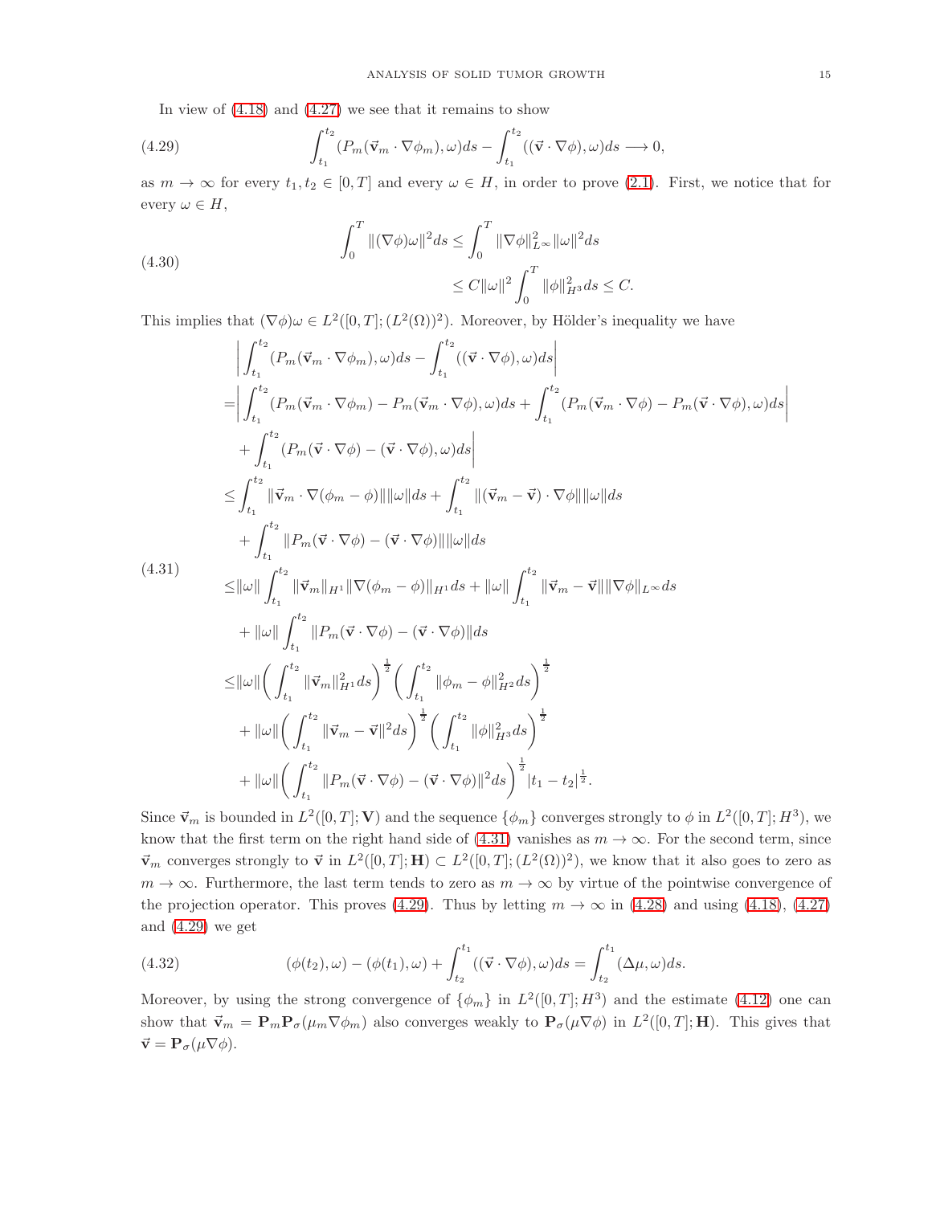In view of (4.18) and (4.27) we see that it remains to show

$$
\int_{t_1}^{t_2} (P_m(\vec{\mathbf{v}}_m \cdot \nabla\phi_m), \omega) ds - \int_{t_1}^{t_2} ((\vec{\mathbf{v}} \cdot \nabla\phi), \omega) ds \longrightarrow 0, \tag{4.29}
$$

as $m \to \infty$ for every $t_1, t_2 \in [0, T]$ and every $\omega \in H$, in order to prove (2.1). First, we notice that for every $\omega \in H$,

$$
\begin{aligned}
\int_0^T \|(\nabla\phi)\omega\|^2 ds &\leq \int_0^T \|\nabla\phi\|_{L^\infty}^2 \|\omega\|^2 ds \\
&\leq C\|\omega\|^2 \int_0^T \|\phi\|_{H^3}^2 ds \leq C.
\end{aligned} \tag{4.30}
$$

This implies that $(\nabla\phi)\omega \in L^2([0, T]; (L^2(\Omega))^2)$. Moreover, by Hölder's inequality we have

$$
\begin{aligned}
&\left| \int_{t_1}^{t_2} (P_m(\vec{\mathbf{v}}_m \cdot \nabla\phi_m), \omega) ds - \int_{t_1}^{t_2} ((\vec{\mathbf{v}} \cdot \nabla\phi), \omega) ds \right| \\
=& \Bigg| \int_{t_1}^{t_2} (P_m(\vec{\mathbf{v}}_m \cdot \nabla\phi_m) - P_m(\vec{\mathbf{v}}_m \cdot \nabla\phi), \omega) ds + \int_{t_1}^{t_2} (P_m(\vec{\mathbf{v}}_m \cdot \nabla\phi) - P_m(\vec{\mathbf{v}} \cdot \nabla\phi), \omega) ds \\
&+ \int_{t_1}^{t_2} (P_m(\vec{\mathbf{v}} \cdot \nabla\phi) - (\vec{\mathbf{v}} \cdot \nabla\phi), \omega) ds \Bigg| \\
\leq& \int_{t_1}^{t_2} \|\vec{\mathbf{v}}_m \cdot \nabla(\phi_m - \phi)\| \|\omega\| ds + \int_{t_1}^{t_2} \|(\vec{\mathbf{v}}_m - \vec{\mathbf{v}}) \cdot \nabla\phi\| \|\omega\| ds \\
&+ \int_{t_1}^{t_2} \|P_m(\vec{\mathbf{v}} \cdot \nabla\phi) - (\vec{\mathbf{v}} \cdot \nabla\phi)\| \|\omega\| ds \\
\leq& \|\omega\| \int_{t_1}^{t_2} \|\vec{\mathbf{v}}_m\|_{H^1} \|\nabla(\phi_m - \phi)\|_{H^1} ds + \|\omega\| \int_{t_1}^{t_2} \|\vec{\mathbf{v}}_m - \vec{\mathbf{v}}\| \|\nabla\phi\|_{L^\infty} ds \\
&+ \|\omega\| \int_{t_1}^{t_2} \|P_m(\vec{\mathbf{v}} \cdot \nabla\phi) - (\vec{\mathbf{v}} \cdot \nabla\phi)\| ds \\
\leq& \|\omega\| \left( \int_{t_1}^{t_2} \|\vec{\mathbf{v}}_m\|_{H^1}^2 ds \right)^{\frac{1}{2}} \left( \int_{t_1}^{t_2} \|\phi_m - \phi\|_{H^2}^2 ds \right)^{\frac{1}{2}} \\
&+ \|\omega\| \left( \int_{t_1}^{t_2} \|\vec{\mathbf{v}}_m - \vec{\mathbf{v}}\|^2 ds \right)^{\frac{1}{2}} \left( \int_{t_1}^{t_2} \|\phi\|_{H^3}^2 ds \right)^{\frac{1}{2}} \\
&+ \|\omega\| \left( \int_{t_1}^{t_2} \|P_m(\vec{\mathbf{v}} \cdot \nabla\phi) - (\vec{\mathbf{v}} \cdot \nabla\phi)\|^2 ds \right)^{\frac{1}{2}} |t_1 - t_2|^{\frac{1}{2}}.
\end{aligned} \tag{4.31}
$$

Since $\vec{\mathbf{v}}_m$ is bounded in $L^2([0, T]; \mathbf{V})$ and the sequence $\{\phi_m\}$ converges strongly to $\phi$ in $L^2([0, T]; H^3)$, we know that the first term on the right hand side of (4.31) vanishes as $m \to \infty$. For the second term, since $\vec{\mathbf{v}}_m$ converges strongly to $\vec{\mathbf{v}}$ in $L^2([0, T]; \mathbf{H}) \subset L^2([0, T]; (L^2(\Omega))^2)$, we know that it also goes to zero as $m \to \infty$. Furthermore, the last term tends to zero as $m \to \infty$ by virtue of the pointwise convergence of the projection operator. This proves (4.29). Thus by letting $m \to \infty$ in (4.28) and using (4.18), (4.27) and (4.29) we get

$$
(\phi(t_2), \omega) - (\phi(t_1), \omega) + \int_{t_2}^{t_1} ((\vec{\mathbf{v}} \cdot \nabla\phi), \omega) ds = \int_{t_2}^{t_1} (\Delta\mu, \omega) ds. \tag{4.32}
$$

Moreover, by using the strong convergence of $\{\phi_m\}$ in $L^2([0, T]; H^3)$ and the estimate (4.12) one can show that $\vec{\mathbf{v}}_m = \mathbf{P}_m \mathbf{P}_\sigma(\mu_m \nabla\phi_m)$ also converges weakly to $\mathbf{P}_\sigma(\mu\nabla\phi)$ in $L^2([0, T]; \mathbf{H})$. This gives that $\vec{\mathbf{v}} = \mathbf{P}_\sigma(\mu\nabla\phi)$.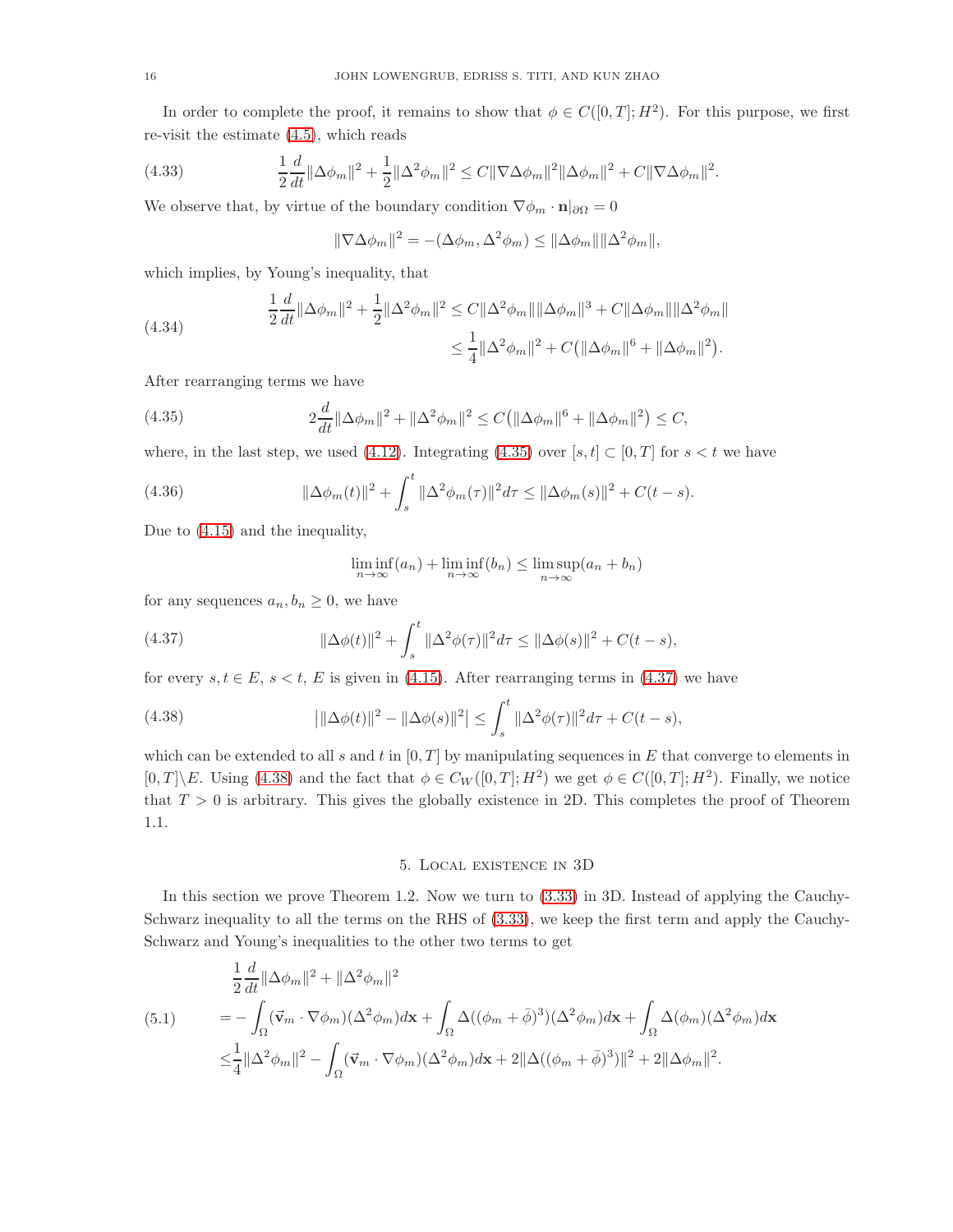In order to complete the proof, it remains to show that $\phi \in C([0,T];H^2)$. For this purpose, we first re-visit the estimate (4.5), which reads

$$\frac{1}{2}\frac{d}{dt}\|\Delta\phi_m\|^2 + \frac{1}{2}\|\Delta^2\phi_m\|^2 \le C\|\nabla\Delta\phi_m\|^2\|\Delta\phi_m\|^2 + C\|\nabla\Delta\phi_m\|^2. \tag{4.33}$$

We observe that, by virtue of the boundary condition $\nabla\phi_m \cdot \mathbf{n}|_{\partial\Omega} = 0$

$$\|\nabla\Delta\phi_m\|^2 = -(\Delta\phi_m, \Delta^2\phi_m) \le \|\Delta\phi_m\|\|\Delta^2\phi_m\|,$$

which implies, by Young's inequality, that

$$\begin{aligned}\frac{1}{2}\frac{d}{dt}\|\Delta\phi_m\|^2 + \frac{1}{2}\|\Delta^2\phi_m\|^2 &\le C\|\Delta^2\phi_m\|\|\Delta\phi_m\|^3 + C\|\Delta\phi_m\|\|\Delta^2\phi_m\| \\ &\le \frac{1}{4}\|\Delta^2\phi_m\|^2 + C\big(\|\Delta\phi_m\|^6 + \|\Delta\phi_m\|^2\big).\end{aligned} \tag{4.34}$$

After rearranging terms we have

$$2\frac{d}{dt}\|\Delta\phi_m\|^2 + \|\Delta^2\phi_m\|^2 \le C\big(\|\Delta\phi_m\|^6 + \|\Delta\phi_m\|^2\big) \le C, \tag{4.35}$$

where, in the last step, we used (4.12). Integrating (4.35) over $[s,t] \subset [0,T]$ for $s < t$ we have

$$\|\Delta\phi_m(t)\|^2 + \int_s^t \|\Delta^2\phi_m(\tau)\|^2 d\tau \le \|\Delta\phi_m(s)\|^2 + C(t-s). \tag{4.36}$$

Due to (4.15) and the inequality,

$$\liminf_{n\to\infty}(a_n) + \liminf_{n\to\infty}(b_n) \le \limsup_{n\to\infty}(a_n + b_n)$$

for any sequences $a_n, b_n \ge 0$, we have

$$\|\Delta\phi(t)\|^2 + \int_s^t \|\Delta^2\phi(\tau)\|^2 d\tau \le \|\Delta\phi(s)\|^2 + C(t-s), \tag{4.37}$$

for every $s, t \in E$, $s < t$, $E$ is given in (4.15). After rearranging terms in (4.37) we have

$$\big|\|\Delta\phi(t)\|^2 - \|\Delta\phi(s)\|^2\big| \le \int_s^t \|\Delta^2\phi(\tau)\|^2 d\tau + C(t-s), \tag{4.38}$$

which can be extended to all $s$ and $t$ in $[0,T]$ by manipulating sequences in $E$ that converge to elements in $[0,T]\backslash E$. Using (4.38) and the fact that $\phi \in C_W([0,T];H^2)$ we get $\phi \in C([0,T];H^2)$. Finally, we notice that $T > 0$ is arbitrary. This gives the globally existence in 2D. This completes the proof of Theorem 1.1.

## 5. Local existence in 3D

In this section we prove Theorem 1.2. Now we turn to (3.33) in 3D. Instead of applying the Cauchy-Schwarz inequality to all the terms on the RHS of (3.33), we keep the first term and apply the Cauchy-Schwarz and Young's inequalities to the other two terms to get

$$\begin{aligned}&\frac{1}{2}\frac{d}{dt}\|\Delta\phi_m\|^2 + \|\Delta^2\phi_m\|^2 \\ =& -\int_\Omega (\vec{\mathbf{v}}_m \cdot \nabla\phi_m)(\Delta^2\phi_m)d\mathbf{x} + \int_\Omega \Delta((\phi_m + \bar{\phi})^3)(\Delta^2\phi_m)d\mathbf{x} + \int_\Omega \Delta(\phi_m)(\Delta^2\phi_m)d\mathbf{x} \\ \le& \frac{1}{4}\|\Delta^2\phi_m\|^2 - \int_\Omega (\vec{\mathbf{v}}_m \cdot \nabla\phi_m)(\Delta^2\phi_m)d\mathbf{x} + 2\|\Delta((\phi_m + \bar{\phi})^3)\|^2 + 2\|\Delta\phi_m\|^2.\end{aligned} \tag{5.1}$$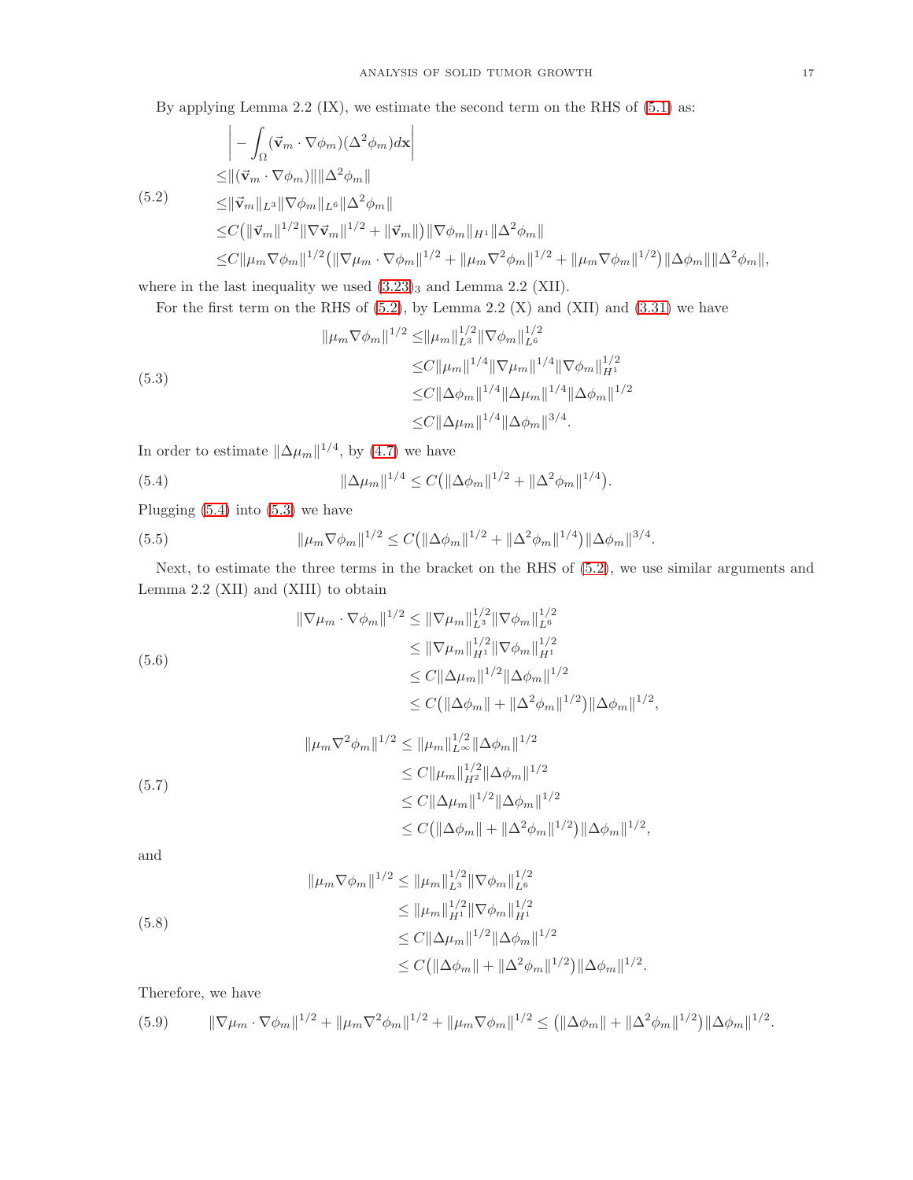By applying Lemma 2.2 (IX), we estimate the second term on the RHS of (5.1) as:

$$
\begin{aligned}
&\left| -\int_\Omega (\vec{\mathbf{v}}_m \cdot \nabla \phi_m)(\Delta^2 \phi_m) d\mathbf{x} \right| \\
\leq& \|(\vec{\mathbf{v}}_m \cdot \nabla \phi_m)\| \|\Delta^2 \phi_m\| \\
\leq& \|\vec{\mathbf{v}}_m\|_{L^3} \|\nabla \phi_m\|_{L^6} \|\Delta^2 \phi_m\| \\
\leq& C\big(\|\vec{\mathbf{v}}_m\|^{1/2} \|\nabla \vec{\mathbf{v}}_m\|^{1/2} + \|\vec{\mathbf{v}}_m\|\big) \|\nabla \phi_m\|_{H^1} \|\Delta^2 \phi_m\| \\
\leq& C\|\mu_m \nabla \phi_m\|^{1/2} \big(\|\nabla \mu_m \cdot \nabla \phi_m\|^{1/2} + \|\mu_m \nabla^2 \phi_m\|^{1/2} + \|\mu_m \nabla \phi_m\|^{1/2}\big) \|\Delta \phi_m\| \|\Delta^2 \phi_m\|,
\end{aligned}
\tag{5.2}
$$

where in the last inequality we used $(3.23)_3$ and Lemma 2.2 (XII).

For the first term on the RHS of (5.2), by Lemma 2.2 (X) and (XII) and (3.31) we have

$$
\begin{aligned}
\|\mu_m \nabla \phi_m\|^{1/2} \leq& \|\mu_m\|_{L^3}^{1/2} \|\nabla \phi_m\|_{L^6}^{1/2} \\
\leq& C\|\mu_m\|^{1/4} \|\nabla \mu_m\|^{1/4} \|\nabla \phi_m\|_{H^1}^{1/2} \\
\leq& C\|\Delta \phi_m\|^{1/4} \|\Delta \mu_m\|^{1/4} \|\Delta \phi_m\|^{1/2} \\
\leq& C\|\Delta \mu_m\|^{1/4} \|\Delta \phi_m\|^{3/4}.
\end{aligned}
\tag{5.3}
$$

In order to estimate $\|\Delta \mu_m\|^{1/4}$, by (4.7) we have

$$
\|\Delta \mu_m\|^{1/4} \leq C\big(\|\Delta \phi_m\|^{1/2} + \|\Delta^2 \phi_m\|^{1/4}\big). \tag{5.4}
$$

Plugging (5.4) into (5.3) we have

$$
\|\mu_m \nabla \phi_m\|^{1/2} \leq C\big(\|\Delta \phi_m\|^{1/2} + \|\Delta^2 \phi_m\|^{1/4}\big) \|\Delta \phi_m\|^{3/4}. \tag{5.5}
$$

Next, to estimate the three terms in the bracket on the RHS of (5.2), we use similar arguments and Lemma 2.2 (XII) and (XIII) to obtain

$$
\begin{aligned}
\|\nabla \mu_m \cdot \nabla \phi_m\|^{1/2} \leq& \|\nabla \mu_m\|_{L^3}^{1/2} \|\nabla \phi_m\|_{L^6}^{1/2} \\
\leq& \|\nabla \mu_m\|_{H^1}^{1/2} \|\nabla \phi_m\|_{H^1}^{1/2} \\
\leq& C\|\Delta \mu_m\|^{1/2} \|\Delta \phi_m\|^{1/2} \\
\leq& C\big(\|\Delta \phi_m\| + \|\Delta^2 \phi_m\|^{1/2}\big) \|\Delta \phi_m\|^{1/2},
\end{aligned}
\tag{5.6}
$$

$$
\begin{aligned}
\|\mu_m \nabla^2 \phi_m\|^{1/2} \leq& \|\mu_m\|_{L^\infty}^{1/2} \|\Delta \phi_m\|^{1/2} \\
\leq& C\|\mu_m\|_{H^2}^{1/2} \|\Delta \phi_m\|^{1/2} \\
\leq& C\|\Delta \mu_m\|^{1/2} \|\Delta \phi_m\|^{1/2} \\
\leq& C\big(\|\Delta \phi_m\| + \|\Delta^2 \phi_m\|^{1/2}\big) \|\Delta \phi_m\|^{1/2},
\end{aligned}
\tag{5.7}
$$

and

$$
\begin{aligned}
\|\mu_m \nabla \phi_m\|^{1/2} \leq& \|\mu_m\|_{L^3}^{1/2} \|\nabla \phi_m\|_{L^6}^{1/2} \\
\leq& \|\mu_m\|_{H^1}^{1/2} \|\nabla \phi_m\|_{H^1}^{1/2} \\
\leq& C\|\Delta \mu_m\|^{1/2} \|\Delta \phi_m\|^{1/2} \\
\leq& C\big(\|\Delta \phi_m\| + \|\Delta^2 \phi_m\|^{1/2}\big) \|\Delta \phi_m\|^{1/2}.
\end{aligned}
\tag{5.8}
$$

Therefore, we have

$$
\|\nabla \mu_m \cdot \nabla \phi_m\|^{1/2} + \|\mu_m \nabla^2 \phi_m\|^{1/2} + \|\mu_m \nabla \phi_m\|^{1/2} \leq \big(\|\Delta \phi_m\| + \|\Delta^2 \phi_m\|^{1/2}\big) \|\Delta \phi_m\|^{1/2}. \tag{5.9}
$$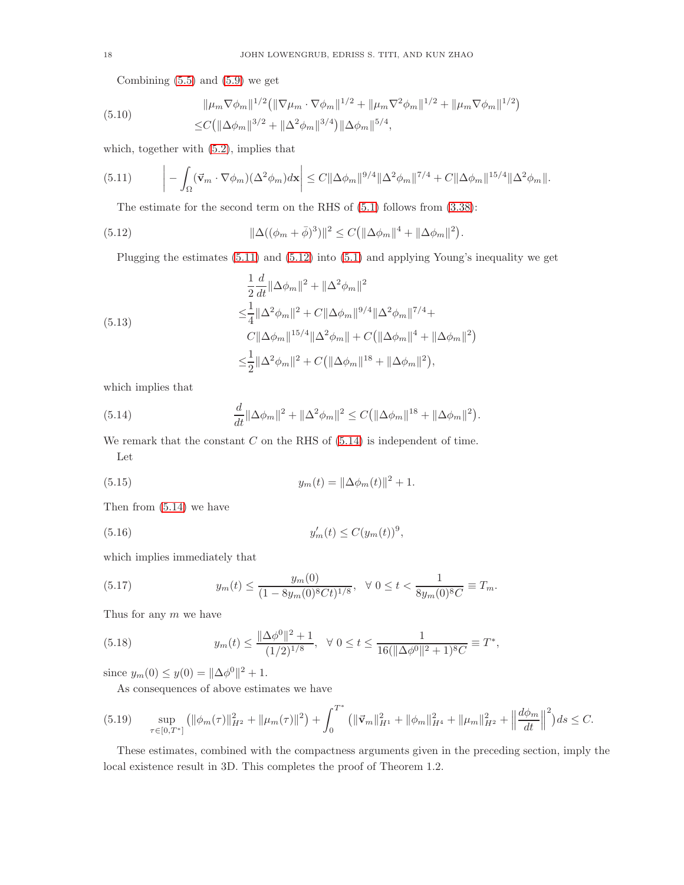Combining (5.5) and (5.9) we get

$$
\begin{aligned}
&\|\mu_m \nabla\phi_m\|^{1/2}\big(\|\nabla\mu_m\cdot\nabla\phi_m\|^{1/2}+\|\mu_m\nabla^2\phi_m\|^{1/2}+\|\mu_m\nabla\phi_m\|^{1/2}\big)\\
\le& C\big(\|\Delta\phi_m\|^{3/2}+\|\Delta^2\phi_m\|^{3/4}\big)\|\Delta\phi_m\|^{5/4},
\end{aligned}
\tag{5.10}
$$

which, together with (5.2), implies that

$$
\left|-\int_\Omega(\vec{\mathbf{v}}_m\cdot\nabla\phi_m)(\Delta^2\phi_m)d\mathbf{x}\right|\le C\|\Delta\phi_m\|^{9/4}\|\Delta^2\phi_m\|^{7/4}+C\|\Delta\phi_m\|^{15/4}\|\Delta^2\phi_m\|.
\tag{5.11}
$$

The estimate for the second term on the RHS of (5.1) follows from (3.38):

$$
\|\Delta((\phi_m+\bar{\phi})^3)\|^2\le C\big(\|\Delta\phi_m\|^4+\|\Delta\phi_m\|^2\big).
\tag{5.12}
$$

Plugging the estimates (5.11) and (5.12) into (5.1) and applying Young's inequality we get

$$
\begin{aligned}
&\frac{1}{2}\frac{d}{dt}\|\Delta\phi_m\|^2+\|\Delta^2\phi_m\|^2\\
\le&\frac{1}{4}\|\Delta^2\phi_m\|^2+C\|\Delta\phi_m\|^{9/4}\|\Delta^2\phi_m\|^{7/4}+\\
&C\|\Delta\phi_m\|^{15/4}\|\Delta^2\phi_m\|+C\big(\|\Delta\phi_m\|^4+\|\Delta\phi_m\|^2\big)\\
\le&\frac{1}{2}\|\Delta^2\phi_m\|^2+C\big(\|\Delta\phi_m\|^{18}+\|\Delta\phi_m\|^2\big),
\end{aligned}
\tag{5.13}
$$

which implies that

$$
\frac{d}{dt}\|\Delta\phi_m\|^2+\|\Delta^2\phi_m\|^2\le C\big(\|\Delta\phi_m\|^{18}+\|\Delta\phi_m\|^2\big).
\tag{5.14}
$$

We remark that the constant $C$ on the RHS of (5.14) is independent of time.

Let

$$
y_m(t)=\|\Delta\phi_m(t)\|^2+1.
\tag{5.15}
$$

Then from (5.14) we have

$$
y_m'(t)\le C(y_m(t))^9,
\tag{5.16}
$$

which implies immediately that

$$
y_m(t)\le\frac{y_m(0)}{(1-8y_m(0)^8Ct)^{1/8}},\quad\forall\ 0\le t<\frac{1}{8y_m(0)^8C}\equiv T_m.
\tag{5.17}
$$

Thus for any $m$ we have

$$
y_m(t)\le\frac{\|\Delta\phi^0\|^2+1}{(1/2)^{1/8}},\quad\forall\ 0\le t\le\frac{1}{16(\|\Delta\phi^0\|^2+1)^8C}\equiv T^*,
\tag{5.18}
$$

since $y_m(0)\le y(0)=\|\Delta\phi^0\|^2+1$.

As consequences of above estimates we have

$$
\sup_{\tau\in[0,T^*]}\big(\|\phi_m(\tau)\|_{H^2}^2+\|\mu_m(\tau)\|^2\big)+\int_0^{T^*}\Big(\|\vec{\mathbf{v}}_m\|_{H^1}^2+\|\phi_m\|_{H^4}^2+\|\mu_m\|_{H^2}^2+\Big\|\frac{d\phi_m}{dt}\Big\|^2\Big)ds\le C.
\tag{5.19}
$$

These estimates, combined with the compactness arguments given in the preceding section, imply the local existence result in 3D. This completes the proof of Theorem 1.2.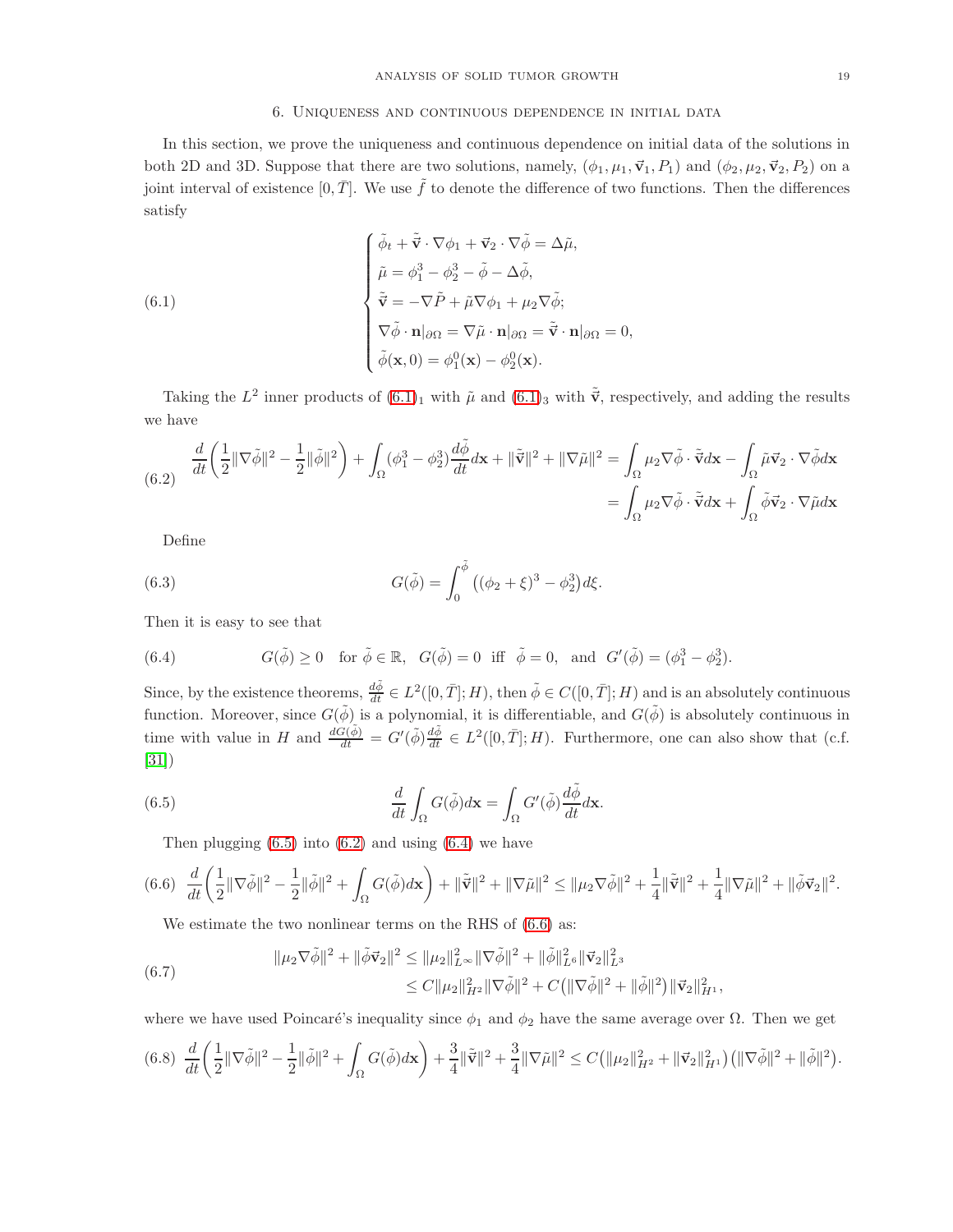## 6. Uniqueness and continuous dependence in initial data

In this section, we prove the uniqueness and continuous dependence on initial data of the solutions in both 2D and 3D. Suppose that there are two solutions, namely, $(\phi_1, \mu_1, \vec{\mathbf{v}}_1, P_1)$ and $(\phi_2, \mu_2, \vec{\mathbf{v}}_2, P_2)$ on a joint interval of existence $[0, \bar{T}]$. We use $\tilde{f}$ to denote the difference of two functions. Then the differences satisfy

$$
\begin{cases}
\tilde{\phi}_t + \tilde{\vec{\mathbf{v}}} \cdot \nabla \phi_1 + \vec{\mathbf{v}}_2 \cdot \nabla \tilde{\phi} = \Delta \tilde{\mu}, \\
\tilde{\mu} = \phi_1^3 - \phi_2^3 - \tilde{\phi} - \Delta \tilde{\phi}, \\
\tilde{\vec{\mathbf{v}}} = -\nabla \tilde{P} + \tilde{\mu} \nabla \phi_1 + \mu_2 \nabla \tilde{\phi}; \\
\nabla \tilde{\phi} \cdot \mathbf{n}|_{\partial\Omega} = \nabla \tilde{\mu} \cdot \mathbf{n}|_{\partial\Omega} = \tilde{\vec{\mathbf{v}}} \cdot \mathbf{n}|_{\partial\Omega} = 0, \\
\tilde{\phi}(\mathbf{x}, 0) = \phi_1^0(\mathbf{x}) - \phi_2^0(\mathbf{x}).
\end{cases}
\tag{6.1}
$$

Taking the $L^2$ inner products of (6.1)$_1$ with $\tilde{\mu}$ and (6.1)$_3$ with $\tilde{\vec{\mathbf{v}}}$, respectively, and adding the results we have

$$
\begin{aligned}
\frac{d}{dt}\left(\frac{1}{2}\|\nabla\tilde{\phi}\|^2 - \frac{1}{2}\|\tilde{\phi}\|^2\right) + \int_\Omega (\phi_1^3 - \phi_2^3)\frac{d\tilde{\phi}}{dt} d\mathbf{x} + \|\tilde{\vec{\mathbf{v}}}\|^2 + \|\nabla\tilde{\mu}\|^2 &= \int_\Omega \mu_2 \nabla\tilde{\phi} \cdot \tilde{\vec{\mathbf{v}}} d\mathbf{x} - \int_\Omega \tilde{\mu} \vec{\mathbf{v}}_2 \cdot \nabla\tilde{\phi} d\mathbf{x} \\
&= \int_\Omega \mu_2 \nabla\tilde{\phi} \cdot \tilde{\vec{\mathbf{v}}} d\mathbf{x} + \int_\Omega \tilde{\phi} \vec{\mathbf{v}}_2 \cdot \nabla\tilde{\mu} d\mathbf{x}
\end{aligned}
\tag{6.2}
$$

Define

$$
G(\tilde{\phi}) = \int_0^{\tilde{\phi}} \left((\phi_2 + \xi)^3 - \phi_2^3\right) d\xi.
\tag{6.3}
$$

Then it is easy to see that

$$
G(\tilde{\phi}) \geq 0 \quad \text{for } \tilde{\phi} \in \mathbb{R}, \quad G(\tilde{\phi}) = 0 \text{ iff } \tilde{\phi} = 0, \quad \text{and } G'(\tilde{\phi}) = (\phi_1^3 - \phi_2^3).
\tag{6.4}
$$

Since, by the existence theorems, $\frac{d\tilde{\phi}}{dt} \in L^2([0, \bar{T}]; H)$, then $\tilde{\phi} \in C([0, \bar{T}]; H)$ and is an absolutely continuous function. Moreover, since $G(\tilde{\phi})$ is a polynomial, it is differentiable, and $G(\tilde{\phi})$ is absolutely continuous in time with value in $H$ and $\frac{dG(\tilde{\phi})}{dt} = G'(\tilde{\phi})\frac{d\tilde{\phi}}{dt} \in L^2([0, \bar{T}]; H)$. Furthermore, one can also show that (c.f. [31])

$$
\frac{d}{dt}\int_\Omega G(\tilde{\phi}) d\mathbf{x} = \int_\Omega G'(\tilde{\phi})\frac{d\tilde{\phi}}{dt} d\mathbf{x}.
\tag{6.5}
$$

Then plugging (6.5) into (6.2) and using (6.4) we have

$$
\frac{d}{dt}\left(\frac{1}{2}\|\nabla\tilde{\phi}\|^2 - \frac{1}{2}\|\tilde{\phi}\|^2 + \int_\Omega G(\tilde{\phi}) d\mathbf{x}\right) + \|\tilde{\vec{\mathbf{v}}}\|^2 + \|\nabla\tilde{\mu}\|^2 \leq \|\mu_2 \nabla\tilde{\phi}\|^2 + \frac{1}{4}\|\tilde{\vec{\mathbf{v}}}\|^2 + \frac{1}{4}\|\nabla\tilde{\mu}\|^2 + \|\tilde{\phi}\vec{\mathbf{v}}_2\|^2.
\tag{6.6}
$$

We estimate the two nonlinear terms on the RHS of (6.6) as:

$$
\begin{aligned}
\|\mu_2 \nabla\tilde{\phi}\|^2 + \|\tilde{\phi}\vec{\mathbf{v}}_2\|^2 &\leq \|\mu_2\|_{L^\infty}^2 \|\nabla\tilde{\phi}\|^2 + \|\tilde{\phi}\|_{L^6}^2 \|\vec{\mathbf{v}}_2\|_{L^3}^2 \\
&\leq C\|\mu_2\|_{H^2}^2 \|\nabla\tilde{\phi}\|^2 + C\left(\|\nabla\tilde{\phi}\|^2 + \|\tilde{\phi}\|^2\right)\|\vec{\mathbf{v}}_2\|_{H^1}^2,
\end{aligned}
\tag{6.7}
$$

where we have used Poincaré's inequality since $\phi_1$ and $\phi_2$ have the same average over $\Omega$. Then we get

$$
\frac{d}{dt}\left(\frac{1}{2}\|\nabla\tilde{\phi}\|^2 - \frac{1}{2}\|\tilde{\phi}\|^2 + \int_\Omega G(\tilde{\phi}) d\mathbf{x}\right) + \frac{3}{4}\|\tilde{\vec{\mathbf{v}}}\|^2 + \frac{3}{4}\|\nabla\tilde{\mu}\|^2 \leq C\left(\|\mu_2\|_{H^2}^2 + \|\vec{\mathbf{v}}_2\|_{H^1}^2\right)\left(\|\nabla\tilde{\phi}\|^2 + \|\tilde{\phi}\|^2\right).
\tag{6.8}
$$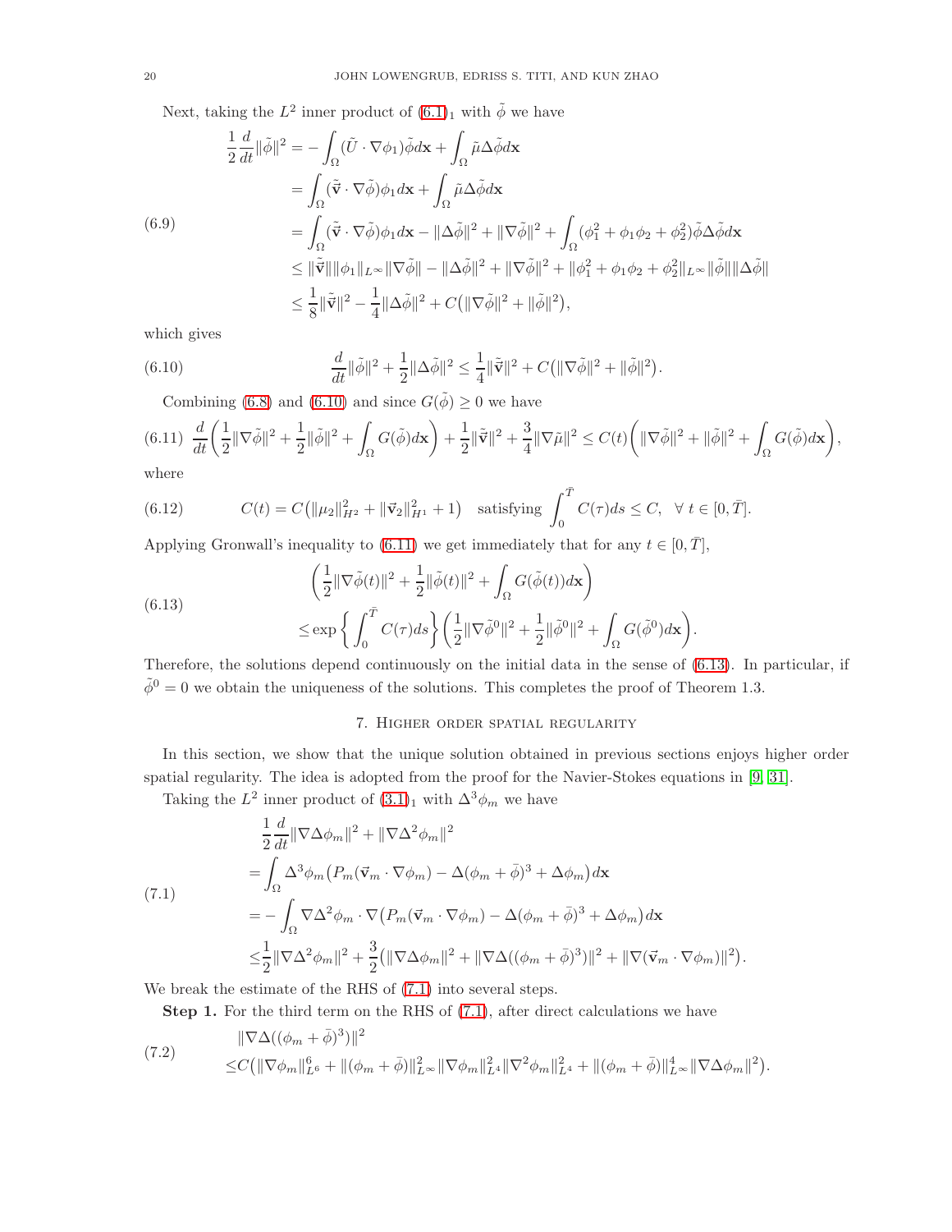Next, taking the $L^2$ inner product of (6.1)$_1$ with $\tilde{\phi}$ we have

$$
\begin{aligned}
\frac{1}{2}\frac{d}{dt}\|\tilde{\phi}\|^2 &= -\int_\Omega (\tilde{U}\cdot\nabla\phi_1)\tilde{\phi}d\mathbf{x} + \int_\Omega \tilde{\mu}\Delta\tilde{\phi}d\mathbf{x} \\
&= \int_\Omega (\tilde{\vec{\mathbf{v}}}\cdot\nabla\tilde{\phi})\phi_1 d\mathbf{x} + \int_\Omega \tilde{\mu}\Delta\tilde{\phi}d\mathbf{x} \\
&= \int_\Omega (\tilde{\vec{\mathbf{v}}}\cdot\nabla\tilde{\phi})\phi_1 d\mathbf{x} - \|\Delta\tilde{\phi}\|^2 + \|\nabla\tilde{\phi}\|^2 + \int_\Omega (\phi_1^2+\phi_1\phi_2+\phi_2^2)\tilde{\phi}\Delta\tilde{\phi}d\mathbf{x} \\
&\le \|\tilde{\vec{\mathbf{v}}}\|\|\phi_1\|_{L^\infty}\|\nabla\tilde{\phi}\| - \|\Delta\tilde{\phi}\|^2 + \|\nabla\tilde{\phi}\|^2 + \|\phi_1^2+\phi_1\phi_2+\phi_2^2\|_{L^\infty}\|\tilde{\phi}\|\|\Delta\tilde{\phi}\| \\
&\le \frac{1}{8}\|\tilde{\vec{\mathbf{v}}}\|^2 - \frac{1}{4}\|\Delta\tilde{\phi}\|^2 + C\big(\|\nabla\tilde{\phi}\|^2 + \|\tilde{\phi}\|^2\big),
\end{aligned}
\tag{6.9}
$$

which gives

$$
\frac{d}{dt}\|\tilde{\phi}\|^2 + \frac{1}{2}\|\Delta\tilde{\phi}\|^2 \le \frac{1}{4}\|\tilde{\vec{\mathbf{v}}}\|^2 + C\big(\|\nabla\tilde{\phi}\|^2 + \|\tilde{\phi}\|^2\big).
\tag{6.10}
$$

Combining (6.8) and (6.10) and since $G(\tilde{\phi}) \ge 0$ we have

$$
\frac{d}{dt}\bigg(\frac{1}{2}\|\nabla\tilde{\phi}\|^2 + \frac{1}{2}\|\tilde{\phi}\|^2 + \int_\Omega G(\tilde{\phi})d\mathbf{x}\bigg) + \frac{1}{2}\|\tilde{\vec{\mathbf{v}}}\|^2 + \frac{3}{4}\|\nabla\tilde{\mu}\|^2 \le C(t)\bigg(\|\nabla\tilde{\phi}\|^2 + \|\tilde{\phi}\|^2 + \int_\Omega G(\tilde{\phi})d\mathbf{x}\bigg),
\tag{6.11}
$$

where

$$
C(t) = C\big(\|\mu_2\|_{H^2}^2 + \|\vec{\mathbf{v}}_2\|_{H^1}^2 + 1\big) \quad \text{satisfying } \int_0^{\bar{T}} C(\tau)ds \le C, \quad \forall\, t\in[0,\bar{T}].
\tag{6.12}
$$

Applying Gronwall's inequality to (6.11) we get immediately that for any $t \in [0, \bar{T}]$,

$$
\begin{aligned}
&\bigg(\frac{1}{2}\|\nabla\tilde{\phi}(t)\|^2 + \frac{1}{2}\|\tilde{\phi}(t)\|^2 + \int_\Omega G(\tilde{\phi}(t))d\mathbf{x}\bigg) \\
&\le \exp\bigg\{\int_0^{\bar{T}} C(\tau)ds\bigg\}\bigg(\frac{1}{2}\|\nabla\tilde{\phi}^0\|^2 + \frac{1}{2}\|\tilde{\phi}^0\|^2 + \int_\Omega G(\tilde{\phi}^0)d\mathbf{x}\bigg).
\end{aligned}
\tag{6.13}
$$

Therefore, the solutions depend continuously on the initial data in the sense of (6.13). In particular, if $\tilde{\phi}^0 = 0$ we obtain the uniqueness of the solutions. This completes the proof of Theorem 1.3.

## 7. Higher order spatial regularity

In this section, we show that the unique solution obtained in previous sections enjoys higher order spatial regularity. The idea is adopted from the proof for the Navier-Stokes equations in [9, 31].

Taking the $L^2$ inner product of (3.1)$_1$ with $\Delta^3\phi_m$ we have

$$
\begin{aligned}
&\frac{1}{2}\frac{d}{dt}\|\nabla\Delta\phi_m\|^2 + \|\nabla\Delta^2\phi_m\|^2 \\
=& \int_\Omega \Delta^3\phi_m\big(P_m(\vec{\mathbf{v}}_m\cdot\nabla\phi_m) - \Delta(\phi_m+\bar{\phi})^3 + \Delta\phi_m\big)d\mathbf{x} \\
=& -\int_\Omega \nabla\Delta^2\phi_m\cdot\nabla\big(P_m(\vec{\mathbf{v}}_m\cdot\nabla\phi_m) - \Delta(\phi_m+\bar{\phi})^3 + \Delta\phi_m\big)d\mathbf{x} \\
\le& \frac{1}{2}\|\nabla\Delta^2\phi_m\|^2 + \frac{3}{2}\big(\|\nabla\Delta\phi_m\|^2 + \|\nabla\Delta((\phi_m+\bar{\phi})^3)\|^2 + \|\nabla(\vec{\mathbf{v}}_m\cdot\nabla\phi_m)\|^2\big).
\end{aligned}
\tag{7.1}
$$

We break the estimate of the RHS of (7.1) into several steps.

**Step 1.** For the third term on the RHS of (7.1), after direct calculations we have

$$
\begin{aligned}
&\|\nabla\Delta((\phi_m+\bar{\phi})^3)\|^2 \\
\le& C\big(\|\nabla\phi_m\|_{L^6}^6 + \|(\phi_m+\bar{\phi})\|_{L^\infty}^2\|\nabla\phi_m\|_{L^4}^2\|\nabla^2\phi_m\|_{L^4}^2 + \|(\phi_m+\bar{\phi})\|_{L^\infty}^4\|\nabla\Delta\phi_m\|^2\big).
\end{aligned}
\tag{7.2}
$$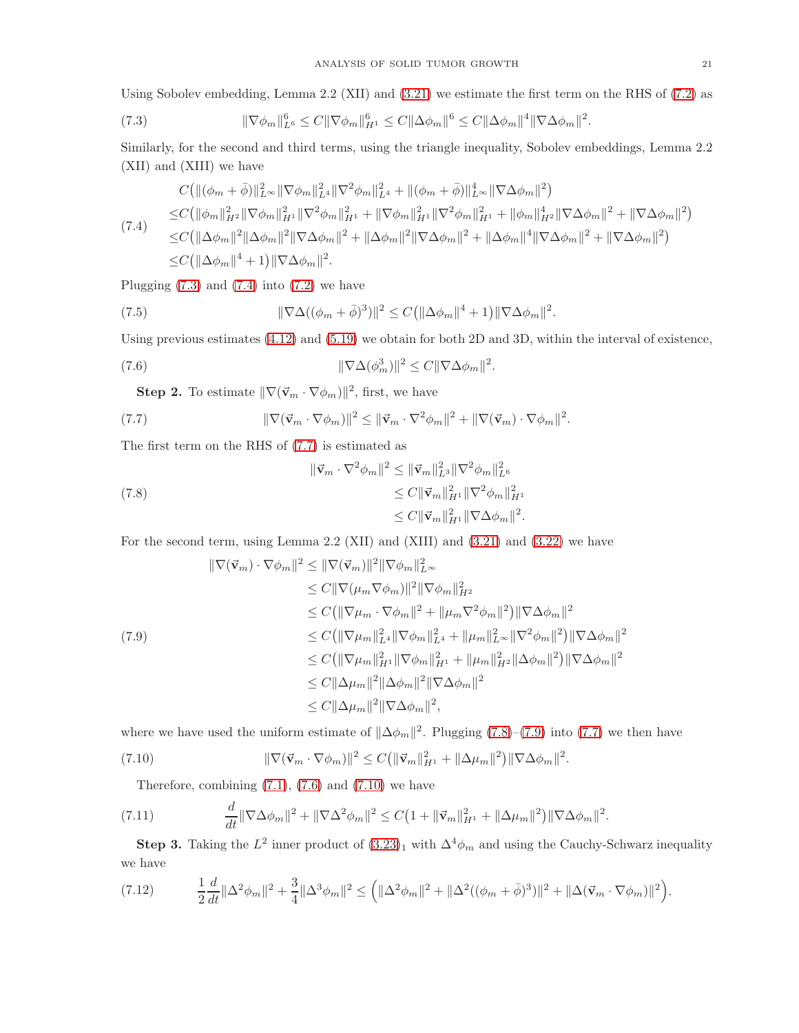Using Sobolev embedding, Lemma 2.2 (XII) and (3.21) we estimate the first term on the RHS of (7.2) as

$$\|\nabla\phi_m\|_{L^6}^6 \leq C\|\nabla\phi_m\|_{H^1}^6 \leq C\|\Delta\phi_m\|^6 \leq C\|\Delta\phi_m\|^4\|\nabla\Delta\phi_m\|^2. \tag{7.3}$$

Similarly, for the second and third terms, using the triangle inequality, Sobolev embeddings, Lemma 2.2 (XII) and (XIII) we have

$$\begin{aligned}
&C\big(\|(\phi_m+\bar\phi)\|_{L^\infty}^2\|\nabla\phi_m\|_{L^4}^2\|\nabla^2\phi_m\|_{L^4}^2 + \|(\phi_m+\bar\phi)\|_{L^\infty}^4\|\nabla\Delta\phi_m\|^2\big)\\
\leq &C\big(\|\phi_m\|_{H^2}^2\|\nabla\phi_m\|_{H^1}^2\|\nabla^2\phi_m\|_{H^1}^2 + \|\nabla\phi_m\|_{H^1}^2\|\nabla^2\phi_m\|_{H^1}^2 + \|\phi_m\|_{H^2}^4\|\nabla\Delta\phi_m\|^2 + \|\nabla\Delta\phi_m\|^2\big)\\
\leq &C\big(\|\Delta\phi_m\|^2\|\Delta\phi_m\|^2\|\nabla\Delta\phi_m\|^2 + \|\Delta\phi_m\|^2\|\nabla\Delta\phi_m\|^2 + \|\Delta\phi_m\|^4\|\nabla\Delta\phi_m\|^2 + \|\nabla\Delta\phi_m\|^2\big)\\
\leq &C\big(\|\Delta\phi_m\|^4 + 1\big)\|\nabla\Delta\phi_m\|^2.
\end{aligned} \tag{7.4}$$

Plugging (7.3) and (7.4) into (7.2) we have

$$\|\nabla\Delta((\phi_m+\bar\phi)^3)\|^2 \leq C\big(\|\Delta\phi_m\|^4 + 1\big)\|\nabla\Delta\phi_m\|^2. \tag{7.5}$$

Using previous estimates (4.12) and (5.19) we obtain for both 2D and 3D, within the interval of existence,

$$\|\nabla\Delta(\phi_m^3)\|^2 \leq C\|\nabla\Delta\phi_m\|^2. \tag{7.6}$$

**Step 2.** To estimate $\|\nabla(\vec{v}_m\cdot\nabla\phi_m)\|^2$, first, we have

$$\|\nabla(\vec{v}_m\cdot\nabla\phi_m)\|^2 \leq \|\vec{v}_m\cdot\nabla^2\phi_m\|^2 + \|\nabla(\vec{v}_m)\cdot\nabla\phi_m\|^2. \tag{7.7}$$

The first term on the RHS of (7.7) is estimated as

$$\begin{aligned}
\|\vec{v}_m\cdot\nabla^2\phi_m\|^2 &\leq \|\vec{v}_m\|_{L^3}^2\|\nabla^2\phi_m\|_{L^6}^2\\
&\leq C\|\vec{v}_m\|_{H^1}^2\|\nabla^2\phi_m\|_{H^1}^2\\
&\leq C\|\vec{v}_m\|_{H^1}^2\|\nabla\Delta\phi_m\|^2.
\end{aligned} \tag{7.8}$$

For the second term, using Lemma 2.2 (XII) and (XIII) and (3.21) and (3.22) we have

$$\begin{aligned}
\|\nabla(\vec{v}_m)\cdot\nabla\phi_m\|^2 &\leq \|\nabla(\vec{v}_m)\|^2\|\nabla\phi_m\|_{L^\infty}^2\\
&\leq C\|\nabla(\mu_m\nabla\phi_m)\|^2\|\nabla\phi_m\|_{H^2}^2\\
&\leq C\big(\|\nabla\mu_m\cdot\nabla\phi_m\|^2 + \|\mu_m\nabla^2\phi_m\|^2\big)\|\nabla\Delta\phi_m\|^2\\
&\leq C\big(\|\nabla\mu_m\|_{L^4}^2\|\nabla\phi_m\|_{L^4}^2 + \|\mu_m\|_{L^\infty}^2\|\nabla^2\phi_m\|^2\big)\|\nabla\Delta\phi_m\|^2\\
&\leq C\big(\|\nabla\mu_m\|_{H^1}^2\|\nabla\phi_m\|_{H^1}^2 + \|\mu_m\|_{H^2}^2\|\Delta\phi_m\|^2\big)\|\nabla\Delta\phi_m\|^2\\
&\leq C\|\Delta\mu_m\|^2\|\Delta\phi_m\|^2\|\nabla\Delta\phi_m\|^2\\
&\leq C\|\Delta\mu_m\|^2\|\nabla\Delta\phi_m\|^2,
\end{aligned} \tag{7.9}$$

where we have used the uniform estimate of $\|\Delta\phi_m\|^2$. Plugging (7.8)–(7.9) into (7.7) we then have

$$\|\nabla(\vec{v}_m\cdot\nabla\phi_m)\|^2 \leq C\big(\|\vec{v}_m\|_{H^1}^2 + \|\Delta\mu_m\|^2\big)\|\nabla\Delta\phi_m\|^2. \tag{7.10}$$

Therefore, combining (7.1), (7.6) and (7.10) we have

$$\frac{d}{dt}\|\nabla\Delta\phi_m\|^2 + \|\nabla\Delta^2\phi_m\|^2 \leq C\big(1 + \|\vec{v}_m\|_{H^1}^2 + \|\Delta\mu_m\|^2\big)\|\nabla\Delta\phi_m\|^2. \tag{7.11}$$

**Step 3.** Taking the $L^2$ inner product of $(3.23)_1$ with $\Delta^4\phi_m$ and using the Cauchy-Schwarz inequality we have

$$\frac{1}{2}\frac{d}{dt}\|\Delta^2\phi_m\|^2 + \frac{3}{4}\|\Delta^3\phi_m\|^2 \leq \Big(\|\Delta^2\phi_m\|^2 + \|\Delta^2((\phi_m+\bar\phi)^3)\|^2 + \|\Delta(\vec{v}_m\cdot\nabla\phi_m)\|^2\Big). \tag{7.12}$$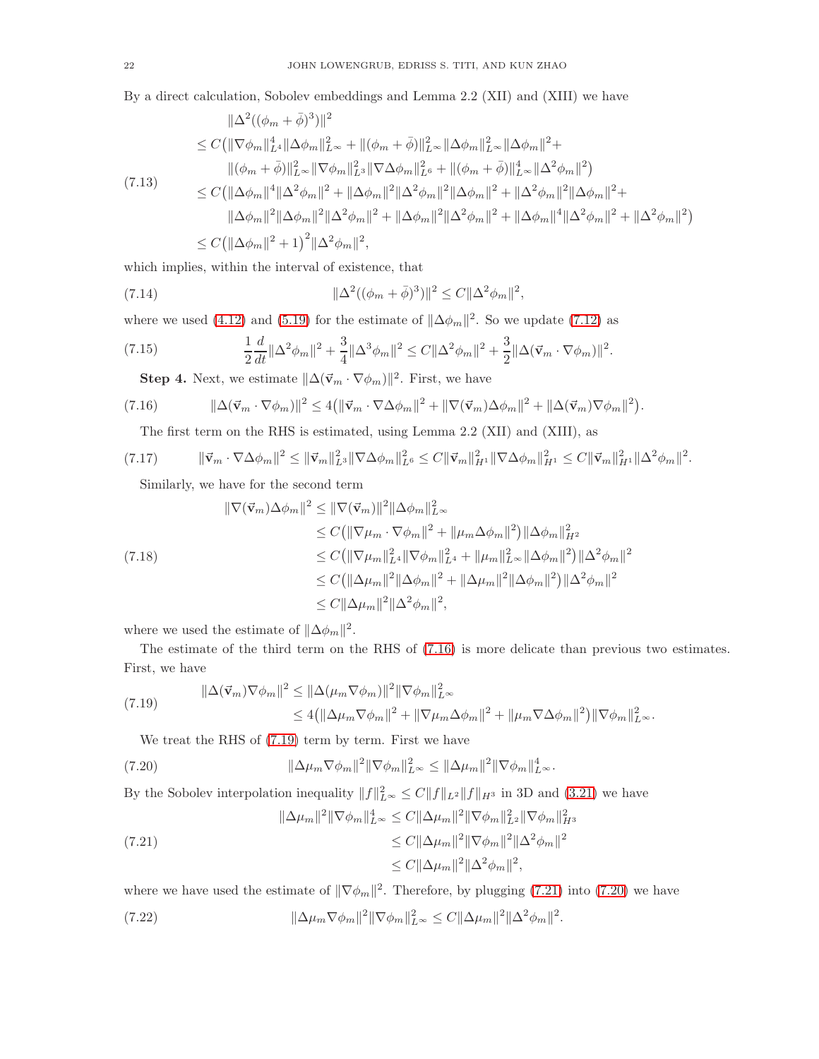By a direct calculation, Sobolev embeddings and Lemma 2.2 (XII) and (XIII) we have

$$
\begin{aligned}
&\|\Delta^2((\phi_m+\bar{\phi})^3)\|^2 \\
&\le C\big(\|\nabla\phi_m\|_{L^4}^4\|\Delta\phi_m\|_{L^\infty}^2 + \|(\phi_m+\bar{\phi})\|_{L^\infty}^2\|\Delta\phi_m\|_{L^\infty}^2\|\Delta\phi_m\|^2 + \\
&\quad \|(\phi_m+\bar{\phi})\|_{L^\infty}^2\|\nabla\phi_m\|_{L^3}^2\|\nabla\Delta\phi_m\|_{L^6}^2 + \|(\phi_m+\bar{\phi})\|_{L^\infty}^4\|\Delta^2\phi_m\|^2\big) \\
&\le C\big(\|\Delta\phi_m\|^4\|\Delta^2\phi_m\|^2 + \|\Delta\phi_m\|^2\|\Delta^2\phi_m\|^2\|\Delta\phi_m\|^2 + \|\Delta^2\phi_m\|^2\|\Delta\phi_m\|^2 + \\
&\quad \|\Delta\phi_m\|^2\|\Delta\phi_m\|^2\|\Delta^2\phi_m\|^2 + \|\Delta\phi_m\|^2\|\Delta^2\phi_m\|^2 + \|\Delta\phi_m\|^4\|\Delta^2\phi_m\|^2 + \|\Delta^2\phi_m\|^2\big) \\
&\le C\big(\|\Delta\phi_m\|^2+1\big)^2\|\Delta^2\phi_m\|^2,
\end{aligned}
\tag{7.13}
$$

which implies, within the interval of existence, that

$$
\|\Delta^2((\phi_m+\bar{\phi})^3)\|^2 \le C\|\Delta^2\phi_m\|^2, \tag{7.14}
$$

where we used (4.12) and (5.19) for the estimate of $\|\Delta\phi_m\|^2$. So we update (7.12) as

$$
\frac{1}{2}\frac{d}{dt}\|\Delta^2\phi_m\|^2 + \frac{3}{4}\|\Delta^3\phi_m\|^2 \le C\|\Delta^2\phi_m\|^2 + \frac{3}{2}\|\Delta(\vec{v}_m\cdot\nabla\phi_m)\|^2. \tag{7.15}
$$

**Step 4.** Next, we estimate $\|\Delta(\vec{v}_m\cdot\nabla\phi_m)\|^2$. First, we have

$$
\|\Delta(\vec{v}_m\cdot\nabla\phi_m)\|^2 \le 4\big(\|\vec{v}_m\cdot\nabla\Delta\phi_m\|^2 + \|\nabla(\vec{v}_m)\Delta\phi_m\|^2 + \|\Delta(\vec{v}_m)\nabla\phi_m\|^2\big). \tag{7.16}
$$

The first term on the RHS is estimated, using Lemma 2.2 (XII) and (XIII), as

$$
\|\vec{v}_m\cdot\nabla\Delta\phi_m\|^2 \le \|\vec{v}_m\|_{L^3}^2\|\nabla\Delta\phi_m\|_{L^6}^2 \le C\|\vec{v}_m\|_{H^1}^2\|\nabla\Delta\phi_m\|_{H^1}^2 \le C\|\vec{v}_m\|_{H^1}^2\|\Delta^2\phi_m\|^2. \tag{7.17}
$$

Similarly, we have for the second term

$$
\begin{aligned}
\|\nabla(\vec{v}_m)\Delta\phi_m\|^2 &\le \|\nabla(\vec{v}_m)\|^2\|\Delta\phi_m\|_{L^\infty}^2 \\
&\le C\big(\|\nabla\mu_m\cdot\nabla\phi_m\|^2 + \|\mu_m\Delta\phi_m\|^2\big)\|\Delta\phi_m\|_{H^2}^2 \\
&\le C\big(\|\nabla\mu_m\|_{L^4}^2\|\nabla\phi_m\|_{L^4}^2 + \|\mu_m\|_{L^\infty}^2\|\Delta\phi_m\|^2\big)\|\Delta^2\phi_m\|^2 \\
&\le C\big(\|\Delta\mu_m\|^2\|\Delta\phi_m\|^2 + \|\Delta\mu_m\|^2\|\Delta\phi_m\|^2\big)\|\Delta^2\phi_m\|^2 \\
&\le C\|\Delta\mu_m\|^2\|\Delta^2\phi_m\|^2,
\end{aligned}
\tag{7.18}
$$

where we used the estimate of $\|\Delta\phi_m\|^2$.

The estimate of the third term on the RHS of (7.16) is more delicate than previous two estimates. First, we have

$$
\begin{aligned}
\|\Delta(\vec{v}_m)\nabla\phi_m\|^2 &\le \|\Delta(\mu_m\nabla\phi_m)\|^2\|\nabla\phi_m\|_{L^\infty}^2 \\
&\le 4\big(\|\Delta\mu_m\nabla\phi_m\|^2 + \|\nabla\mu_m\Delta\phi_m\|^2 + \|\mu_m\nabla\Delta\phi_m\|^2\big)\|\nabla\phi_m\|_{L^\infty}^2.
\end{aligned}
\tag{7.19}
$$

We treat the RHS of (7.19) term by term. First we have

$$
\|\Delta\mu_m\nabla\phi_m\|^2\|\nabla\phi_m\|_{L^\infty}^2 \le \|\Delta\mu_m\|^2\|\nabla\phi_m\|_{L^\infty}^4. \tag{7.20}
$$

By the Sobolev interpolation inequality $\|f\|_{L^\infty}^2 \le C\|f\|_{L^2}\|f\|_{H^3}$ in 3D and (3.21) we have

$$
\begin{aligned}
\|\Delta\mu_m\|^2\|\nabla\phi_m\|_{L^\infty}^4 &\le C\|\Delta\mu_m\|^2\|\nabla\phi_m\|_{L^2}^2\|\nabla\phi_m\|_{H^3}^2 \\
&\le C\|\Delta\mu_m\|^2\|\nabla\phi_m\|^2\|\Delta^2\phi_m\|^2 \\
&\le C\|\Delta\mu_m\|^2\|\Delta^2\phi_m\|^2,
\end{aligned}
\tag{7.21}
$$

where we have used the estimate of $\|\nabla\phi_m\|^2$. Therefore, by plugging (7.21) into (7.20) we have

$$
\|\Delta\mu_m\nabla\phi_m\|^2\|\nabla\phi_m\|_{L^\infty}^2 \le C\|\Delta\mu_m\|^2\|\Delta^2\phi_m\|^2. \tag{7.22}
$$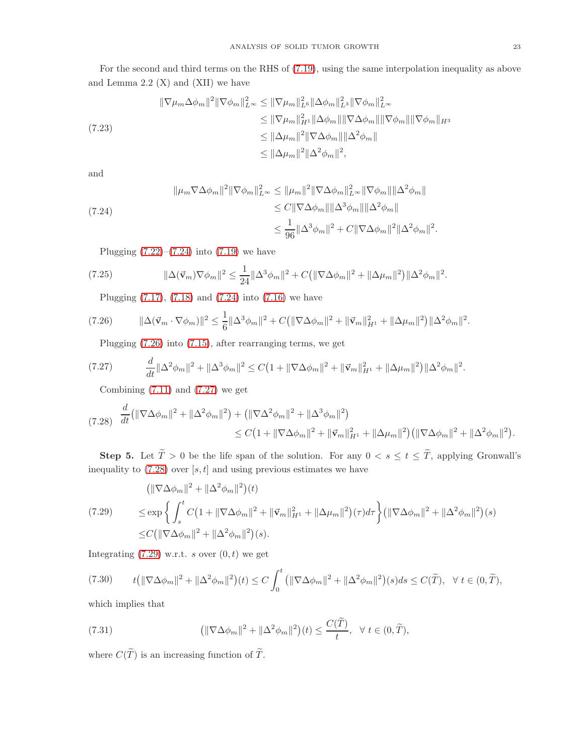For the second and third terms on the RHS of (7.19), using the same interpolation inequality as above and Lemma 2.2 (X) and (XII) we have

$$
\begin{aligned}
\|\nabla\mu_m\Delta\phi_m\|^2\|\nabla\phi_m\|^2_{L^\infty} &\le \|\nabla\mu_m\|^2_{L^6}\|\Delta\phi_m\|^2_{L^3}\|\nabla\phi_m\|^2_{L^\infty} \\
&\le \|\nabla\mu_m\|^2_{H^1}\|\Delta\phi_m\|\|\nabla\Delta\phi_m\|\|\nabla\phi_m\|\|\nabla\phi_m\|_{H^3} \\
&\le \|\Delta\mu_m\|^2\|\nabla\Delta\phi_m\|\|\Delta^2\phi_m\| \\
&\le \|\Delta\mu_m\|^2\|\Delta^2\phi_m\|^2,
\end{aligned}
\tag{7.23}
$$

and

$$
\begin{aligned}
\|\mu_m\nabla\Delta\phi_m\|^2\|\nabla\phi_m\|^2_{L^\infty} &\le \|\mu_m\|^2\|\nabla\Delta\phi_m\|^2_{L^\infty}\|\nabla\phi_m\|\|\Delta^2\phi_m\| \\
&\le C\|\nabla\Delta\phi_m\|\|\Delta^3\phi_m\|\|\Delta^2\phi_m\| \\
&\le \frac{1}{96}\|\Delta^3\phi_m\|^2 + C\|\nabla\Delta\phi_m\|^2\|\Delta^2\phi_m\|^2.
\end{aligned}
\tag{7.24}
$$

Plugging (7.22)–(7.24) into (7.19) we have

$$
\|\Delta(\vec{\mathbf{v}}_m)\nabla\phi_m\|^2 \le \frac{1}{24}\|\Delta^3\phi_m\|^2 + C\big(\|\nabla\Delta\phi_m\|^2 + \|\Delta\mu_m\|^2\big)\|\Delta^2\phi_m\|^2. \tag{7.25}
$$

Plugging (7.17), (7.18) and (7.24) into (7.16) we have

$$
\|\Delta(\vec{\mathbf{v}}_m\cdot\nabla\phi_m)\|^2 \le \frac{1}{6}\|\Delta^3\phi_m\|^2 + C\big(\|\nabla\Delta\phi_m\|^2 + \|\vec{\mathbf{v}}_m\|^2_{H^1} + \|\Delta\mu_m\|^2\big)\|\Delta^2\phi_m\|^2. \tag{7.26}
$$

Plugging (7.26) into (7.15), after rearranging terms, we get

$$
\frac{d}{dt}\|\Delta^2\phi_m\|^2 + \|\Delta^3\phi_m\|^2 \le C\big(1 + \|\nabla\Delta\phi_m\|^2 + \|\vec{\mathbf{v}}_m\|^2_{H^1} + \|\Delta\mu_m\|^2\big)\|\Delta^2\phi_m\|^2. \tag{7.27}
$$

Combining (7.11) and (7.27) we get

$$
\begin{aligned}
\frac{d}{dt}\big(\|\nabla\Delta\phi_m\|^2 + \|\Delta^2\phi_m\|^2\big) &+ \big(\|\nabla\Delta^2\phi_m\|^2 + \|\Delta^3\phi_m\|^2\big) \\
&\le C\big(1 + \|\nabla\Delta\phi_m\|^2 + \|\vec{\mathbf{v}}_m\|^2_{H^1} + \|\Delta\mu_m\|^2\big)\big(\|\nabla\Delta\phi_m\|^2 + \|\Delta^2\phi_m\|^2\big).
\end{aligned}
\tag{7.28}
$$

**Step 5.** Let $\widetilde{T} > 0$ be the life span of the solution. For any $0 < s \le t \le \widetilde{T}$, applying Gronwall's inequality to (7.28) over $[s,t]$ and using previous estimates we have

$$
\begin{aligned}
&\big(\|\nabla\Delta\phi_m\|^2 + \|\Delta^2\phi_m\|^2\big)(t) \\
\le&\exp\left\{\int_s^t C\big(1 + \|\nabla\Delta\phi_m\|^2 + \|\vec{\mathbf{v}}_m\|^2_{H^1} + \|\Delta\mu_m\|^2\big)(\tau)d\tau\right\}\big(\|\nabla\Delta\phi_m\|^2 + \|\Delta^2\phi_m\|^2\big)(s) \\
\le& C\big(\|\nabla\Delta\phi_m\|^2 + \|\Delta^2\phi_m\|^2\big)(s).
\end{aligned}
\tag{7.29}
$$

Integrating (7.29) w.r.t. $s$ over $(0,t)$ we get

$$
t\big(\|\nabla\Delta\phi_m\|^2 + \|\Delta^2\phi_m\|^2\big)(t) \le C\int_0^t \big(\|\nabla\Delta\phi_m\|^2 + \|\Delta^2\phi_m\|^2\big)(s)ds \le C(\widetilde{T}), \quad \forall\ t \in (0,\widetilde{T}), \tag{7.30}
$$

which implies that

$$
\big(\|\nabla\Delta\phi_m\|^2 + \|\Delta^2\phi_m\|^2\big)(t) \le \frac{C(\widetilde{T})}{t}, \quad \forall\ t \in (0,\widetilde{T}), \tag{7.31}
$$

where $C(\widetilde{T})$ is an increasing function of $\widetilde{T}$.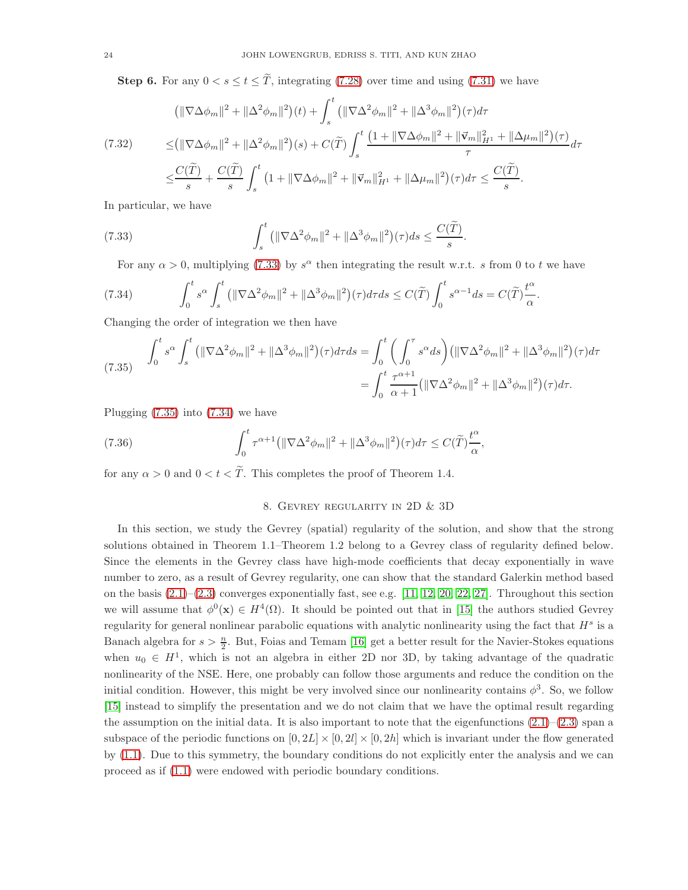**Step 6.** For any $0 < s \leq t \leq \widetilde{T}$, integrating (7.28) over time and using (7.31) we have

$$
\begin{aligned}
&\big(\|\nabla\Delta\phi_m\|^2 + \|\Delta^2\phi_m\|^2\big)(t) + \int_s^t \big(\|\nabla\Delta^2\phi_m\|^2 + \|\Delta^3\phi_m\|^2\big)(\tau)d\tau \\
\leq& \big(\|\nabla\Delta\phi_m\|^2 + \|\Delta^2\phi_m\|^2\big)(s) + C(\widetilde{T})\int_s^t \frac{\big(1 + \|\nabla\Delta\phi_m\|^2 + \|\vec{\mathbf{v}}_m\|_{H^1}^2 + \|\Delta\mu_m\|^2\big)(\tau)}{\tau}d\tau \\
\leq& \frac{C(\widetilde{T})}{s} + \frac{C(\widetilde{T})}{s}\int_s^t \big(1 + \|\nabla\Delta\phi_m\|^2 + \|\vec{\mathbf{v}}_m\|_{H^1}^2 + \|\Delta\mu_m\|^2\big)(\tau)d\tau \leq \frac{C(\widetilde{T})}{s}.
\end{aligned}
\tag{7.32}
$$

In particular, we have

$$
\int_s^t \big(\|\nabla\Delta^2\phi_m\|^2 + \|\Delta^3\phi_m\|^2\big)(\tau)ds \leq \frac{C(\widetilde{T})}{s}. \tag{7.33}
$$

For any $\alpha > 0$, multiplying (7.33) by $s^\alpha$ then integrating the result w.r.t. $s$ from 0 to $t$ we have

$$
\int_0^t s^\alpha \int_s^t \big(\|\nabla\Delta^2\phi_m\|^2 + \|\Delta^3\phi_m\|^2\big)(\tau)d\tau ds \leq C(\widetilde{T})\int_0^t s^{\alpha-1}ds = C(\widetilde{T})\frac{t^\alpha}{\alpha}. \tag{7.34}
$$

Changing the order of integration we then have

$$
\begin{aligned}
\int_0^t s^\alpha \int_s^t \big(\|\nabla\Delta^2\phi_m\|^2 + \|\Delta^3\phi_m\|^2\big)(\tau)d\tau ds &= \int_0^t \left(\int_0^\tau s^\alpha ds\right)\big(\|\nabla\Delta^2\phi_m\|^2 + \|\Delta^3\phi_m\|^2\big)(\tau)d\tau \\
&= \int_0^t \frac{\tau^{\alpha+1}}{\alpha+1}\big(\|\nabla\Delta^2\phi_m\|^2 + \|\Delta^3\phi_m\|^2\big)(\tau)d\tau.
\end{aligned}
\tag{7.35}
$$

Plugging (7.35) into (7.34) we have

$$
\int_0^t \tau^{\alpha+1}\big(\|\nabla\Delta^2\phi_m\|^2 + \|\Delta^3\phi_m\|^2\big)(\tau)d\tau \leq C(\widetilde{T})\frac{t^\alpha}{\alpha}, \tag{7.36}
$$

for any $\alpha > 0$ and $0 < t < \widetilde{T}$. This completes the proof of Theorem 1.4.

## 8. Gevrey regularity in 2D & 3D

In this section, we study the Gevrey (spatial) regularity of the solution, and show that the strong solutions obtained in Theorem 1.1–Theorem 1.2 belong to a Gevrey class of regularity defined below. Since the elements in the Gevrey class have high-mode coefficients that decay exponentially in wave number to zero, as a result of Gevrey regularity, one can show that the standard Galerkin method based on the basis (2.1)–(2.3) converges exponentially fast, see e.g. [11, 12, 20, 22, 27]. Throughout this section we will assume that $\phi^0(\mathbf{x}) \in H^4(\Omega)$. It should be pointed out that in [15] the authors studied Gevrey regularity for general nonlinear parabolic equations with analytic nonlinearity using the fact that $H^s$ is a Banach algebra for $s > \frac{n}{2}$. But, Foias and Temam [16] get a better result for the Navier-Stokes equations when $u_0 \in H^1$, which is not an algebra in either 2D nor 3D, by taking advantage of the quadratic nonlinearity of the NSE. Here, one probably can follow those arguments and reduce the condition on the initial condition. However, this might be very involved since our nonlinearity contains $\phi^3$. So, we follow [15] instead to simplify the presentation and we do not claim that we have the optimal result regarding the assumption on the initial data. It is also important to note that the eigenfunctions (2.1)–(2.3) span a subspace of the periodic functions on $[0, 2L] \times [0, 2l] \times [0, 2h]$ which is invariant under the flow generated by (1.1). Due to this symmetry, the boundary conditions do not explicitly enter the analysis and we can proceed as if (1.1) were endowed with periodic boundary conditions.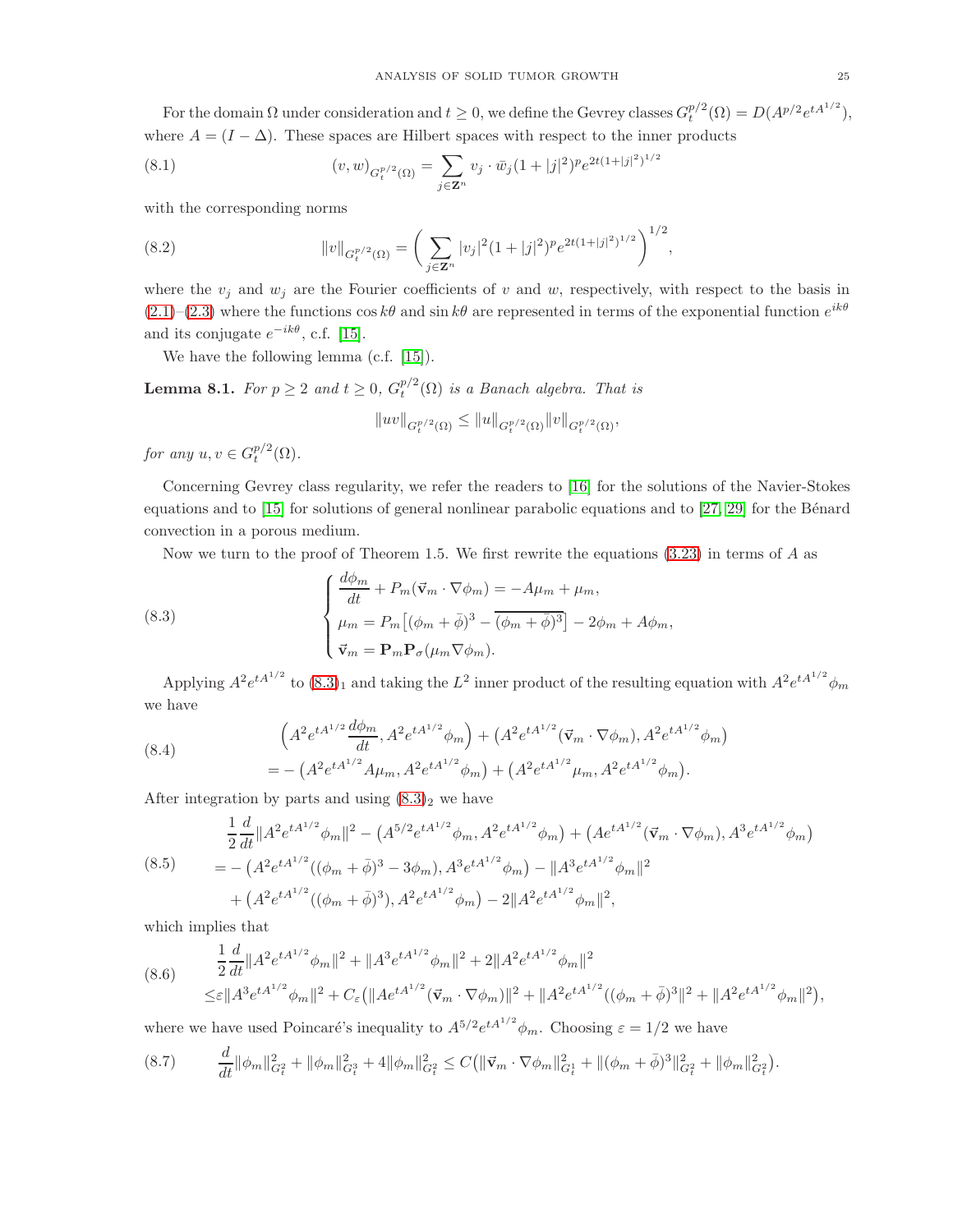For the domain $\Omega$ under consideration and $t \geq 0$, we define the Gevrey classes $G_t^{p/2}(\Omega) = D(A^{p/2}e^{tA^{1/2}})$, where $A = (I - \Delta)$. These spaces are Hilbert spaces with respect to the inner products

$$(v, w)_{G_t^{p/2}(\Omega)} = \sum_{j \in \mathbf{Z}^n} v_j \cdot \bar{w}_j (1 + |j|^2)^p e^{2t(1+|j|^2)^{1/2}} \tag{8.1}$$

with the corresponding norms

$$\|v\|_{G_t^{p/2}(\Omega)} = \Big( \sum_{j \in \mathbf{Z}^n} |v_j|^2 (1 + |j|^2)^p e^{2t(1+|j|^2)^{1/2}} \Big)^{1/2}, \tag{8.2}$$

where the $v_j$ and $w_j$ are the Fourier coefficients of $v$ and $w$, respectively, with respect to the basis in (2.1)–(2.3) where the functions $\cos k\theta$ and $\sin k\theta$ are represented in terms of the exponential function $e^{ik\theta}$ and its conjugate $e^{-ik\theta}$, c.f. [15].

We have the following lemma (c.f. [15]).

**Lemma 8.1.** *For $p \geq 2$ and $t \geq 0$, $G_t^{p/2}(\Omega)$ is a Banach algebra. That is*

$$\|uv\|_{G_t^{p/2}(\Omega)} \leq \|u\|_{G_t^{p/2}(\Omega)} \|v\|_{G_t^{p/2}(\Omega)},$$

*for any $u, v \in G_t^{p/2}(\Omega)$.*

Concerning Gevrey class regularity, we refer the readers to [16] for the solutions of the Navier-Stokes equations and to [15] for solutions of general nonlinear parabolic equations and to [27, 29] for the Bénard convection in a porous medium.

Now we turn to the proof of Theorem 1.5. We first rewrite the equations (3.23) in terms of $A$ as

$$\begin{cases} \dfrac{d\phi_m}{dt} + P_m(\vec{\mathbf{v}}_m \cdot \nabla \phi_m) = -A\mu_m + \mu_m, \\ \mu_m = P_m\big[(\phi_m + \bar{\phi})^3 - \overline{(\phi_m + \bar{\phi})^3}\big] - 2\phi_m + A\phi_m, \\ \vec{\mathbf{v}}_m = \mathbf{P}_m \mathbf{P}_\sigma(\mu_m \nabla \phi_m). \end{cases} \tag{8.3}$$

Applying $A^2 e^{tA^{1/2}}$ to $(8.3)_1$ and taking the $L^2$ inner product of the resulting equation with $A^2 e^{tA^{1/2}}\phi_m$ we have

$$\begin{aligned} &\Big(A^2 e^{tA^{1/2}} \frac{d\phi_m}{dt}, A^2 e^{tA^{1/2}}\phi_m\Big) + \big(A^2 e^{tA^{1/2}}(\vec{\mathbf{v}}_m \cdot \nabla \phi_m), A^2 e^{tA^{1/2}}\phi_m\big) \\ = &-\big(A^2 e^{tA^{1/2}} A\mu_m, A^2 e^{tA^{1/2}}\phi_m\big) + \big(A^2 e^{tA^{1/2}}\mu_m, A^2 e^{tA^{1/2}}\phi_m\big). \end{aligned} \tag{8.4}$$

After integration by parts and using $(8.3)_2$ we have

$$\begin{aligned} &\frac{1}{2}\frac{d}{dt}\|A^2 e^{tA^{1/2}}\phi_m\|^2 - \big(A^{5/2} e^{tA^{1/2}}\phi_m, A^2 e^{tA^{1/2}}\phi_m\big) + \big(A e^{tA^{1/2}}(\vec{\mathbf{v}}_m \cdot \nabla \phi_m), A^3 e^{tA^{1/2}}\phi_m\big) \\ = &-\big(A^2 e^{tA^{1/2}}((\phi_m + \bar{\phi})^3 - 3\phi_m), A^3 e^{tA^{1/2}}\phi_m\big) - \|A^3 e^{tA^{1/2}}\phi_m\|^2 \\ &+ \big(A^2 e^{tA^{1/2}}((\phi_m + \bar{\phi})^3), A^2 e^{tA^{1/2}}\phi_m\big) - 2\|A^2 e^{tA^{1/2}}\phi_m\|^2, \end{aligned} \tag{8.5}$$

which implies that

$$\begin{aligned} &\frac{1}{2}\frac{d}{dt}\|A^2 e^{tA^{1/2}}\phi_m\|^2 + \|A^3 e^{tA^{1/2}}\phi_m\|^2 + 2\|A^2 e^{tA^{1/2}}\phi_m\|^2 \\ \leq &\varepsilon\|A^3 e^{tA^{1/2}}\phi_m\|^2 + C_\varepsilon\big(\|A e^{tA^{1/2}}(\vec{\mathbf{v}}_m \cdot \nabla \phi_m)\|^2 + \|A^2 e^{tA^{1/2}}((\phi_m + \bar{\phi})^3\|^2 + \|A^2 e^{tA^{1/2}}\phi_m\|^2\big), \end{aligned} \tag{8.6}$$

where we have used Poincaré's inequality to $A^{5/2} e^{tA^{1/2}}\phi_m$. Choosing $\varepsilon = 1/2$ we have

$$\frac{d}{dt}\|\phi_m\|^2_{G_t^2} + \|\phi_m\|^2_{G_t^3} + 4\|\phi_m\|^2_{G_t^2} \leq C\big(\|\vec{\mathbf{v}}_m \cdot \nabla \phi_m\|^2_{G_t^1} + \|(\phi_m + \bar{\phi})^3\|^2_{G_t^2} + \|\phi_m\|^2_{G_t^2}\big). \tag{8.7}$$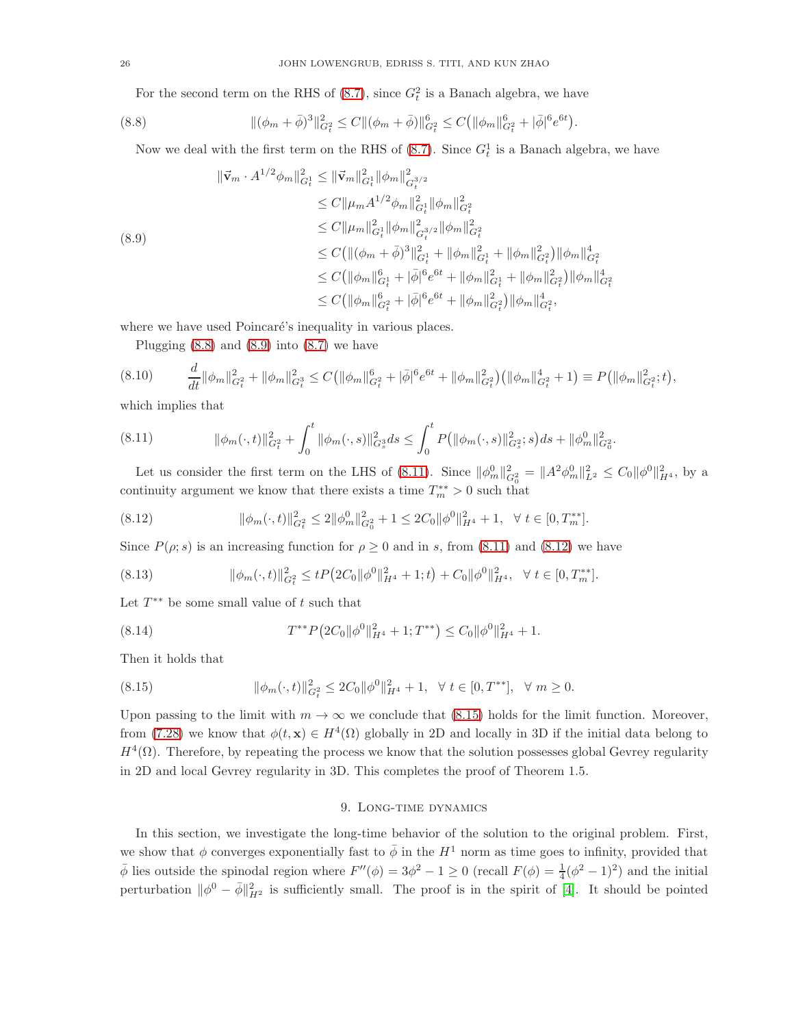For the second term on the RHS of (8.7), since $G_t^2$ is a Banach algebra, we have

$$
\|(\phi_m+\bar{\phi})^3\|_{G_t^2}^2 \le C\|(\phi_m+\bar{\phi})\|_{G_t^2}^6 \le C\big(\|\phi_m\|_{G_t^2}^6 + |\bar{\phi}|^6 e^{6t}\big). \tag{8.8}
$$

Now we deal with the first term on the RHS of (8.7). Since $G_t^1$ is a Banach algebra, we have

$$
\begin{aligned}
\|\vec{\mathbf{v}}_m \cdot A^{1/2}\phi_m\|_{G_t^1}^2 &\le \|\vec{\mathbf{v}}_m\|_{G_t^1}^2 \|\phi_m\|_{G_t^{3/2}}^2 \\
&\le C\|\mu_m A^{1/2}\phi_m\|_{G_t^1}^2 \|\phi_m\|_{G_t^2}^2 \\
&\le C\|\mu_m\|_{G_t^1}^2 \|\phi_m\|_{G_t^{3/2}}^2 \|\phi_m\|_{G_t^2}^2 \\
&\le C\big(\|(\phi_m+\bar{\phi})^3\|_{G_t^1}^2 + \|\phi_m\|_{G_t^1}^2 + \|\phi_m\|_{G_t^2}^2\big)\|\phi_m\|_{G_t^2}^4 \\
&\le C\big(\|\phi_m\|_{G_t^1}^6 + |\bar{\phi}|^6 e^{6t} + \|\phi_m\|_{G_t^1}^2 + \|\phi_m\|_{G_t^2}^2\big)\|\phi_m\|_{G_t^2}^4 \\
&\le C\big(\|\phi_m\|_{G_t^2}^6 + |\bar{\phi}|^6 e^{6t} + \|\phi_m\|_{G_t^2}^2\big)\|\phi_m\|_{G_t^2}^4,
\end{aligned} \tag{8.9}
$$

where we have used Poincaré's inequality in various places.

Plugging (8.8) and (8.9) into (8.7) we have

$$
\frac{d}{dt}\|\phi_m\|_{G_t^2}^2 + \|\phi_m\|_{G_t^3}^2 \le C\big(\|\phi_m\|_{G_t^2}^6 + |\bar{\phi}|^6 e^{6t} + \|\phi_m\|_{G_t^2}^2\big)\big(\|\phi_m\|_{G_t^2}^4 + 1\big) \equiv P\big(\|\phi_m\|_{G_t^2}^2; t\big), \tag{8.10}
$$

which implies that

$$
\|\phi_m(\cdot,t)\|_{G_t^2}^2 + \int_0^t \|\phi_m(\cdot,s)\|_{G_s^3}^2 ds \le \int_0^t P\big(\|\phi_m(\cdot,s)\|_{G_s^2}^2; s\big)ds + \|\phi_m^0\|_{G_0^2}^2. \tag{8.11}
$$

Let us consider the first term on the LHS of (8.11). Since $\|\phi_m^0\|_{G_0^2}^2 = \|A^2\phi_m^0\|_{L^2}^2 \le C_0\|\phi^0\|_{H^4}^2$, by a continuity argument we know that there exists a time $T_m^{**} > 0$ such that

$$
\|\phi_m(\cdot,t)\|_{G_t^2}^2 \le 2\|\phi_m^0\|_{G_0^2}^2 + 1 \le 2C_0\|\phi^0\|_{H^4}^2 + 1, \quad \forall\, t \in [0, T_m^{**}]. \tag{8.12}
$$

Since $P(\rho; s)$ is an increasing function for $\rho \ge 0$ and in $s$, from (8.11) and (8.12) we have

$$
\|\phi_m(\cdot,t)\|_{G_t^2}^2 \le tP\big(2C_0\|\phi^0\|_{H^4}^2 + 1; t\big) + C_0\|\phi^0\|_{H^4}^2, \quad \forall\, t \in [0, T_m^{**}]. \tag{8.13}
$$

Let $T^{**}$ be some small value of $t$ such that

$$
T^{**}P\big(2C_0\|\phi^0\|_{H^4}^2 + 1; T^{**}\big) \le C_0\|\phi^0\|_{H^4}^2 + 1. \tag{8.14}
$$

Then it holds that

$$
\|\phi_m(\cdot,t)\|_{G_t^2}^2 \le 2C_0\|\phi^0\|_{H^4}^2 + 1, \quad \forall\, t \in [0, T^{**}], \quad \forall\, m \ge 0. \tag{8.15}
$$

Upon passing to the limit with $m \to \infty$ we conclude that (8.15) holds for the limit function. Moreover, from (7.28) we know that $\phi(t, \mathbf{x}) \in H^4(\Omega)$ globally in 2D and locally in 3D if the initial data belong to $H^4(\Omega)$. Therefore, by repeating the process we know that the solution possesses global Gevrey regularity in 2D and local Gevrey regularity in 3D. This completes the proof of Theorem 1.5.

## 9. Long-time dynamics

In this section, we investigate the long-time behavior of the solution to the original problem. First, we show that $\phi$ converges exponentially fast to $\bar{\phi}$ in the $H^1$ norm as time goes to infinity, provided that $\bar{\phi}$ lies outside the spinodal region where $F''(\phi) = 3\phi^2 - 1 \ge 0$ (recall $F(\phi) = \frac{1}{4}(\phi^2-1)^2$) and the initial perturbation $\|\phi^0 - \bar{\phi}\|_{H^2}^2$ is sufficiently small. The proof is in the spirit of [4]. It should be pointed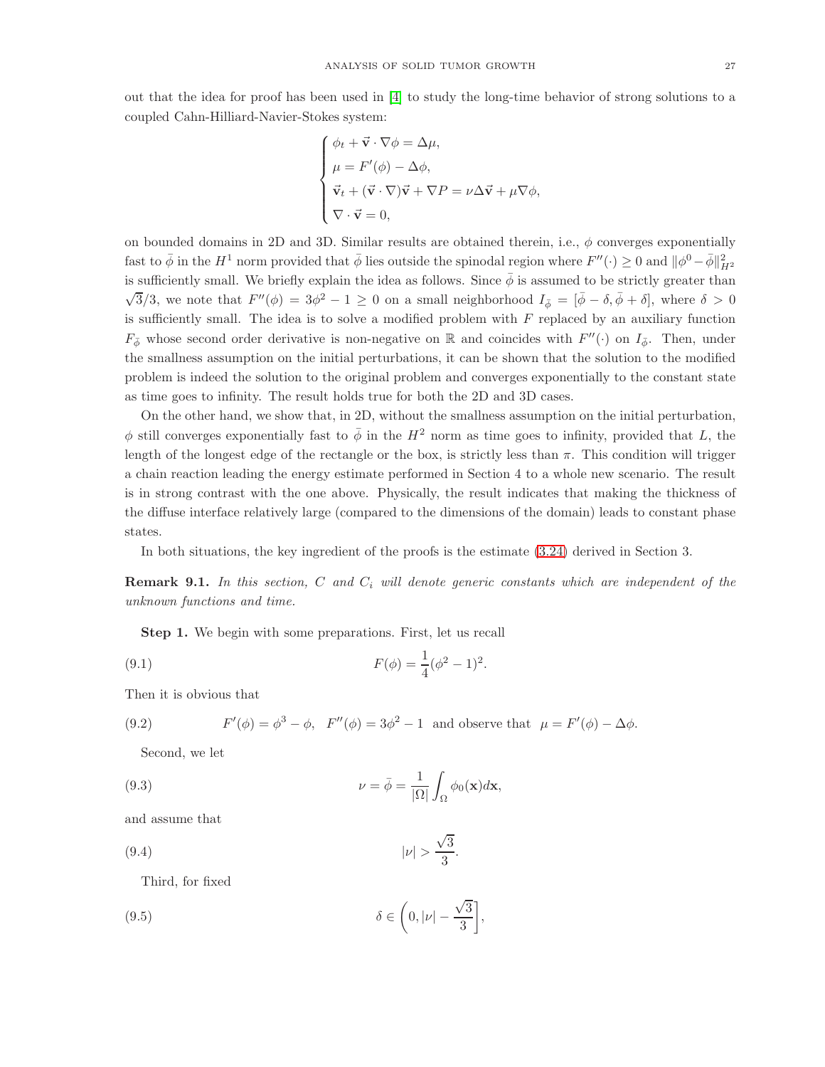out that the idea for proof has been used in [4] to study the long-time behavior of strong solutions to a coupled Cahn-Hilliard-Navier-Stokes system:

$$
\begin{cases}
\phi_t + \vec{\mathbf{v}} \cdot \nabla \phi = \Delta \mu, \\
\mu = F'(\phi) - \Delta \phi, \\
\vec{\mathbf{v}}_t + (\vec{\mathbf{v}} \cdot \nabla)\vec{\mathbf{v}} + \nabla P = \nu \Delta \vec{\mathbf{v}} + \mu \nabla \phi, \\
\nabla \cdot \vec{\mathbf{v}} = 0,
\end{cases}
$$

on bounded domains in 2D and 3D. Similar results are obtained therein, i.e., $\phi$ converges exponentially fast to $\bar{\phi}$ in the $H^1$ norm provided that $\bar{\phi}$ lies outside the spinodal region where $F''(\cdot) \geq 0$ and $\|\phi^0 - \bar{\phi}\|_{H^2}^2$ is sufficiently small. We briefly explain the idea as follows. Since $\bar{\phi}$ is assumed to be strictly greater than $\sqrt{3}/3$, we note that $F''(\phi) = 3\phi^2 - 1 \geq 0$ on a small neighborhood $I_{\bar{\phi}} = [\bar{\phi} - \delta, \bar{\phi} + \delta]$, where $\delta > 0$ is sufficiently small. The idea is to solve a modified problem with $F$ replaced by an auxiliary function $F_{\bar{\phi}}$ whose second order derivative is non-negative on $\mathbb{R}$ and coincides with $F''(\cdot)$ on $I_{\bar{\phi}}$. Then, under the smallness assumption on the initial perturbations, it can be shown that the solution to the modified problem is indeed the solution to the original problem and converges exponentially to the constant state as time goes to infinity. The result holds true for both the 2D and 3D cases.

On the other hand, we show that, in 2D, without the smallness assumption on the initial perturbation, $\phi$ still converges exponentially fast to $\bar{\phi}$ in the $H^2$ norm as time goes to infinity, provided that $L$, the length of the longest edge of the rectangle or the box, is strictly less than $\pi$. This condition will trigger a chain reaction leading the energy estimate performed in Section 4 to a whole new scenario. The result is in strong contrast with the one above. Physically, the result indicates that making the thickness of the diffuse interface relatively large (compared to the dimensions of the domain) leads to constant phase states.

In both situations, the key ingredient of the proofs is the estimate (3.24) derived in Section 3.

**Remark 9.1.** *In this section, $C$ and $C_i$ will denote generic constants which are independent of the unknown functions and time.*

**Step 1.** We begin with some preparations. First, let us recall

$$
F(\phi) = \frac{1}{4}(\phi^2 - 1)^2. \tag{9.1}
$$

Then it is obvious that

$$
F'(\phi) = \phi^3 - \phi, \quad F''(\phi) = 3\phi^2 - 1 \quad \text{and observe that} \quad \mu = F'(\phi) - \Delta \phi. \tag{9.2}
$$

Second, we let

$$
\nu = \bar{\phi} = \frac{1}{|\Omega|} \int_{\Omega} \phi_0(\mathbf{x}) d\mathbf{x}, \tag{9.3}
$$

and assume that

$$
|\nu| > \frac{\sqrt{3}}{3}. \tag{9.4}
$$

Third, for fixed

$$
\delta \in \left(0, |\nu| - \frac{\sqrt{3}}{3}\right], \tag{9.5}
$$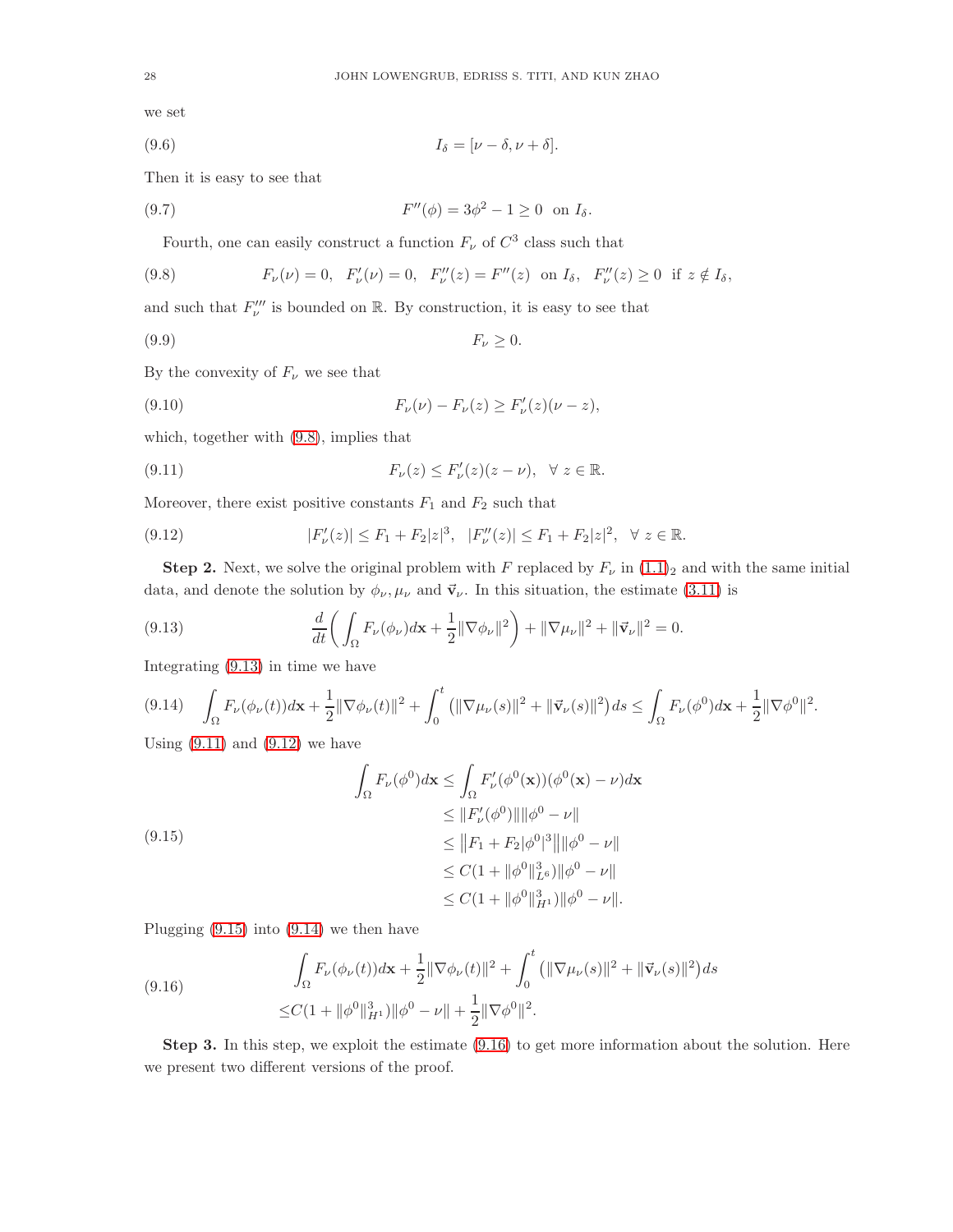we set

$$I_\delta = [\nu - \delta, \nu + \delta]. \tag{9.6}$$

Then it is easy to see that

$$F''(\phi) = 3\phi^2 - 1 \geq 0 \quad \text{on } I_\delta. \tag{9.7}$$

Fourth, one can easily construct a function $F_\nu$ of $C^3$ class such that

$$F_\nu(\nu) = 0, \quad F_\nu'(\nu) = 0, \quad F_\nu''(z) = F''(z) \quad \text{on } I_\delta, \quad F_\nu''(z) \geq 0 \quad \text{if } z \notin I_\delta, \tag{9.8}$$

and such that $F_\nu'''$ is bounded on $\mathbb{R}$. By construction, it is easy to see that

$$F_\nu \geq 0. \tag{9.9}$$

By the convexity of $F_\nu$ we see that

$$F_\nu(\nu) - F_\nu(z) \geq F_\nu'(z)(\nu - z), \tag{9.10}$$

which, together with (9.8), implies that

$$F_\nu(z) \leq F_\nu'(z)(z - \nu), \quad \forall\, z \in \mathbb{R}. \tag{9.11}$$

Moreover, there exist positive constants $F_1$ and $F_2$ such that

$$|F_\nu'(z)| \leq F_1 + F_2|z|^3, \quad |F_\nu''(z)| \leq F_1 + F_2|z|^2, \quad \forall\, z \in \mathbb{R}. \tag{9.12}$$

**Step 2.** Next, we solve the original problem with $F$ replaced by $F_\nu$ in $(1.1)_2$ and with the same initial data, and denote the solution by $\phi_\nu, \mu_\nu$ and $\vec{\mathbf{v}}_\nu$. In this situation, the estimate (3.11) is

$$\frac{d}{dt}\bigg(\int_\Omega F_\nu(\phi_\nu)d\mathbf{x} + \frac{1}{2}\|\nabla\phi_\nu\|^2\bigg) + \|\nabla\mu_\nu\|^2 + \|\vec{\mathbf{v}}_\nu\|^2 = 0. \tag{9.13}$$

Integrating (9.13) in time we have

$$\int_\Omega F_\nu(\phi_\nu(t))d\mathbf{x} + \frac{1}{2}\|\nabla\phi_\nu(t)\|^2 + \int_0^t \left(\|\nabla\mu_\nu(s)\|^2 + \|\vec{\mathbf{v}}_\nu(s)\|^2\right)ds \leq \int_\Omega F_\nu(\phi^0)d\mathbf{x} + \frac{1}{2}\|\nabla\phi^0\|^2. \tag{9.14}$$

Using (9.11) and (9.12) we have

$$\begin{aligned}
\int_\Omega F_\nu(\phi^0)d\mathbf{x} &\leq \int_\Omega F_\nu'(\phi^0(\mathbf{x}))(\phi^0(\mathbf{x}) - \nu)d\mathbf{x} \\
&\leq \|F_\nu'(\phi^0)\|\|\phi^0 - \nu\| \\
&\leq \big\|F_1 + F_2|\phi^0|^3\big\|\|\phi^0 - \nu\| \\
&\leq C(1 + \|\phi^0\|_{L^6}^3)\|\phi^0 - \nu\| \\
&\leq C(1 + \|\phi^0\|_{H^1}^3)\|\phi^0 - \nu\|.
\end{aligned} \tag{9.15}$$

Plugging (9.15) into (9.14) we then have

$$\begin{aligned}
&\int_\Omega F_\nu(\phi_\nu(t))d\mathbf{x} + \frac{1}{2}\|\nabla\phi_\nu(t)\|^2 + \int_0^t \left(\|\nabla\mu_\nu(s)\|^2 + \|\vec{\mathbf{v}}_\nu(s)\|^2\right)ds \\
\leq& C(1 + \|\phi^0\|_{H^1}^3)\|\phi^0 - \nu\| + \frac{1}{2}\|\nabla\phi^0\|^2.
\end{aligned} \tag{9.16}$$

**Step 3.** In this step, we exploit the estimate (9.16) to get more information about the solution. Here we present two different versions of the proof.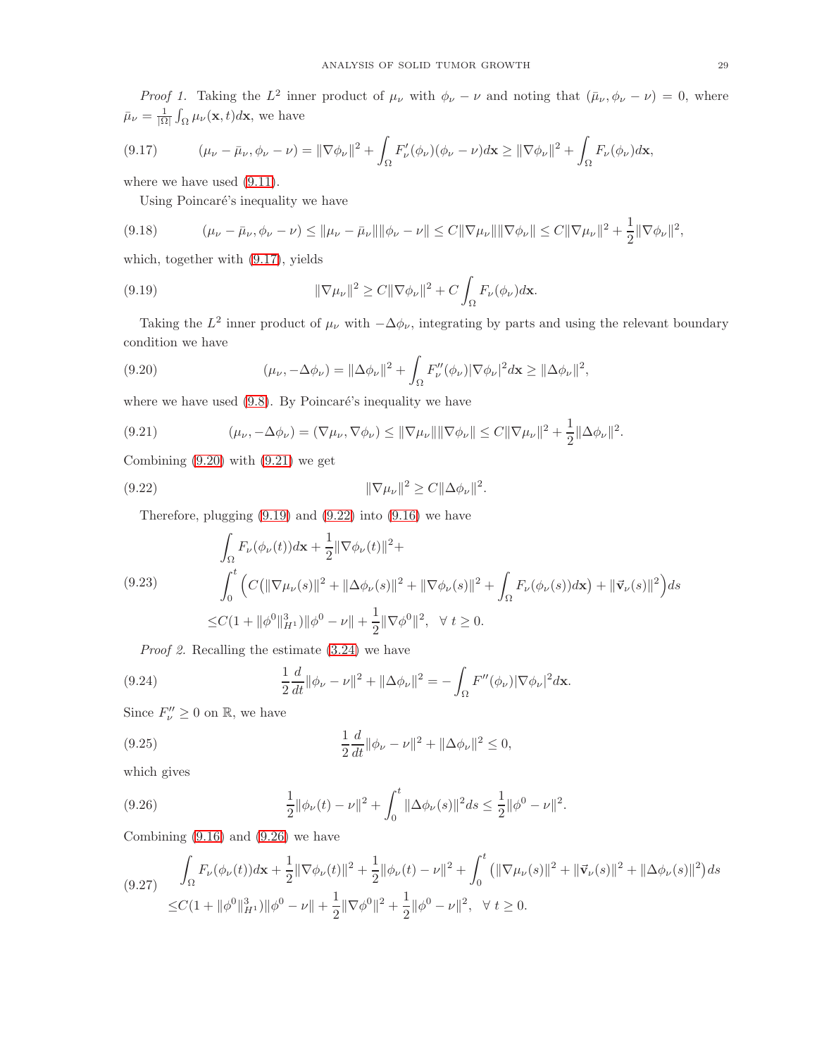*Proof 1.* Taking the $L^2$ inner product of $\mu_\nu$ with $\phi_\nu - \nu$ and noting that $(\bar{\mu}_\nu, \phi_\nu - \nu) = 0$, where $\bar{\mu}_\nu = \frac{1}{|\Omega|}\int_\Omega \mu_\nu(\mathbf{x}, t) d\mathbf{x}$, we have

$$(\mu_\nu - \bar{\mu}_\nu, \phi_\nu - \nu) = \|\nabla \phi_\nu\|^2 + \int_\Omega F_\nu'(\phi_\nu)(\phi_\nu - \nu) d\mathbf{x} \geq \|\nabla \phi_\nu\|^2 + \int_\Omega F_\nu(\phi_\nu) d\mathbf{x}, \tag{9.17}$$

where we have used (9.11).

Using Poincaré's inequality we have

$$(\mu_\nu - \bar{\mu}_\nu, \phi_\nu - \nu) \leq \|\mu_\nu - \bar{\mu}_\nu\| \|\phi_\nu - \nu\| \leq C\|\nabla \mu_\nu\| \|\nabla \phi_\nu\| \leq C\|\nabla \mu_\nu\|^2 + \frac{1}{2}\|\nabla \phi_\nu\|^2, \tag{9.18}$$

which, together with (9.17), yields

$$\|\nabla \mu_\nu\|^2 \geq C\|\nabla \phi_\nu\|^2 + C\int_\Omega F_\nu(\phi_\nu) d\mathbf{x}. \tag{9.19}$$

Taking the $L^2$ inner product of $\mu_\nu$ with $-\Delta\phi_\nu$, integrating by parts and using the relevant boundary condition we have

$$(\mu_\nu, -\Delta\phi_\nu) = \|\Delta \phi_\nu\|^2 + \int_\Omega F_\nu''(\phi_\nu)|\nabla \phi_\nu|^2 d\mathbf{x} \geq \|\Delta \phi_\nu\|^2, \tag{9.20}$$

where we have used (9.8). By Poincaré's inequality we have

$$(\mu_\nu, -\Delta\phi_\nu) = (\nabla\mu_\nu, \nabla\phi_\nu) \leq \|\nabla \mu_\nu\| \|\nabla \phi_\nu\| \leq C\|\nabla \mu_\nu\|^2 + \frac{1}{2}\|\Delta \phi_\nu\|^2. \tag{9.21}$$

Combining (9.20) with (9.21) we get

$$\|\nabla \mu_\nu\|^2 \geq C\|\Delta \phi_\nu\|^2. \tag{9.22}$$

Therefore, plugging (9.19) and (9.22) into (9.16) we have

$$\begin{aligned}
&\int_\Omega F_\nu(\phi_\nu(t)) d\mathbf{x} + \frac{1}{2}\|\nabla \phi_\nu(t)\|^2 + \\
&\int_0^t \Big( C\big(\|\nabla \mu_\nu(s)\|^2 + \|\Delta\phi_\nu(s)\|^2 + \|\nabla \phi_\nu(s)\|^2 + \int_\Omega F_\nu(\phi_\nu(s)) d\mathbf{x}\big) + \|\vec{\mathbf{v}}_\nu(s)\|^2 \Big) ds \\
\leq& C(1 + \|\phi^0\|_{H^1}^3)\|\phi^0 - \nu\| + \frac{1}{2}\|\nabla \phi^0\|^2, \quad \forall\ t \geq 0.
\end{aligned} \tag{9.23}$$

*Proof 2.* Recalling the estimate (3.24) we have

$$\frac{1}{2}\frac{d}{dt}\|\phi_\nu - \nu\|^2 + \|\Delta \phi_\nu\|^2 = -\int_\Omega F''(\phi_\nu)|\nabla \phi_\nu|^2 d\mathbf{x}. \tag{9.24}$$

Since $F_\nu'' \geq 0$ on $\mathbb{R}$, we have

$$\frac{1}{2}\frac{d}{dt}\|\phi_\nu - \nu\|^2 + \|\Delta \phi_\nu\|^2 \leq 0, \tag{9.25}$$

which gives

$$\frac{1}{2}\|\phi_\nu(t) - \nu\|^2 + \int_0^t \|\Delta \phi_\nu(s)\|^2 ds \leq \frac{1}{2}\|\phi^0 - \nu\|^2. \tag{9.26}$$

Combining (9.16) and (9.26) we have

$$\begin{aligned}
&\int_\Omega F_\nu(\phi_\nu(t)) d\mathbf{x} + \frac{1}{2}\|\nabla \phi_\nu(t)\|^2 + \frac{1}{2}\|\phi_\nu(t) - \nu\|^2 + \int_0^t \big(\|\nabla \mu_\nu(s)\|^2 + \|\vec{\mathbf{v}}_\nu(s)\|^2 + \|\Delta\phi_\nu(s)\|^2\big) ds \\
\leq& C(1 + \|\phi^0\|_{H^1}^3)\|\phi^0 - \nu\| + \frac{1}{2}\|\nabla \phi^0\|^2 + \frac{1}{2}\|\phi^0 - \nu\|^2, \quad \forall\ t \geq 0.
\end{aligned} \tag{9.27}$$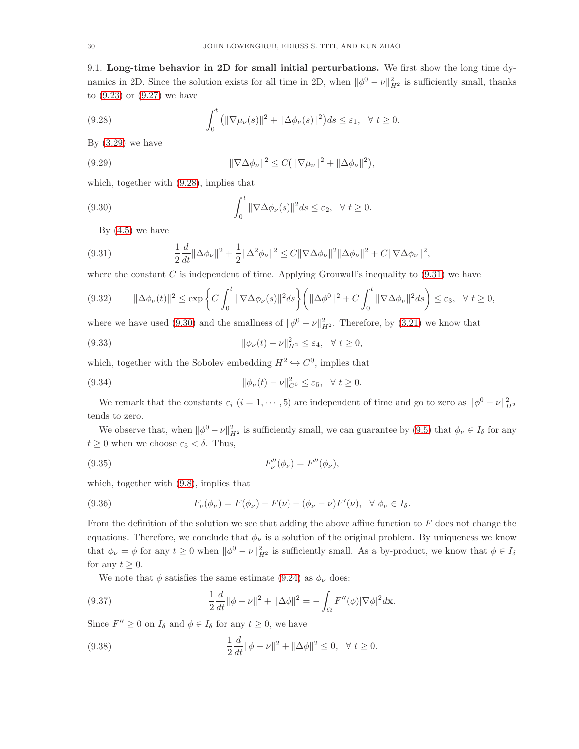**9.1. Long-time behavior in 2D for small initial perturbations.** We first show the long time dynamics in 2D. Since the solution exists for all time in 2D, when $\|\phi^0 - \nu\|_{H^2}^2$ is sufficiently small, thanks to (9.23) or (9.27) we have

$$\int_0^t \big(\|\nabla \mu_\nu(s)\|^2 + \|\Delta \phi_\nu(s)\|^2\big) ds \leq \varepsilon_1, \quad \forall\ t \geq 0. \tag{9.28}$$

By (3.29) we have

$$\|\nabla \Delta \phi_\nu\|^2 \leq C\big(\|\nabla \mu_\nu\|^2 + \|\Delta \phi_\nu\|^2\big), \tag{9.29}$$

which, together with (9.28), implies that

$$\int_0^t \|\nabla \Delta \phi_\nu(s)\|^2 ds \leq \varepsilon_2, \quad \forall\ t \geq 0. \tag{9.30}$$

By (4.5) we have

$$\frac{1}{2}\frac{d}{dt}\|\Delta \phi_\nu\|^2 + \frac{1}{2}\|\Delta^2 \phi_\nu\|^2 \leq C\|\nabla \Delta \phi_\nu\|^2 \|\Delta \phi_\nu\|^2 + C\|\nabla \Delta \phi_\nu\|^2, \tag{9.31}$$

where the constant $C$ is independent of time. Applying Gronwall's inequality to (9.31) we have

$$\|\Delta \phi_\nu(t)\|^2 \leq \exp\left\{C\int_0^t \|\nabla \Delta \phi_\nu(s)\|^2 ds\right\}\left(\|\Delta \phi^0\|^2 + C\int_0^t \|\nabla \Delta \phi_\nu\|^2 ds\right) \leq \varepsilon_3, \quad \forall\ t \geq 0, \tag{9.32}$$

where we have used (9.30) and the smallness of $\|\phi^0 - \nu\|_{H^2}^2$. Therefore, by (3.21) we know that

$$\|\phi_\nu(t) - \nu\|_{H^2}^2 \leq \varepsilon_4, \quad \forall\ t \geq 0, \tag{9.33}$$

which, together with the Sobolev embedding $H^2 \hookrightarrow C^0$, implies that

$$\|\phi_\nu(t) - \nu\|_{C^0}^2 \leq \varepsilon_5, \quad \forall\ t \geq 0. \tag{9.34}$$

We remark that the constants $\varepsilon_i$ $(i = 1, \cdots, 5)$ are independent of time and go to zero as $\|\phi^0 - \nu\|_{H^2}^2$ tends to zero.

We observe that, when $\|\phi^0 - \nu\|_{H^2}^2$ is sufficiently small, we can guarantee by (9.5) that $\phi_\nu \in I_\delta$ for any $t \geq 0$ when we choose $\varepsilon_5 < \delta$. Thus,

$$F_\nu''(\phi_\nu) = F''(\phi_\nu), \tag{9.35}$$

which, together with (9.8), implies that

$$F_\nu(\phi_\nu) = F(\phi_\nu) - F(\nu) - (\phi_\nu - \nu)F'(\nu), \quad \forall\ \phi_\nu \in I_\delta. \tag{9.36}$$

From the definition of the solution we see that adding the above affine function to $F$ does not change the equations. Therefore, we conclude that $\phi_\nu$ is a solution of the original problem. By uniqueness we know that $\phi_\nu = \phi$ for any $t \geq 0$ when $\|\phi^0 - \nu\|_{H^2}^2$ is sufficiently small. As a by-product, we know that $\phi \in I_\delta$ for any $t \geq 0$.

We note that $\phi$ satisfies the same estimate (9.24) as $\phi_\nu$ does:

$$\frac{1}{2}\frac{d}{dt}\|\phi - \nu\|^2 + \|\Delta \phi\|^2 = -\int_\Omega F''(\phi)|\nabla \phi|^2 d\mathbf{x}. \tag{9.37}$$

Since $F'' \geq 0$ on $I_\delta$ and $\phi \in I_\delta$ for any $t \geq 0$, we have

$$\frac{1}{2}\frac{d}{dt}\|\phi - \nu\|^2 + \|\Delta \phi\|^2 \leq 0, \quad \forall\ t \geq 0. \tag{9.38}$$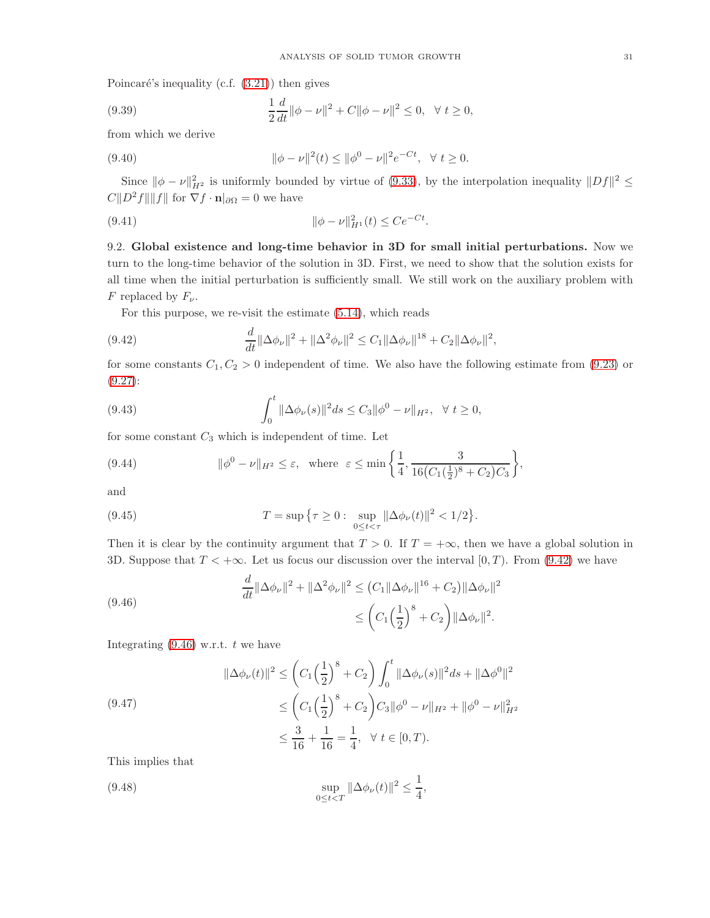Poincaré's inequality (c.f. (3.21)) then gives

$$\frac{1}{2}\frac{d}{dt}\|\phi-\nu\|^2 + C\|\phi-\nu\|^2 \le 0, \quad \forall\ t \ge 0, \tag{9.39}$$

from which we derive

$$\|\phi-\nu\|^2(t) \le \|\phi^0-\nu\|^2 e^{-Ct}, \quad \forall\ t \ge 0. \tag{9.40}$$

Since $\|\phi-\nu\|_{H^2}^2$ is uniformly bounded by virtue of (9.33), by the interpolation inequality $\|Df\|^2 \le C\|D^2 f\|\|f\|$ for $\nabla f\cdot \mathbf{n}|_{\partial\Omega}=0$ we have

$$\|\phi-\nu\|_{H^1}^2(t) \le Ce^{-Ct}. \tag{9.41}$$

9.2. **Global existence and long-time behavior in 3D for small initial perturbations.** Now we turn to the long-time behavior of the solution in 3D. First, we need to show that the solution exists for all time when the initial perturbation is sufficiently small. We still work on the auxiliary problem with $F$ replaced by $F_\nu$.

For this purpose, we re-visit the estimate (5.14), which reads

$$\frac{d}{dt}\|\Delta\phi_\nu\|^2 + \|\Delta^2\phi_\nu\|^2 \le C_1\|\Delta\phi_\nu\|^{18} + C_2\|\Delta\phi_\nu\|^2, \tag{9.42}$$

for some constants $C_1, C_2 > 0$ independent of time. We also have the following estimate from (9.23) or (9.27):

$$\int_0^t \|\Delta\phi_\nu(s)\|^2 ds \le C_3\|\phi^0-\nu\|_{H^2}, \quad \forall\ t \ge 0, \tag{9.43}$$

for some constant $C_3$ which is independent of time. Let

$$\|\phi^0-\nu\|_{H^2} \le \varepsilon, \quad \text{where}\ \ \varepsilon \le \min\left\{\frac{1}{4}, \frac{3}{16\big(C_1(\frac{1}{2})^8+C_2\big)C_3}\right\}, \tag{9.44}$$

and

$$T = \sup\big\{\tau \ge 0 : \sup_{0\le t<\tau}\|\Delta\phi_\nu(t)\|^2 < 1/2\big\}. \tag{9.45}$$

Then it is clear by the continuity argument that $T>0$. If $T=+\infty$, then we have a global solution in 3D. Suppose that $T<+\infty$. Let us focus our discussion over the interval $[0,T)$. From (9.42) we have

$$\begin{aligned}\frac{d}{dt}\|\Delta\phi_\nu\|^2 + \|\Delta^2\phi_\nu\|^2 &\le \big(C_1\|\Delta\phi_\nu\|^{16} + C_2\big)\|\Delta\phi_\nu\|^2 \\ &\le \left(C_1\Big(\frac{1}{2}\Big)^8 + C_2\right)\|\Delta\phi_\nu\|^2.\end{aligned} \tag{9.46}$$

Integrating (9.46) w.r.t. $t$ we have

$$\begin{aligned}\|\Delta\phi_\nu(t)\|^2 &\le \left(C_1\Big(\frac{1}{2}\Big)^8 + C_2\right)\int_0^t \|\Delta\phi_\nu(s)\|^2 ds + \|\Delta\phi^0\|^2 \\ &\le \left(C_1\Big(\frac{1}{2}\Big)^8 + C_2\right)C_3\|\phi^0-\nu\|_{H^2} + \|\phi^0-\nu\|_{H^2}^2 \\ &\le \frac{3}{16} + \frac{1}{16} = \frac{1}{4}, \quad \forall\ t\in[0,T).\end{aligned} \tag{9.47}$$

This implies that

$$\sup_{0\le t<T}\|\Delta\phi_\nu(t)\|^2 \le \frac{1}{4}, \tag{9.48}$$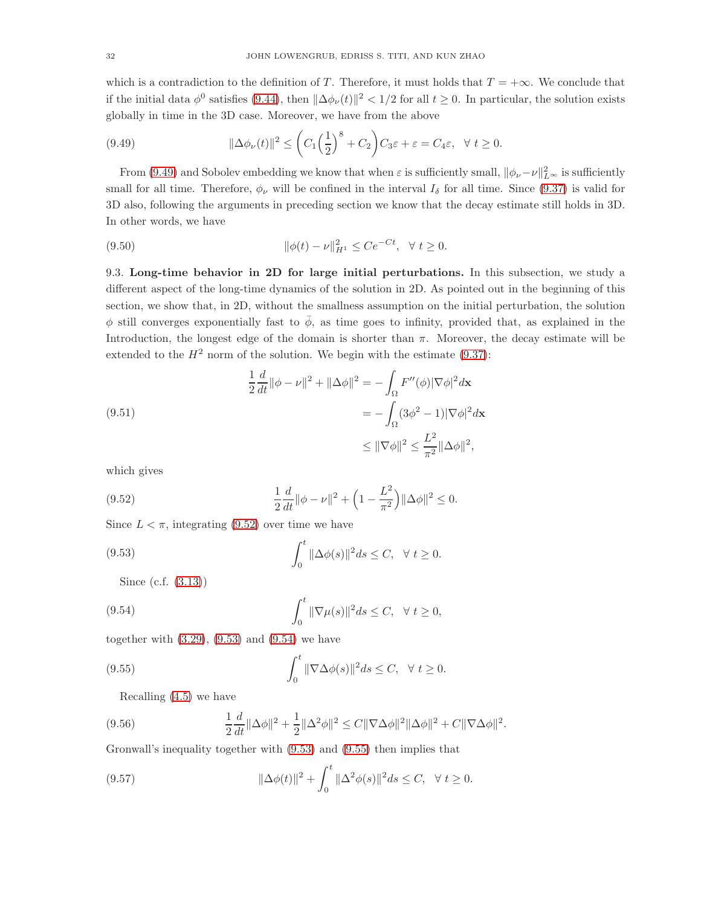which is a contradiction to the definition of $T$. Therefore, it must holds that $T = +\infty$. We conclude that if the initial data $\phi^0$ satisfies (9.44), then $\|\Delta\phi_\nu(t)\|^2 < 1/2$ for all $t \geq 0$. In particular, the solution exists globally in time in the 3D case. Moreover, we have from the above

$$\|\Delta\phi_\nu(t)\|^2 \leq \left(C_1\Big(\frac{1}{2}\Big)^8 + C_2\right)C_3\varepsilon + \varepsilon = C_4\varepsilon, \quad \forall\ t \geq 0. \tag{9.49}$$

From (9.49) and Sobolev embedding we know that when $\varepsilon$ is sufficiently small, $\|\phi_\nu - \nu\|^2_{L^\infty}$ is sufficiently small for all time. Therefore, $\phi_\nu$ will be confined in the interval $I_\delta$ for all time. Since (9.37) is valid for 3D also, following the arguments in preceding section we know that the decay estimate still holds in 3D. In other words, we have

$$\|\phi(t) - \nu\|^2_{H^1} \leq Ce^{-Ct}, \quad \forall\ t \geq 0. \tag{9.50}$$

9.3. **Long-time behavior in 2D for large initial perturbations.** In this subsection, we study a different aspect of the long-time dynamics of the solution in 2D. As pointed out in the beginning of this section, we show that, in 2D, without the smallness assumption on the initial perturbation, the solution $\phi$ still converges exponentially fast to $\bar{\phi}$, as time goes to infinity, provided that, as explained in the Introduction, the longest edge of the domain is shorter than $\pi$. Moreover, the decay estimate will be extended to the $H^2$ norm of the solution. We begin with the estimate (9.37):

$$\begin{aligned}
\frac{1}{2}\frac{d}{dt}\|\phi - \nu\|^2 + \|\Delta\phi\|^2 &= -\int_\Omega F''(\phi)|\nabla\phi|^2 d\mathbf{x} \\
&= -\int_\Omega (3\phi^2 - 1)|\nabla\phi|^2 d\mathbf{x} \\
&\leq \|\nabla\phi\|^2 \leq \frac{L^2}{\pi^2}\|\Delta\phi\|^2,
\end{aligned} \tag{9.51}$$

which gives

$$\frac{1}{2}\frac{d}{dt}\|\phi - \nu\|^2 + \Big(1 - \frac{L^2}{\pi^2}\Big)\|\Delta\phi\|^2 \leq 0. \tag{9.52}$$

Since $L < \pi$, integrating (9.52) over time we have

$$\int_0^t \|\Delta\phi(s)\|^2 ds \leq C, \quad \forall\ t \geq 0. \tag{9.53}$$

Since (c.f. (3.13))

$$\int_0^t \|\nabla\mu(s)\|^2 ds \leq C, \quad \forall\ t \geq 0, \tag{9.54}$$

together with (3.29), (9.53) and (9.54) we have

$$\int_0^t \|\nabla\Delta\phi(s)\|^2 ds \leq C, \quad \forall\ t \geq 0. \tag{9.55}$$

Recalling (4.5) we have

$$\frac{1}{2}\frac{d}{dt}\|\Delta\phi\|^2 + \frac{1}{2}\|\Delta^2\phi\|^2 \leq C\|\nabla\Delta\phi\|^2\|\Delta\phi\|^2 + C\|\nabla\Delta\phi\|^2. \tag{9.56}$$

Gronwall's inequality together with (9.53) and (9.55) then implies that

$$\|\Delta\phi(t)\|^2 + \int_0^t \|\Delta^2\phi(s)\|^2 ds \leq C, \quad \forall\ t \geq 0. \tag{9.57}$$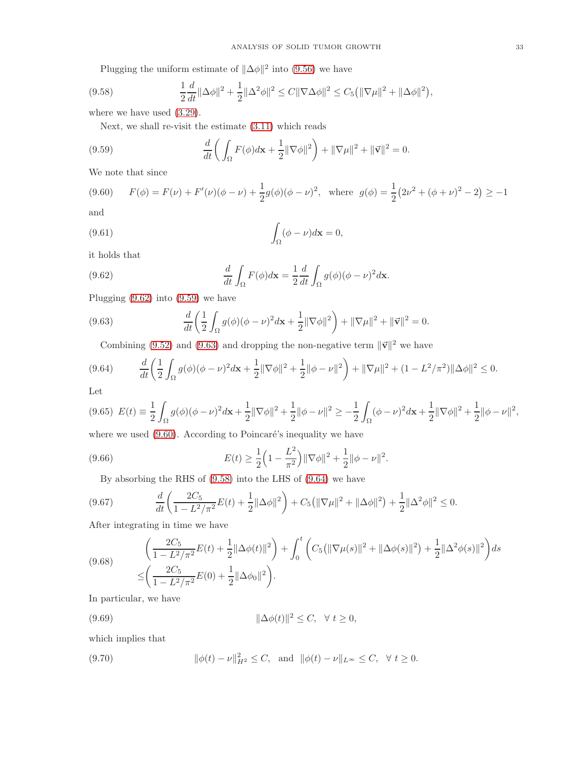Plugging the uniform estimate of $\|\Delta\phi\|^2$ into (9.56) we have

$$\frac{1}{2}\frac{d}{dt}\|\Delta\phi\|^2 + \frac{1}{2}\|\Delta^2\phi\|^2 \le C\|\nabla\Delta\phi\|^2 \le C_5\big(\|\nabla\mu\|^2 + \|\Delta\phi\|^2\big), \tag{9.58}$$

where we have used (3.29).

Next, we shall re-visit the estimate (3.11) which reads

$$\frac{d}{dt}\bigg(\int_\Omega F(\phi)d\mathbf{x} + \frac{1}{2}\|\nabla\phi\|^2\bigg) + \|\nabla\mu\|^2 + \|\vec{\mathbf{v}}\|^2 = 0. \tag{9.59}$$

We note that since

$$F(\phi) = F(\nu) + F'(\nu)(\phi-\nu) + \frac{1}{2}g(\phi)(\phi-\nu)^2, \quad \text{where} \;\; g(\phi) = \frac{1}{2}\big(2\nu^2 + (\phi+\nu)^2 - 2\big) \ge -1 \tag{9.60}$$

and

$$\int_\Omega (\phi - \nu)d\mathbf{x} = 0, \tag{9.61}$$

it holds that

$$\frac{d}{dt}\int_\Omega F(\phi)d\mathbf{x} = \frac{1}{2}\frac{d}{dt}\int_\Omega g(\phi)(\phi-\nu)^2 d\mathbf{x}. \tag{9.62}$$

Plugging (9.62) into (9.59) we have

$$\frac{d}{dt}\bigg(\frac{1}{2}\int_\Omega g(\phi)(\phi-\nu)^2 d\mathbf{x} + \frac{1}{2}\|\nabla\phi\|^2\bigg) + \|\nabla\mu\|^2 + \|\vec{\mathbf{v}}\|^2 = 0. \tag{9.63}$$

Combining (9.52) and (9.63) and dropping the non-negative term $\|\vec{\mathbf{v}}\|^2$ we have

$$\frac{d}{dt}\bigg(\frac{1}{2}\int_\Omega g(\phi)(\phi-\nu)^2 d\mathbf{x} + \frac{1}{2}\|\nabla\phi\|^2 + \frac{1}{2}\|\phi-\nu\|^2\bigg) + \|\nabla\mu\|^2 + (1 - L^2/\pi^2)\|\Delta\phi\|^2 \le 0. \tag{9.64}$$

Let

$$E(t) \equiv \frac{1}{2}\int_\Omega g(\phi)(\phi-\nu)^2 d\mathbf{x} + \frac{1}{2}\|\nabla\phi\|^2 + \frac{1}{2}\|\phi-\nu\|^2 \ge -\frac{1}{2}\int_\Omega (\phi-\nu)^2 d\mathbf{x} + \frac{1}{2}\|\nabla\phi\|^2 + \frac{1}{2}\|\phi-\nu\|^2, \tag{9.65}$$

where we used (9.60). According to Poincaré's inequality we have

$$E(t) \ge \frac{1}{2}\Big(1 - \frac{L^2}{\pi^2}\Big)\|\nabla\phi\|^2 + \frac{1}{2}\|\phi-\nu\|^2. \tag{9.66}$$

By absorbing the RHS of (9.58) into the LHS of (9.64) we have

$$\frac{d}{dt}\bigg(\frac{2C_5}{1 - L^2/\pi^2}E(t) + \frac{1}{2}\|\Delta\phi\|^2\bigg) + C_5\big(\|\nabla\mu\|^2 + \|\Delta\phi\|^2\big) + \frac{1}{2}\|\Delta^2\phi\|^2 \le 0. \tag{9.67}$$

After integrating in time we have

$$\begin{aligned}
&\bigg(\frac{2C_5}{1 - L^2/\pi^2}E(t) + \frac{1}{2}\|\Delta\phi(t)\|^2\bigg) + \int_0^t \bigg(C_5\big(\|\nabla\mu(s)\|^2 + \|\Delta\phi(s)\|^2\big) + \frac{1}{2}\|\Delta^2\phi(s)\|^2\bigg)ds \\
\le &\bigg(\frac{2C_5}{1 - L^2/\pi^2}E(0) + \frac{1}{2}\|\Delta\phi_0\|^2\bigg).
\end{aligned} \tag{9.68}$$

In particular, we have

$$\|\Delta\phi(t)\|^2 \le C, \quad \forall\, t \ge 0, \tag{9.69}$$

which implies that

$$\|\phi(t) - \nu\|_{H^2}^2 \le C, \quad \text{and} \quad \|\phi(t) - \nu\|_{L^\infty} \le C, \quad \forall\, t \ge 0. \tag{9.70}$$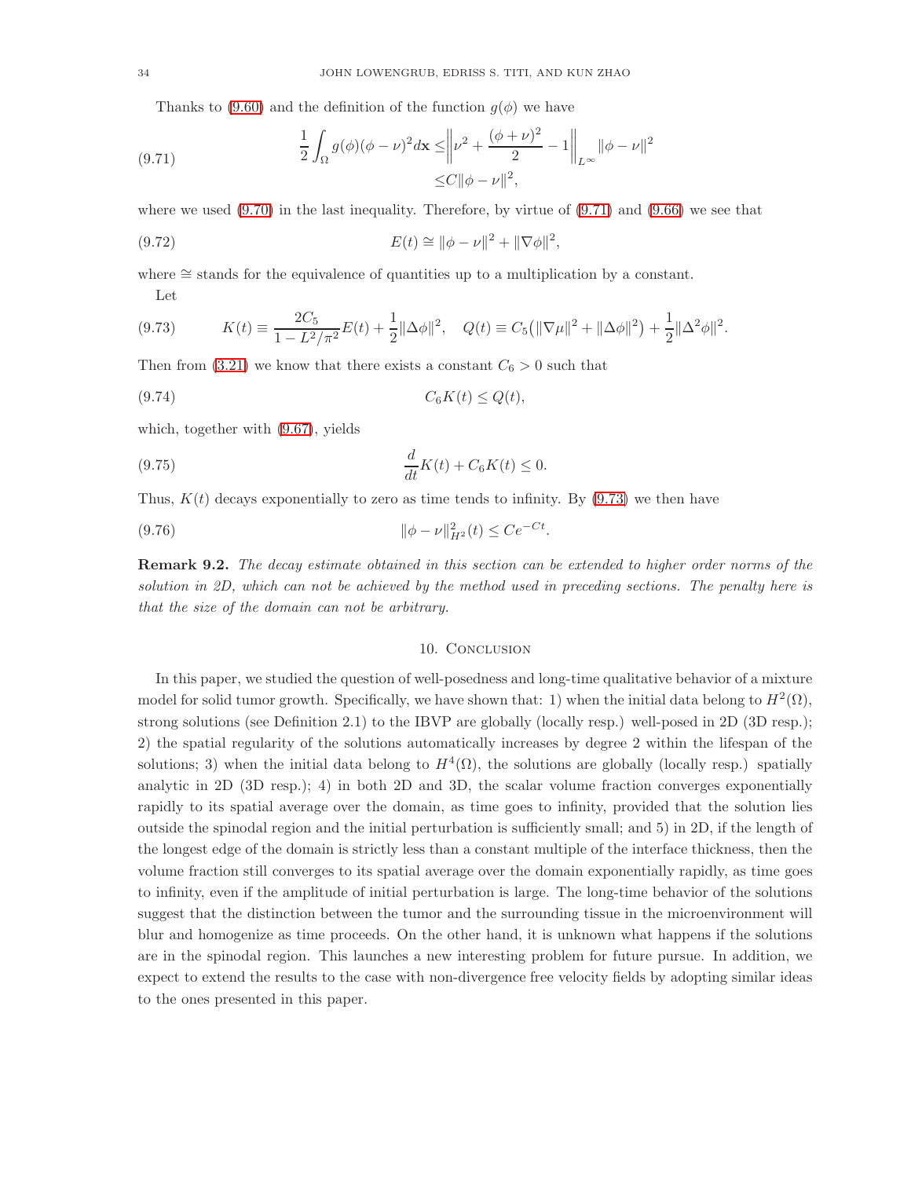Thanks to (9.60) and the definition of the function $g(\phi)$ we have

$$
\begin{aligned}
\frac{1}{2}\int_\Omega g(\phi)(\phi-\nu)^2 d\mathbf{x} \leq & \left\| \nu^2 + \frac{(\phi+\nu)^2}{2} - 1 \right\|_{L^\infty} \|\phi-\nu\|^2 \\
\leq & C\|\phi-\nu\|^2,
\end{aligned} \tag{9.71}
$$

where we used (9.70) in the last inequality. Therefore, by virtue of (9.71) and (9.66) we see that

$$
E(t) \cong \|\phi-\nu\|^2 + \|\nabla\phi\|^2, \tag{9.72}
$$

where $\cong$ stands for the equivalence of quantities up to a multiplication by a constant.

Let

$$
K(t) \equiv \frac{2C_5}{1-L^2/\pi^2}E(t) + \frac{1}{2}\|\Delta\phi\|^2, \quad Q(t) \equiv C_5\big(\|\nabla\mu\|^2 + \|\Delta\phi\|^2\big) + \frac{1}{2}\|\Delta^2\phi\|^2. \tag{9.73}
$$

Then from (3.21) we know that there exists a constant $C_6 > 0$ such that

$$
C_6 K(t) \leq Q(t), \tag{9.74}
$$

which, together with (9.67), yields

$$
\frac{d}{dt}K(t) + C_6 K(t) \leq 0. \tag{9.75}
$$

Thus, $K(t)$ decays exponentially to zero as time tends to infinity. By (9.73) we then have

$$
\|\phi-\nu\|^2_{H^2}(t) \leq Ce^{-Ct}. \tag{9.76}
$$

**Remark 9.2.** *The decay estimate obtained in this section can be extended to higher order norms of the solution in 2D, which can not be achieved by the method used in preceding sections. The penalty here is that the size of the domain can not be arbitrary.*

## 10. Conclusion

In this paper, we studied the question of well-posedness and long-time qualitative behavior of a mixture model for solid tumor growth. Specifically, we have shown that: 1) when the initial data belong to $H^2(\Omega)$, strong solutions (see Definition 2.1) to the IBVP are globally (locally resp.) well-posed in 2D (3D resp.); 2) the spatial regularity of the solutions automatically increases by degree 2 within the lifespan of the solutions; 3) when the initial data belong to $H^4(\Omega)$, the solutions are globally (locally resp.) spatially analytic in 2D (3D resp.); 4) in both 2D and 3D, the scalar volume fraction converges exponentially rapidly to its spatial average over the domain, as time goes to infinity, provided that the solution lies outside the spinodal region and the initial perturbation is sufficiently small; and 5) in 2D, if the length of the longest edge of the domain is strictly less than a constant multiple of the interface thickness, then the volume fraction still converges to its spatial average over the domain exponentially rapidly, as time goes to infinity, even if the amplitude of initial perturbation is large. The long-time behavior of the solutions suggest that the distinction between the tumor and the surrounding tissue in the microenvironment will blur and homogenize as time proceeds. On the other hand, it is unknown what happens if the solutions are in the spinodal region. This launches a new interesting problem for future pursue. In addition, we expect to extend the results to the case with non-divergence free velocity fields by adopting similar ideas to the ones presented in this paper.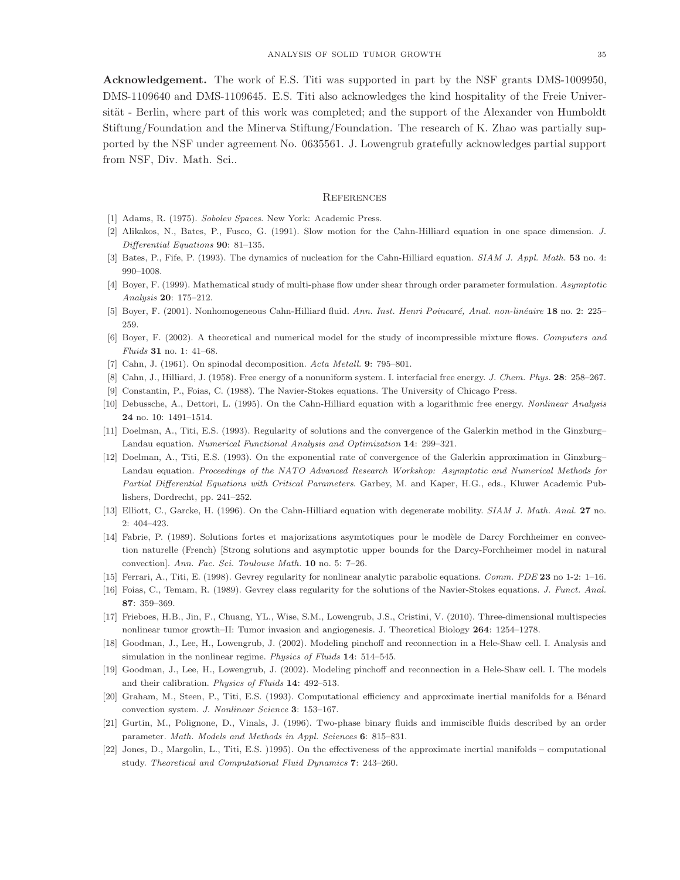**Acknowledgement.** The work of E.S. Titi was supported in part by the NSF grants DMS-1009950, DMS-1109640 and DMS-1109645. E.S. Titi also acknowledges the kind hospitality of the Freie Universität - Berlin, where part of this work was completed; and the support of the Alexander von Humboldt Stiftung/Foundation and the Minerva Stiftung/Foundation. The research of K. Zhao was partially supported by the NSF under agreement No. 0635561. J. Lowengrub gratefully acknowledges partial support from NSF, Div. Math. Sci..

## References

[1] Adams, R. (1975). *Sobolev Spaces*. New York: Academic Press.

[2] Alikakos, N., Bates, P., Fusco, G. (1991). Slow motion for the Cahn-Hilliard equation in one space dimension. *J. Differential Equations* **90**: 81–135.

[3] Bates, P., Fife, P. (1993). The dynamics of nucleation for the Cahn-Hilliard equation. *SIAM J. Appl. Math.* **53** no. 4: 990–1008.

[4] Boyer, F. (1999). Mathematical study of multi-phase flow under shear through order parameter formulation. *Asymptotic Analysis* **20**: 175–212.

[5] Boyer, F. (2001). Nonhomogeneous Cahn-Hilliard fluid. *Ann. Inst. Henri Poincaré, Anal. non-linéaire* **18** no. 2: 225–259.

[6] Boyer, F. (2002). A theoretical and numerical model for the study of incompressible mixture flows. *Computers and Fluids* **31** no. 1: 41–68.

[7] Cahn, J. (1961). On spinodal decomposition. *Acta Metall.* **9**: 795–801.

[8] Cahn, J., Hilliard, J. (1958). Free energy of a nonuniform system. I. interfacial free energy. *J. Chem. Phys.* **28**: 258–267.

[9] Constantin, P., Foias, C. (1988). The Navier-Stokes equations. The University of Chicago Press.

[10] Debussche, A., Dettori, L. (1995). On the Cahn-Hilliard equation with a logarithmic free energy. *Nonlinear Analysis* **24** no. 10: 1491–1514.

[11] Doelman, A., Titi, E.S. (1993). Regularity of solutions and the convergence of the Galerkin method in the Ginzburg–Landau equation. *Numerical Functional Analysis and Optimization* **14**: 299–321.

[12] Doelman, A., Titi, E.S. (1993). On the exponential rate of convergence of the Galerkin approximation in Ginzburg–Landau equation. *Proceedings of the NATO Advanced Research Workshop: Asymptotic and Numerical Methods for Partial Differential Equations with Critical Parameters.* Garbey, M. and Kaper, H.G., eds., Kluwer Academic Publishers, Dordrecht, pp. 241–252.

[13] Elliott, C., Garcke, H. (1996). On the Cahn-Hilliard equation with degenerate mobility. *SIAM J. Math. Anal.* **27** no. 2: 404–423.

[14] Fabrie, P. (1989). Solutions fortes et majorizations asymtotiques pour le modèle de Darcy Forchheimer en convection naturelle (French) [Strong solutions and asymptotic upper bounds for the Darcy-Forchheimer model in natural convection]. *Ann. Fac. Sci. Toulouse Math.* **10** no. 5: 7–26.

[15] Ferrari, A., Titi, E. (1998). Gevrey regularity for nonlinear analytic parabolic equations. *Comm. PDE* **23** no 1-2: 1–16.

[16] Foias, C., Temam, R. (1989). Gevrey class regularity for the solutions of the Navier-Stokes equations. *J. Funct. Anal.* **87**: 359–369.

[17] Frieboes, H.B., Jin, F., Chuang, YL., Wise, S.M., Lowengrub, J.S., Cristini, V. (2010). Three-dimensional multispecies nonlinear tumor growth–II: Tumor invasion and angiogenesis. J. Theoretical Biology **264**: 1254–1278.

[18] Goodman, J., Lee, H., Lowengrub, J. (2002). Modeling pinchoff and reconnection in a Hele-Shaw cell. I. Analysis and simulation in the nonlinear regime. *Physics of Fluids* **14**: 514–545.

[19] Goodman, J., Lee, H., Lowengrub, J. (2002). Modeling pinchoff and reconnection in a Hele-Shaw cell. I. The models and their calibration. *Physics of Fluids* **14**: 492–513.

[20] Graham, M., Steen, P., Titi, E.S. (1993). Computational efficiency and approximate inertial manifolds for a Bénard convection system. *J. Nonlinear Science* **3**: 153–167.

[21] Gurtin, M., Polignone, D., Vinals, J. (1996). Two-phase binary fluids and immiscible fluids described by an order parameter. *Math. Models and Methods in Appl. Sciences* **6**: 815–831.

[22] Jones, D., Margolin, L., Titi, E.S. )1995). On the effectiveness of the approximate inertial manifolds – computational study. *Theoretical and Computational Fluid Dynamics* **7**: 243–260.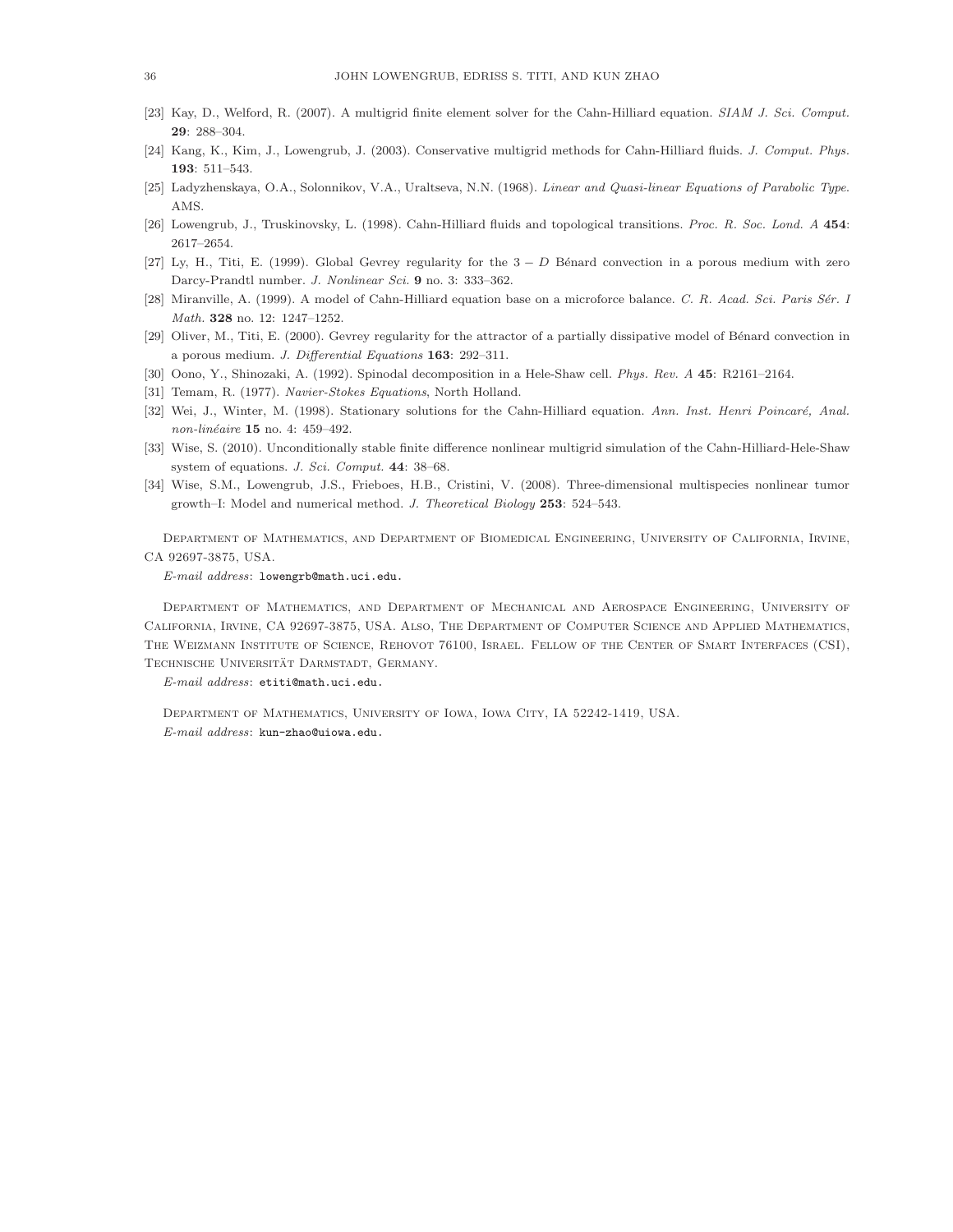[23] Kay, D., Welford, R. (2007). A multigrid finite element solver for the Cahn-Hilliard equation. *SIAM J. Sci. Comput.* **29**: 288–304.

[24] Kang, K., Kim, J., Lowengrub, J. (2003). Conservative multigrid methods for Cahn-Hilliard fluids. *J. Comput. Phys.* **193**: 511–543.

[25] Ladyzhenskaya, O.A., Solonnikov, V.A., Uraltseva, N.N. (1968). *Linear and Quasi-linear Equations of Parabolic Type.* AMS.

[26] Lowengrub, J., Truskinovsky, L. (1998). Cahn-Hilliard fluids and topological transitions. *Proc. R. Soc. Lond. A* **454**: 2617–2654.

[27] Ly, H., Titi, E. (1999). Global Gevrey regularity for the $3-D$ Bénard convection in a porous medium with zero Darcy-Prandtl number. *J. Nonlinear Sci.* **9** no. 3: 333–362.

[28] Miranville, A. (1999). A model of Cahn-Hilliard equation base on a microforce balance. *C. R. Acad. Sci. Paris Sér. I Math.* **328** no. 12: 1247–1252.

[29] Oliver, M., Titi, E. (2000). Gevrey regularity for the attractor of a partially dissipative model of Bénard convection in a porous medium. *J. Differential Equations* **163**: 292–311.

[30] Oono, Y., Shinozaki, A. (1992). Spinodal decomposition in a Hele-Shaw cell. *Phys. Rev. A* **45**: R2161–2164.

[31] Temam, R. (1977). *Navier-Stokes Equations*, North Holland.

[32] Wei, J., Winter, M. (1998). Stationary solutions for the Cahn-Hilliard equation. *Ann. Inst. Henri Poincaré, Anal. non-linéaire* **15** no. 4: 459–492.

[33] Wise, S. (2010). Unconditionally stable finite difference nonlinear multigrid simulation of the Cahn-Hilliard-Hele-Shaw system of equations. *J. Sci. Comput.* **44**: 38–68.

[34] Wise, S.M., Lowengrub, J.S., Frieboes, H.B., Cristini, V. (2008). Three-dimensional multispecies nonlinear tumor growth–I: Model and numerical method. *J. Theoretical Biology* **253**: 524–543.

Department of Mathematics, and Department of Biomedical Engineering, University of California, Irvine, CA 92697-3875, USA.

*E-mail address*: lowengrb@math.uci.edu.

Department of Mathematics, and Department of Mechanical and Aerospace Engineering, University of California, Irvine, CA 92697-3875, USA. Also, The Department of Computer Science and Applied Mathematics, The Weizmann Institute of Science, Rehovot 76100, Israel. Fellow of the Center of Smart Interfaces (CSI), Technische Universität Darmstadt, Germany.

*E-mail address*: etiti@math.uci.edu.

Department of Mathematics, University of Iowa, Iowa City, IA 52242-1419, USA.

*E-mail address*: kun-zhao@uiowa.edu.